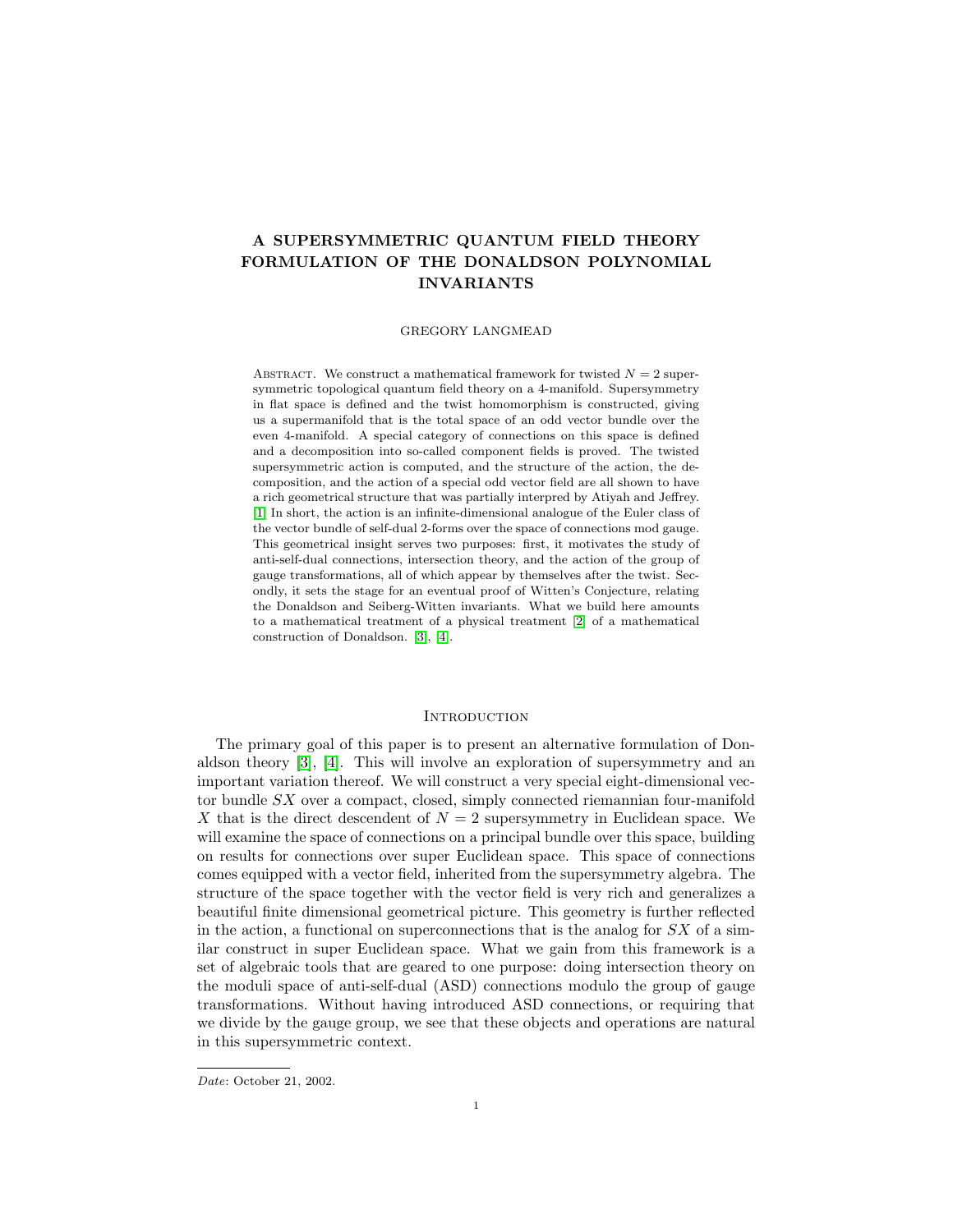# A SUPERSYMMETRIC QUANTUM FIELD THEORY FORMULATION OF THE DONALDSON POLYNOMIAL INVARIANTS

GREGORY LANGMEAD

Abstract. We construct a mathematical framework for twisted $N = 2$ supersymmetric topological quantum field theory on a 4-manifold. Supersymmetry in flat space is defined and the twist homomorphism is constructed, giving us a supermanifold that is the total space of an odd vector bundle over the even 4-manifold. A special category of connections on this space is defined and a decomposition into so-called component fields is proved. The twisted supersymmetric action is computed, and the structure of the action, the decomposition, and the action of a special odd vector field are all shown to have a rich geometrical structure that was partially interpreted by Atiyah and Jeffrey. [1] In short, the action is an infinite-dimensional analogue of the Euler class of the vector bundle of self-dual 2-forms over the space of connections mod gauge. This geometrical insight serves two purposes: first, it motivates the study of anti-self-dual connections, intersection theory, and the action of the group of gauge transformations, all of which appear by themselves after the twist. Secondly, it sets the stage for an eventual proof of Witten's Conjecture, relating the Donaldson and Seiberg-Witten invariants. What we build here amounts to a mathematical treatment of a physical treatment [2] of a mathematical construction of Donaldson. [3], [4].

## Introduction

The primary goal of this paper is to present an alternative formulation of Donaldson theory [3], [4]. This will involve an exploration of supersymmetry and an important variation thereof. We will construct a very special eight-dimensional vector bundle $SX$ over a compact, closed, simply connected riemannian four-manifold $X$ that is the direct descendent of $N = 2$ supersymmetry in Euclidean space. We will examine the space of connections on a principal bundle over this space, building on results for connections over super Euclidean space. This space of connections comes equipped with a vector field, inherited from the supersymmetry algebra. The structure of the space together with the vector field is very rich and generalizes a beautiful finite dimensional geometrical picture. This geometry is further reflected in the action, a functional on superconnections that is the analog for $SX$ of a similar construct in super Euclidean space. What we gain from this framework is a set of algebraic tools that are geared to one purpose: doing intersection theory on the moduli space of anti-self-dual (ASD) connections modulo the group of gauge transformations. Without having introduced ASD connections, or requiring that we divide by the gauge group, we see that these objects and operations are natural in this supersymmetric context.

*Date*: October 21, 2002.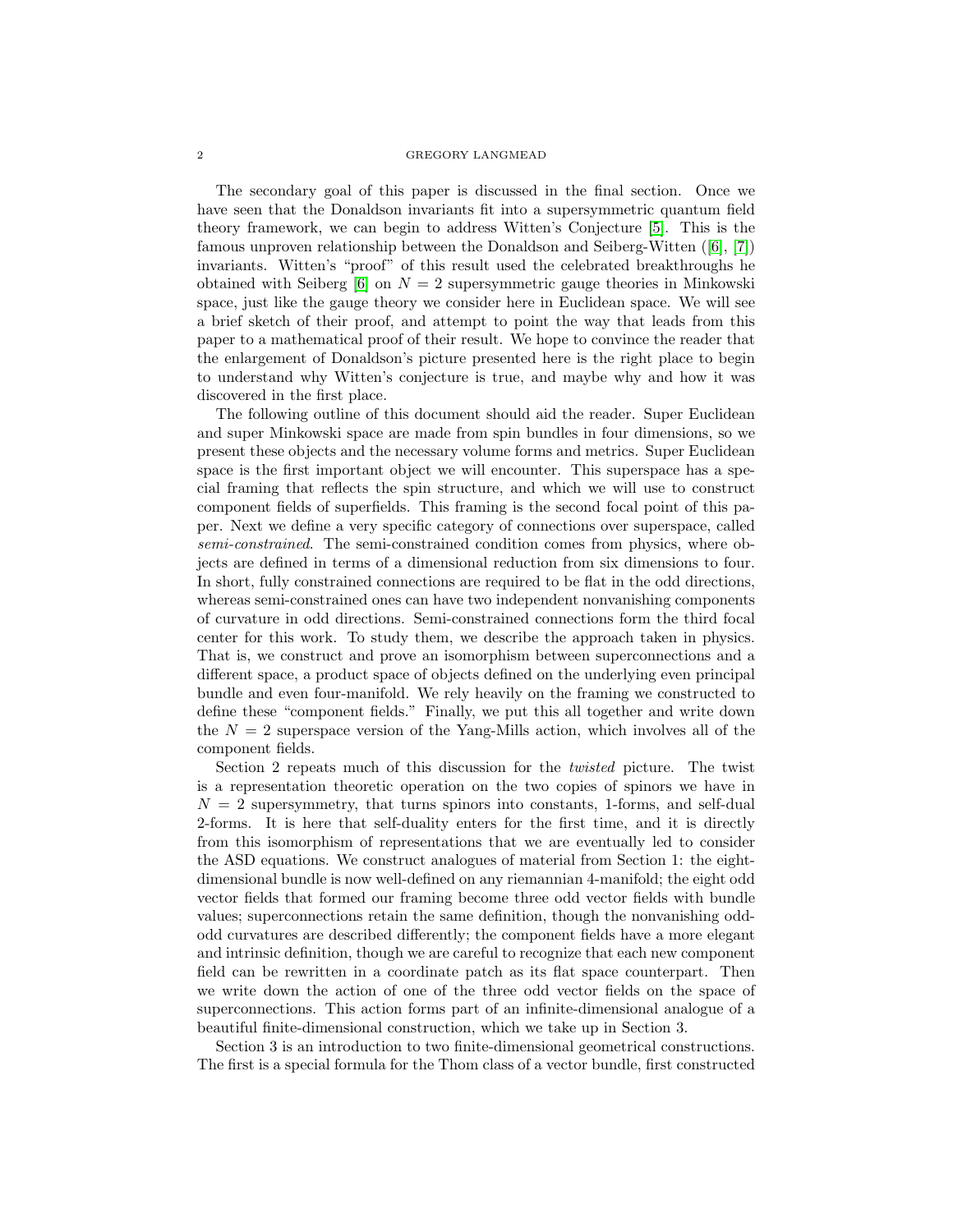The secondary goal of this paper is discussed in the final section. Once we have seen that the Donaldson invariants fit into a supersymmetric quantum field theory framework, we can begin to address Witten's Conjecture [5]. This is the famous unproven relationship between the Donaldson and Seiberg-Witten ([6], [7]) invariants. Witten's "proof" of this result used the celebrated breakthroughs he obtained with Seiberg [6] on $N = 2$ supersymmetric gauge theories in Minkowski space, just like the gauge theory we consider here in Euclidean space. We will see a brief sketch of their proof, and attempt to point the way that leads from this paper to a mathematical proof of their result. We hope to convince the reader that the enlargement of Donaldson's picture presented here is the right place to begin to understand why Witten's conjecture is true, and maybe why and how it was discovered in the first place.

The following outline of this document should aid the reader. Super Euclidean and super Minkowski space are made from spin bundles in four dimensions, so we present these objects and the necessary volume forms and metrics. Super Euclidean space is the first important object we will encounter. This superspace has a special framing that reflects the spin structure, and which we will use to construct component fields of superfields. This framing is the second focal point of this paper. Next we define a very specific category of connections over superspace, called *semi-constrained*. The semi-constrained condition comes from physics, where objects are defined in terms of a dimensional reduction from six dimensions to four. In short, fully constrained connections are required to be flat in the odd directions, whereas semi-constrained ones can have two independent nonvanishing components of curvature in odd directions. Semi-constrained connections form the third focal center for this work. To study them, we describe the approach taken in physics. That is, we construct and prove an isomorphism between superconnections and a different space, a product space of objects defined on the underlying even principal bundle and even four-manifold. We rely heavily on the framing we constructed to define these "component fields." Finally, we put this all together and write down the $N = 2$ superspace version of the Yang-Mills action, which involves all of the component fields.

Section 2 repeats much of this discussion for the *twisted* picture. The twist is a representation theoretic operation on the two copies of spinors we have in $N = 2$ supersymmetry, that turns spinors into constants, 1-forms, and self-dual 2-forms. It is here that self-duality enters for the first time, and it is directly from this isomorphism of representations that we are eventually led to consider the ASD equations. We construct analogues of material from Section 1: the eight-dimensional bundle is now well-defined on any riemannian 4-manifold; the eight odd vector fields that formed our framing become three odd vector fields with bundle values; superconnections retain the same definition, though the nonvanishing odd-odd curvatures are described differently; the component fields have a more elegant and intrinsic definition, though we are careful to recognize that each new component field can be rewritten in a coordinate patch as its flat space counterpart. Then we write down the action of one of the three odd vector fields on the space of superconnections. This action forms part of an infinite-dimensional analogue of a beautiful finite-dimensional construction, which we take up in Section 3.

Section 3 is an introduction to two finite-dimensional geometrical constructions. The first is a special formula for the Thom class of a vector bundle, first constructed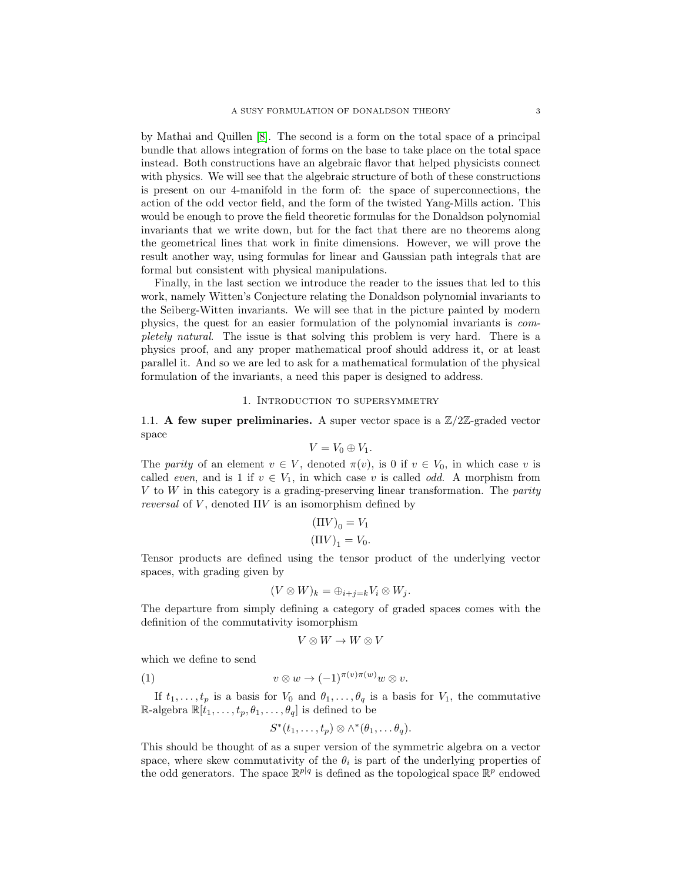by Mathai and Quillen [8]. The second is a form on the total space of a principal bundle that allows integration of forms on the base to take place on the total space instead. Both constructions have an algebraic flavor that helped physicists connect with physics. We will see that the algebraic structure of both of these constructions is present on our 4-manifold in the form of: the space of superconnections, the action of the odd vector field, and the form of the twisted Yang-Mills action. This would be enough to prove the field theoretic formulas for the Donaldson polynomial invariants that we write down, but for the fact that there are no theorems along the geometrical lines that work in finite dimensions. However, we will prove the result another way, using formulas for linear and Gaussian path integrals that are formal but consistent with physical manipulations.

Finally, in the last section we introduce the reader to the issues that led to this work, namely Witten's Conjecture relating the Donaldson polynomial invariants to the Seiberg-Witten invariants. We will see that in the picture painted by modern physics, the quest for an easier formulation of the polynomial invariants is *completely natural*. The issue is that solving this problem is very hard. There is a physics proof, and any proper mathematical proof should address it, or at least parallel it. And so we are led to ask for a mathematical formulation of the physical formulation of the invariants, a need this paper is designed to address.

## 1. Introduction to supersymmetry

**1.1. A few super preliminaries.** A super vector space is a $\mathbb{Z}/2\mathbb{Z}$-graded vector space

$$V = V_0 \oplus V_1.$$

The *parity* of an element $v \in V$, denoted $\pi(v)$, is 0 if $v \in V_0$, in which case $v$ is called *even*, and is 1 if $v \in V_1$, in which case $v$ is called *odd*. A morphism from $V$ to $W$ in this category is a grading-preserving linear transformation. The *parity reversal* of $V$, denoted $\Pi V$ is an isomorphism defined by

$$(\Pi V)_0 = V_1$$
$$(\Pi V)_1 = V_0.$$

Tensor products are defined using the tensor product of the underlying vector spaces, with grading given by

$$(V \otimes W)_k = \oplus_{i+j=k} V_i \otimes W_j.$$

The departure from simply defining a category of graded spaces comes with the definition of the commutativity isomorphism

$$V \otimes W \to W \otimes V$$

which we define to send

$$v \otimes w \to (-1)^{\pi(v)\pi(w)} w \otimes v. \tag{1}$$

If $t_1, \ldots, t_p$ is a basis for $V_0$ and $\theta_1, \ldots, \theta_q$ is a basis for $V_1$, the commutative $\mathbb{R}$-algebra $\mathbb{R}[t_1, \ldots, t_p, \theta_1, \ldots, \theta_q]$ is defined to be

$$S^*(t_1, \ldots, t_p) \otimes \wedge^*(\theta_1, \ldots \theta_q).$$

This should be thought of as a super version of the symmetric algebra on a vector space, where skew commutativity of the $\theta_i$ is part of the underlying properties of the odd generators. The space $\mathbb{R}^{p|q}$ is defined as the topological space $\mathbb{R}^p$ endowed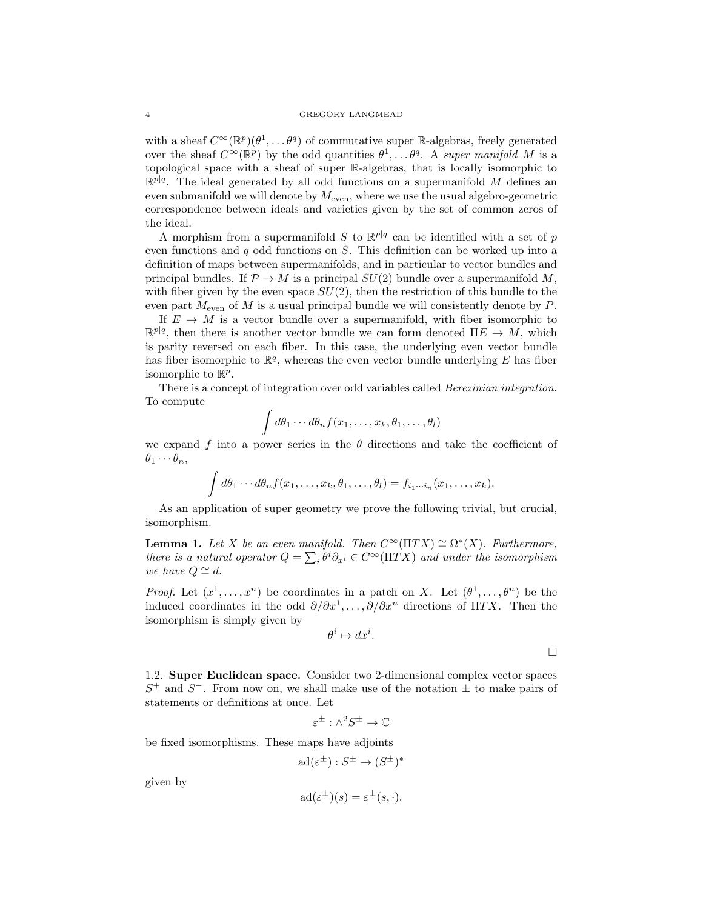with a sheaf $C^\infty(\mathbb{R}^p)(\theta^1, \dots \theta^q)$ of commutative super $\mathbb{R}$-algebras, freely generated over the sheaf $C^\infty(\mathbb{R}^p)$ by the odd quantities $\theta^1, \dots \theta^q$. A *super manifold* $M$ is a topological space with a sheaf of super $\mathbb{R}$-algebras, that is locally isomorphic to $\mathbb{R}^{p|q}$. The ideal generated by all odd functions on a supermanifold $M$ defines an even submanifold we will denote by $M_{\text{even}}$, where we use the usual algebro-geometric correspondence between ideals and varieties given by the set of common zeros of the ideal.

A morphism from a supermanifold $S$ to $\mathbb{R}^{p|q}$ can be identified with a set of $p$ even functions and $q$ odd functions on $S$. This definition can be worked up into a definition of maps between supermanifolds, and in particular to vector bundles and principal bundles. If $\mathcal{P} \to M$ is a principal $SU(2)$ bundle over a supermanifold $M$, with fiber given by the even space $SU(2)$, then the restriction of this bundle to the even part $M_{\text{even}}$ of $M$ is a usual principal bundle we will consistently denote by $P$.

If $E \to M$ is a vector bundle over a supermanifold, with fiber isomorphic to $\mathbb{R}^{p|q}$, then there is another vector bundle we can form denoted $\Pi E \to M$, which is parity reversed on each fiber. In this case, the underlying even vector bundle has fiber isomorphic to $\mathbb{R}^q$, whereas the even vector bundle underlying $E$ has fiber isomorphic to $\mathbb{R}^p$.

There is a concept of integration over odd variables called *Berezinian integration*. To compute

$$\int d\theta_1 \cdots d\theta_n f(x_1, \dots, x_k, \theta_1, \dots, \theta_l)$$

we expand $f$ into a power series in the $\theta$ directions and take the coefficient of $\theta_1 \cdots \theta_n$,

$$\int d\theta_1 \cdots d\theta_n f(x_1, \dots, x_k, \theta_1, \dots, \theta_l) = f_{i_1 \cdots i_n}(x_1, \dots, x_k).$$

As an application of super geometry we prove the following trivial, but crucial, isomorphism.

**Lemma 1.** *Let $X$ be an even manifold. Then $C^\infty(\Pi TX) \cong \Omega^*(X)$. Furthermore, there is a natural operator $Q = \sum_i \theta^i \partial_{x^i} \in C^\infty(\Pi TX)$ and under the isomorphism we have $Q \cong d$.*

*Proof.* Let $(x^1, \dots, x^n)$ be coordinates in a patch on $X$. Let $(\theta^1, \dots, \theta^n)$ be the induced coordinates in the odd $\partial/\partial x^1, \dots, \partial/\partial x^n$ directions of $\Pi TX$. Then the isomorphism is simply given by

$$\theta^i \mapsto dx^i.$$

$\square$

1.2. **Super Euclidean space.** Consider two 2-dimensional complex vector spaces $S^+$ and $S^-$. From now on, we shall make use of the notation $\pm$ to make pairs of statements or definitions at once. Let

$$\varepsilon^\pm : \wedge^2 S^\pm \to \mathbb{C}$$

be fixed isomorphisms. These maps have adjoints

$$\text{ad}(\varepsilon^\pm) : S^\pm \to (S^\pm)^*$$

given by

$$\text{ad}(\varepsilon^\pm)(s) = \varepsilon^\pm(s, \cdot).$$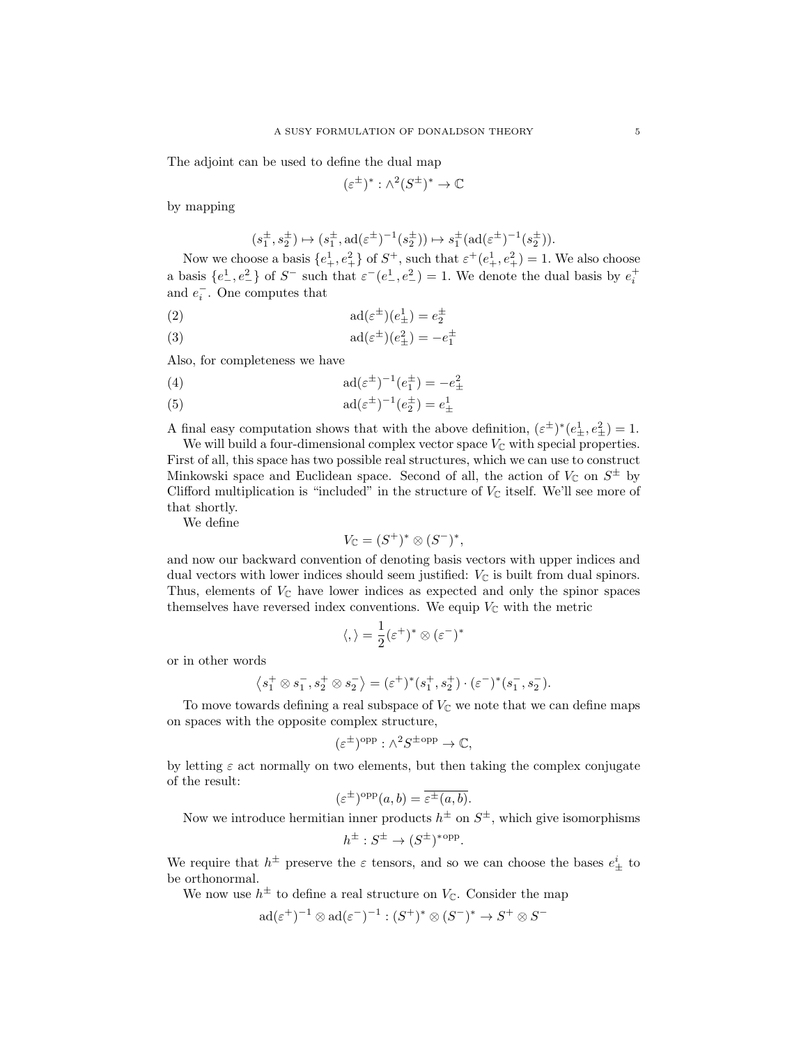The adjoint can be used to define the dual map

$$(\varepsilon^{\pm})^* : \wedge^2 (S^{\pm})^* \to \mathbb{C}$$

by mapping

$$(s_1^{\pm}, s_2^{\pm}) \mapsto (s_1^{\pm}, \mathrm{ad}(\varepsilon^{\pm})^{-1}(s_2^{\pm})) \mapsto s_1^{\pm}(\mathrm{ad}(\varepsilon^{\pm})^{-1}(s_2^{\pm})).$$

Now we choose a basis $\{e_+^1, e_+^2\}$ of $S^+$, such that $\varepsilon^+(e_+^1, e_+^2) = 1$. We also choose a basis $\{e_-^1, e_-^2\}$ of $S^-$ such that $\varepsilon^-(e_-^1, e_-^2) = 1$. We denote the dual basis by $e_i^+$ and $e_i^-$. One computes that

$$\mathrm{ad}(\varepsilon^{\pm})(e_{\pm}^1) = e_2^{\pm} \tag{2}$$

$$\mathrm{ad}(\varepsilon^{\pm})(e_{\pm}^2) = -e_1^{\pm} \tag{3}$$

Also, for completeness we have

$$\mathrm{ad}(\varepsilon^{\pm})^{-1}(e_1^{\pm}) = -e_{\pm}^2 \tag{4}$$

$$\mathrm{ad}(\varepsilon^{\pm})^{-1}(e_2^{\pm}) = e_{\pm}^1 \tag{5}$$

A final easy computation shows that with the above definition, $(\varepsilon^{\pm})^*(e_{\pm}^1, e_{\pm}^2) = 1$.

We will build a four-dimensional complex vector space $V_{\mathbb{C}}$ with special properties. First of all, this space has two possible real structures, which we can use to construct Minkowski space and Euclidean space. Second of all, the action of $V_{\mathbb{C}}$ on $S^{\pm}$ by Clifford multiplication is "included" in the structure of $V_{\mathbb{C}}$ itself. We'll see more of that shortly.

We define

$$V_{\mathbb{C}} = (S^+)^* \otimes (S^-)^*,$$

and now our backward convention of denoting basis vectors with upper indices and dual vectors with lower indices should seem justified: $V_{\mathbb{C}}$ is built from dual spinors. Thus, elements of $V_{\mathbb{C}}$ have lower indices as expected and only the spinor spaces themselves have reversed index conventions. We equip $V_{\mathbb{C}}$ with the metric

$$\langle , \rangle = \frac{1}{2}(\varepsilon^+)^* \otimes (\varepsilon^-)^*$$

or in other words

$$\left\langle s_1^+ \otimes s_1^-, s_2^+ \otimes s_2^- \right\rangle = (\varepsilon^+)^*(s_1^+, s_2^+) \cdot (\varepsilon^-)^*(s_1^-, s_2^-).$$

To move towards defining a real subspace of $V_{\mathbb{C}}$ we note that we can define maps on spaces with the opposite complex structure,

$$(\varepsilon^{\pm})^{\mathrm{opp}} : \wedge^2 S^{\pm\,\mathrm{opp}} \to \mathbb{C},$$

by letting $\varepsilon$ act normally on two elements, but then taking the complex conjugate of the result:

$$(\varepsilon^{\pm})^{\mathrm{opp}}(a, b) = \overline{\varepsilon^{\pm}(a, b)}.$$

Now we introduce hermitian inner products $h^{\pm}$ on $S^{\pm}$, which give isomorphisms

$$h^{\pm} : S^{\pm} \to (S^{\pm})^{*\mathrm{opp}}.$$

We require that $h^{\pm}$ preserve the $\varepsilon$ tensors, and so we can choose the bases $e_{\pm}^i$ to be orthonormal.

We now use $h^{\pm}$ to define a real structure on $V_{\mathbb{C}}$. Consider the map

$$\mathrm{ad}(\varepsilon^+)^{-1} \otimes \mathrm{ad}(\varepsilon^-)^{-1} : (S^+)^* \otimes (S^-)^* \to S^+ \otimes S^-$$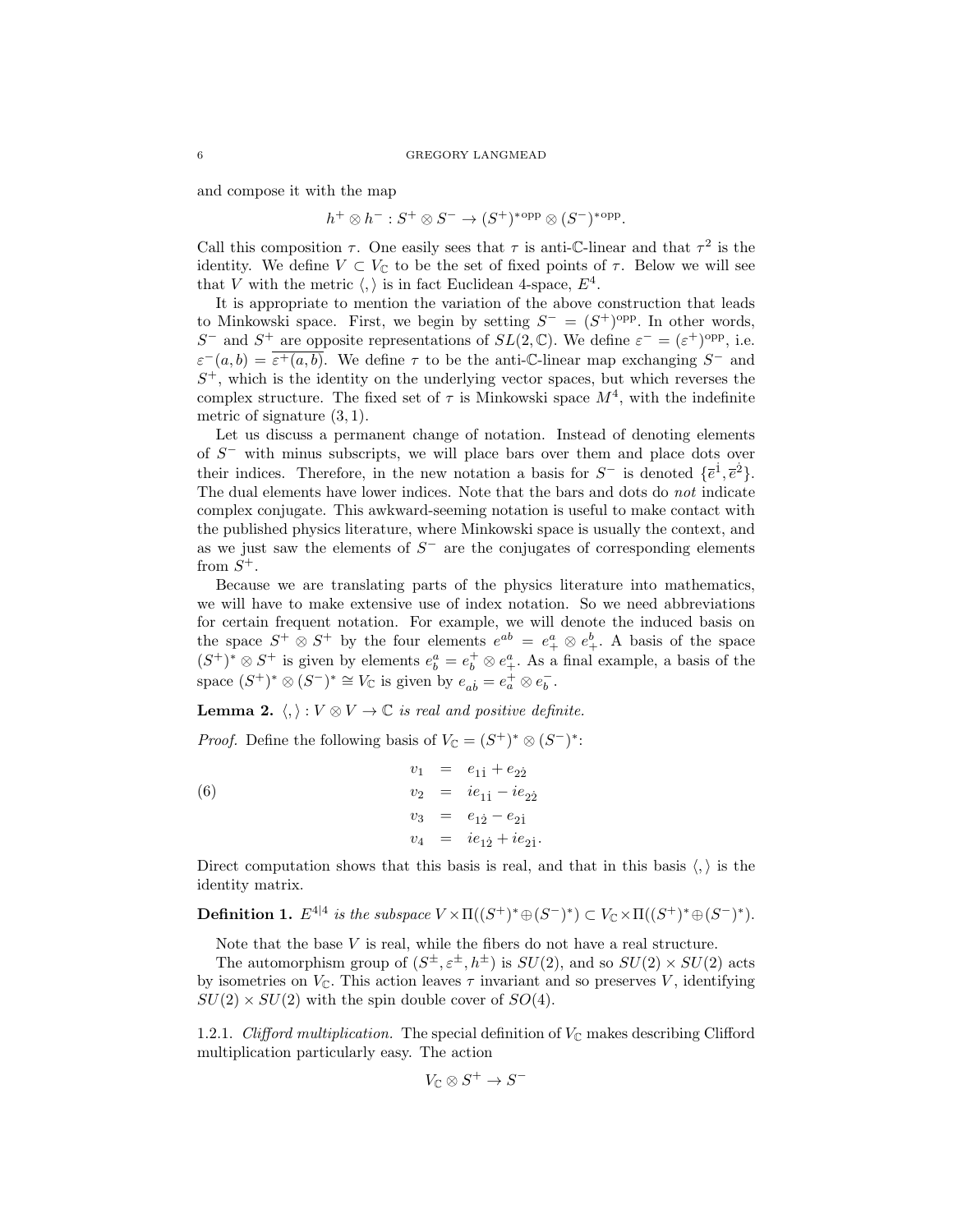and compose it with the map

$$h^+ \otimes h^- : S^+ \otimes S^- \to (S^+)^{*\mathrm{opp}} \otimes (S^-)^{*\mathrm{opp}}.$$

Call this composition $\tau$. One easily sees that $\tau$ is anti-$\mathbb{C}$-linear and that $\tau^2$ is the identity. We define $V \subset V_{\mathbb{C}}$ to be the set of fixed points of $\tau$. Below we will see that $V$ with the metric $\langle , \rangle$ is in fact Euclidean 4-space, $E^4$.

It is appropriate to mention the variation of the above construction that leads to Minkowski space. First, we begin by setting $S^- = (S^+)^{\mathrm{opp}}$. In other words, $S^-$ and $S^+$ are opposite representations of $SL(2, \mathbb{C})$. We define $\varepsilon^- = (\varepsilon^+)^{\mathrm{opp}}$, i.e. $\varepsilon^-(a, b) = \overline{\varepsilon^+(a, b)}$. We define $\tau$ to be the anti-$\mathbb{C}$-linear map exchanging $S^-$ and $S^+$, which is the identity on the underlying vector spaces, but which reverses the complex structure. The fixed set of $\tau$ is Minkowski space $M^4$, with the indefinite metric of signature $(3, 1)$.

Let us discuss a permanent change of notation. Instead of denoting elements of $S^-$ with minus subscripts, we will place bars over them and place dots over their indices. Therefore, in the new notation a basis for $S^-$ is denoted $\{\bar{e}^{\dot{1}}, \bar{e}^{\dot{2}}\}$. The dual elements have lower indices. Note that the bars and dots do *not* indicate complex conjugate. This awkward-seeming notation is useful to make contact with the published physics literature, where Minkowski space is usually the context, and as we just saw the elements of $S^-$ are the conjugates of corresponding elements from $S^+$.

Because we are translating parts of the physics literature into mathematics, we will have to make extensive use of index notation. So we need abbreviations for certain frequent notation. For example, we will denote the induced basis on the space $S^+ \otimes S^+$ by the four elements $e^{ab} = e^a_+ \otimes e^b_+$. A basis of the space $(S^+)^* \otimes S^+$ is given by elements $e^a_b = e^+_b \otimes e^a_+$. As a final example, a basis of the space $(S^+)^* \otimes (S^-)^* \cong V_{\mathbb{C}}$ is given by $e_{a\dot{b}} = e^+_a \otimes e^-_b$.

**Lemma 2.** *$\langle , \rangle : V \otimes V \to \mathbb{C}$ is real and positive definite.*

*Proof.* Define the following basis of $V_{\mathbb{C}} = (S^+)^* \otimes (S^-)^*$:

$$\begin{aligned} v_1 &= e_{1\dot{1}} + e_{2\dot{2}} \\ v_2 &= ie_{1\dot{1}} - ie_{2\dot{2}} \\ v_3 &= e_{1\dot{2}} - e_{2\dot{1}} \\ v_4 &= ie_{1\dot{2}} + ie_{2\dot{1}}. \end{aligned} \tag{6}$$

Direct computation shows that this basis is real, and that in this basis $\langle , \rangle$ is the identity matrix.

**Definition 1.** *$E^{4|4}$ is the subspace $V \times \Pi((S^+)^* \oplus (S^-)^*) \subset V_{\mathbb{C}} \times \Pi((S^+)^* \oplus (S^-)^*)$.*

Note that the base $V$ is real, while the fibers do not have a real structure.

The automorphism group of $(S^\pm, \varepsilon^\pm, h^\pm)$ is $SU(2)$, and so $SU(2) \times SU(2)$ acts by isometries on $V_{\mathbb{C}}$. This action leaves $\tau$ invariant and so preserves $V$, identifying $SU(2) \times SU(2)$ with the spin double cover of $SO(4)$.

1.2.1. *Clifford multiplication.* The special definition of $V_{\mathbb{C}}$ makes describing Clifford multiplication particularly easy. The action

$$V_{\mathbb{C}} \otimes S^+ \to S^-$$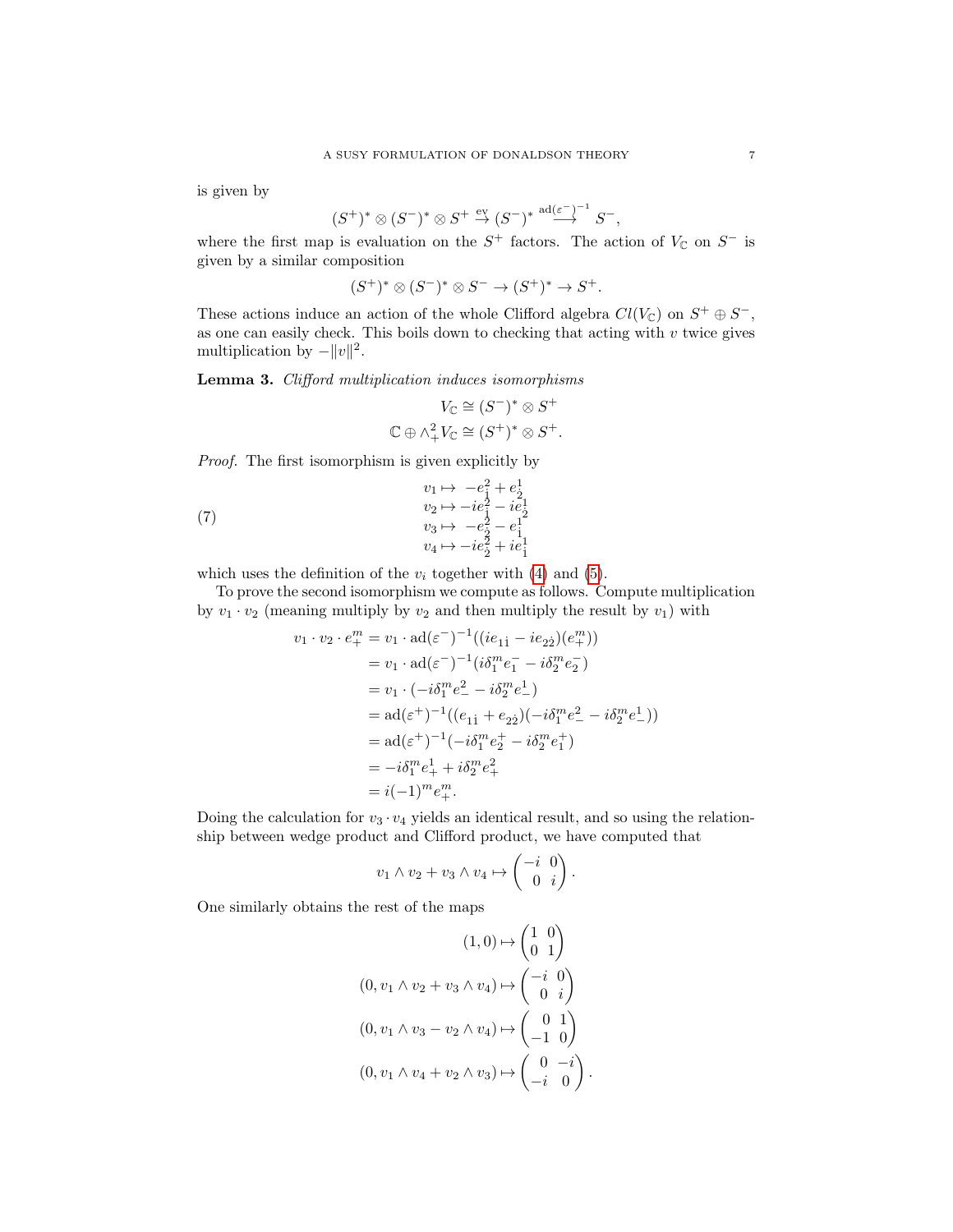is given by

$$(S^+)^* \otimes (S^-)^* \otimes S^+ \xrightarrow{\text{ev}} (S^-)^* \xrightarrow{\text{ad}(\varepsilon^-)^{-1}} S^-,$$

where the first map is evaluation on the $S^+$ factors. The action of $V_{\mathbb{C}}$ on $S^-$ is given by a similar composition

$$(S^+)^* \otimes (S^-)^* \otimes S^- \to (S^+)^* \to S^+.$$

These actions induce an action of the whole Clifford algebra $Cl(V_{\mathbb{C}})$ on $S^+ \oplus S^-$, as one can easily check. This boils down to checking that acting with $v$ twice gives multiplication by $-\|v\|^2$.

**Lemma 3.** *Clifford multiplication induces isomorphisms*

$$V_{\mathbb{C}} \cong (S^-)^* \otimes S^+$$
$$\mathbb{C} \oplus \wedge^2_+ V_{\mathbb{C}} \cong (S^+)^* \otimes S^+.$$

*Proof.* The first isomorphism is given explicitly by

$$\begin{aligned} v_1 &\mapsto -e^2_{\dot 1} + e^1_{\dot 2} \\ v_2 &\mapsto -ie^2_{\dot 1} - ie^1_{\dot 2} \\ v_3 &\mapsto -e^2_{\dot 2} - e^1_{\dot 1} \\ v_4 &\mapsto -ie^2_{\dot 2} + ie^1_{\dot 1} \end{aligned} \tag{7}$$

which uses the definition of the $v_i$ together with (4) and (5).

To prove the second isomorphism we compute as follows. Compute multiplication by $v_1 \cdot v_2$ (meaning multiply by $v_2$ and then multiply the result by $v_1$) with

$$\begin{aligned} v_1 \cdot v_2 \cdot e^m_+ &= v_1 \cdot \text{ad}(\varepsilon^-)^{-1}((ie_{1\dot 1} - ie_{2\dot 2})(e^m_+)) \\ &= v_1 \cdot \text{ad}(\varepsilon^-)^{-1}(i\delta^m_1 e^-_{1} - i\delta^m_2 e^-_{2}) \\ &= v_1 \cdot (-i\delta^m_1 e^2_- - i\delta^m_2 e^1_-) \\ &= \text{ad}(\varepsilon^+)^{-1}((e_{1\dot 1} + e_{2\dot 2})(-i\delta^m_1 e^2_- - i\delta^m_2 e^1_-)) \\ &= \text{ad}(\varepsilon^+)^{-1}(-i\delta^m_1 e^+_2 - i\delta^m_2 e^+_1) \\ &= -i\delta^m_1 e^1_+ + i\delta^m_2 e^2_+ \\ &= i(-1)^m e^m_+. \end{aligned}$$

Doing the calculation for $v_3 \cdot v_4$ yields an identical result, and so using the relationship between wedge product and Clifford product, we have computed that

$$v_1 \wedge v_2 + v_3 \wedge v_4 \mapsto \begin{pmatrix} -i & 0 \\ 0 & i \end{pmatrix}.$$

One similarly obtains the rest of the maps

$$\begin{aligned} (1, 0) &\mapsto \begin{pmatrix} 1 & 0 \\ 0 & 1 \end{pmatrix} \\ (0, v_1 \wedge v_2 + v_3 \wedge v_4) &\mapsto \begin{pmatrix} -i & 0 \\ 0 & i \end{pmatrix} \\ (0, v_1 \wedge v_3 - v_2 \wedge v_4) &\mapsto \begin{pmatrix} 0 & 1 \\ -1 & 0 \end{pmatrix} \\ (0, v_1 \wedge v_4 + v_2 \wedge v_3) &\mapsto \begin{pmatrix} 0 & -i \\ -i & 0 \end{pmatrix}. \end{aligned}$$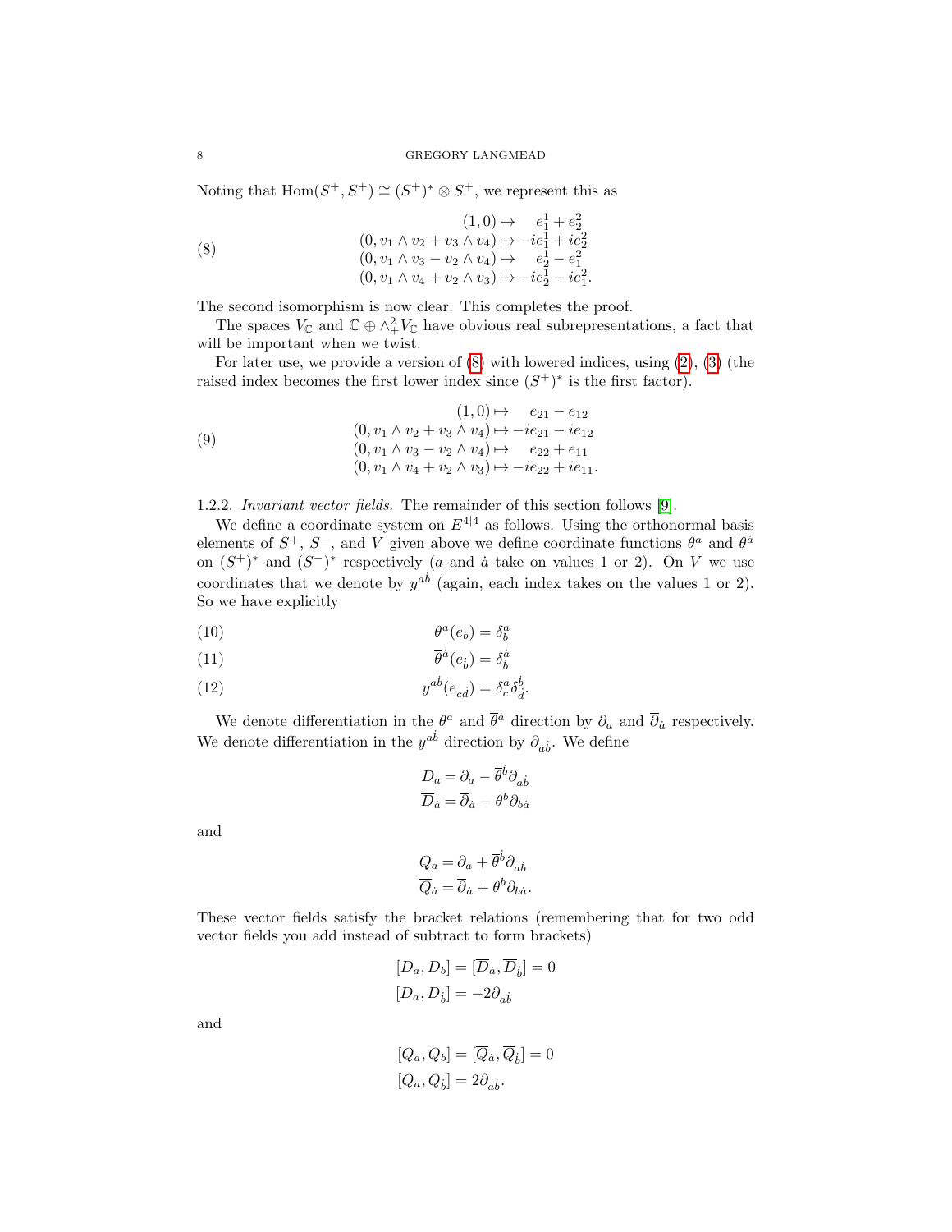Noting that $\mathrm{Hom}(S^+, S^+) \cong (S^+)^* \otimes S^+$, we represent this as

$$
\begin{aligned}
(1,0) &\mapsto \quad e_1^1 + e_2^2 \\
(0, v_1 \wedge v_2 + v_3 \wedge v_4) &\mapsto -ie_1^1 + ie_2^2 \\
(0, v_1 \wedge v_3 - v_2 \wedge v_4) &\mapsto \quad e_2^1 - e_1^2 \\
(0, v_1 \wedge v_4 + v_2 \wedge v_3) &\mapsto -ie_2^1 - ie_1^2.
\end{aligned} \tag{8}
$$

The second isomorphism is now clear. This completes the proof.

The spaces $V_{\mathbb{C}}$ and $\mathbb{C} \oplus \wedge_+^2 V_{\mathbb{C}}$ have obvious real subrepresentations, a fact that will be important when we twist.

For later use, we provide a version of (8) with lowered indices, using (2), (3) (the raised index becomes the first lower index since $(S^+)^*$ is the first factor).

$$
\begin{aligned}
(1,0) &\mapsto \quad e_{21} - e_{12} \\
(0, v_1 \wedge v_2 + v_3 \wedge v_4) &\mapsto -ie_{21} - ie_{12} \\
(0, v_1 \wedge v_3 - v_2 \wedge v_4) &\mapsto \quad e_{22} + e_{11} \\
(0, v_1 \wedge v_4 + v_2 \wedge v_3) &\mapsto -ie_{22} + ie_{11}.
\end{aligned} \tag{9}
$$

1.2.2. *Invariant vector fields.* The remainder of this section follows [9].

We define a coordinate system on $E^{4|4}$ as follows. Using the orthonormal basis elements of $S^+$, $S^-$, and $V$ given above we define coordinate functions $\theta^a$ and $\overline{\theta}^{\dot{a}}$ on $(S^+)^*$ and $(S^-)^*$ respectively ($a$ and $\dot{a}$ take on values 1 or 2). On $V$ we use coordinates that we denote by $y^{a\dot{b}}$ (again, each index takes on the values 1 or 2). So we have explicitly

$$\theta^a(e_b) = \delta_b^a \tag{10}$$

$$\overline{\theta}^{\dot{a}}(\overline{e}_{\dot{b}}) = \delta_{\dot{b}}^{\dot{a}} \tag{11}$$

$$y^{a\dot{b}}(e_{c\dot{d}}) = \delta_c^a \delta_{\dot{d}}^{\dot{b}}. \tag{12}$$

We denote differentiation in the $\theta^a$ and $\overline{\theta}^{\dot{a}}$ direction by $\partial_a$ and $\overline{\partial}_{\dot{a}}$ respectively. We denote differentiation in the $y^{a\dot{b}}$ direction by $\partial_{a\dot{b}}$. We define

$$
\begin{aligned}
D_a &= \partial_a - \overline{\theta}^{\dot{b}} \partial_{a\dot{b}} \\
\overline{D}_{\dot{a}} &= \overline{\partial}_{\dot{a}} - \theta^b \partial_{b\dot{a}}
\end{aligned}
$$

and

$$
\begin{aligned}
Q_a &= \partial_a + \overline{\theta}^{\dot{b}} \partial_{a\dot{b}} \\
\overline{Q}_{\dot{a}} &= \overline{\partial}_{\dot{a}} + \theta^b \partial_{b\dot{a}}.
\end{aligned}
$$

These vector fields satisfy the bracket relations (remembering that for two odd vector fields you add instead of subtract to form brackets)

$$
\begin{aligned}
[D_a, D_b] &= [\overline{D}_{\dot{a}}, \overline{D}_{\dot{b}}] = 0 \\
[D_a, \overline{D}_{\dot{b}}] &= -2\partial_{a\dot{b}}
\end{aligned}
$$

and

$$
\begin{aligned}
[Q_a, Q_b] &= [\overline{Q}_{\dot{a}}, \overline{Q}_{\dot{b}}] = 0 \\
[Q_a, \overline{Q}_{\dot{b}}] &= 2\partial_{a\dot{b}}.
\end{aligned}
$$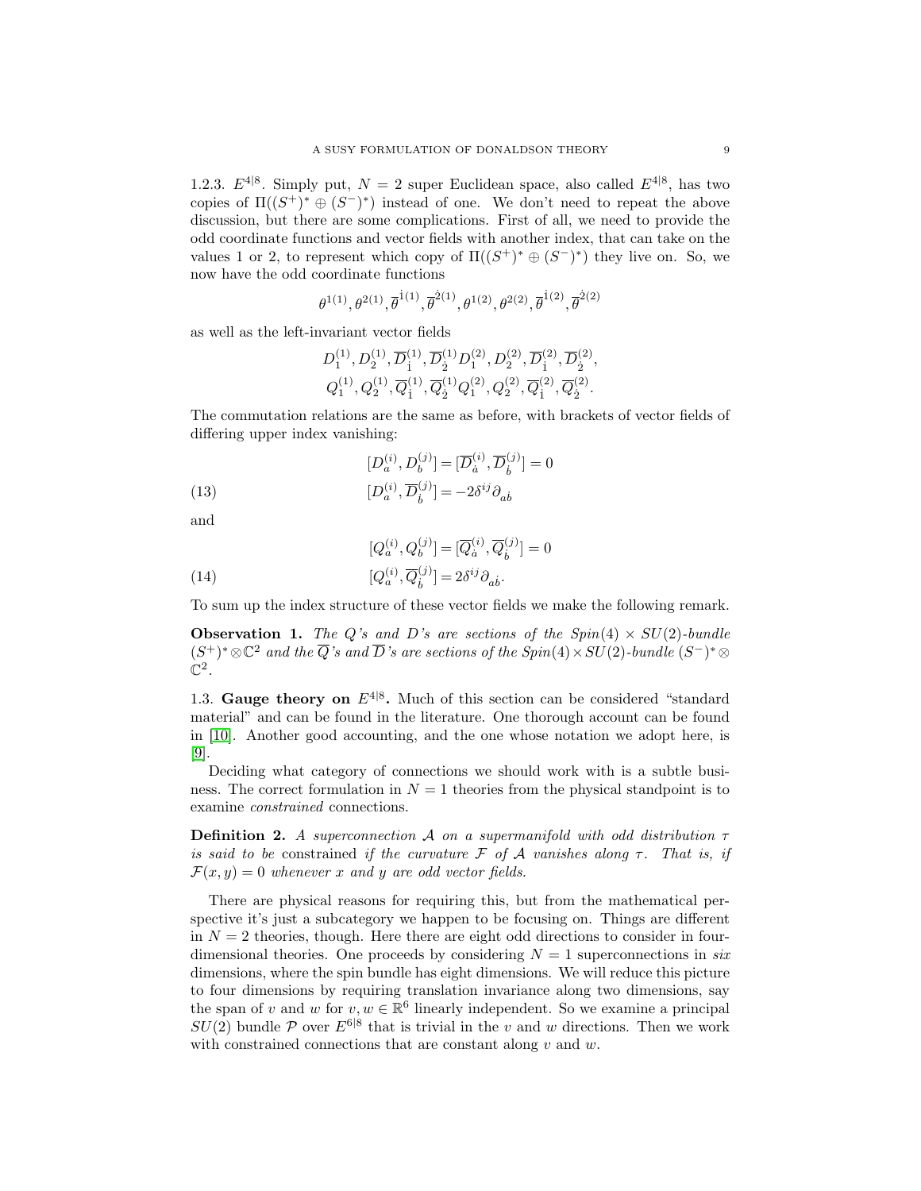### 1.2.3. $E^{4|8}$.

Simply put, $N = 2$ super Euclidean space, also called $E^{4|8}$, has two copies of $\Pi((S^+)^* \oplus (S^-)^*)$ instead of one. We don't need to repeat the above discussion, but there are some complications. First of all, we need to provide the odd coordinate functions and vector fields with another index, that can take on the values 1 or 2, to represent which copy of $\Pi((S^+)^* \oplus (S^-)^*)$ they live on. So, we now have the odd coordinate functions

$$\theta^{1(1)}, \theta^{2(1)}, \overline{\theta}^{\dot{1}(1)}, \overline{\theta}^{\dot{2}(1)}, \theta^{1(2)}, \theta^{2(2)}, \overline{\theta}^{\dot{1}(2)}, \overline{\theta}^{\dot{2}(2)}$$

as well as the left-invariant vector fields

$$D_1^{(1)}, D_2^{(1)}, \overline{D}_{\dot{1}}^{(1)}, \overline{D}_{\dot{2}}^{(1)} D_1^{(2)}, D_2^{(2)}, \overline{D}_{\dot{1}}^{(2)}, \overline{D}_{\dot{2}}^{(2)},$$
$$Q_1^{(1)}, Q_2^{(1)}, \overline{Q}_{\dot{1}}^{(1)}, \overline{Q}_{\dot{2}}^{(1)} Q_1^{(2)}, Q_2^{(2)}, \overline{Q}_{\dot{1}}^{(2)}, \overline{Q}_{\dot{2}}^{(2)}.$$

The commutation relations are the same as before, with brackets of vector fields of differing upper index vanishing:

$$[D_a^{(i)}, D_b^{(j)}] = [\overline{D}_{\dot{a}}^{(i)}, \overline{D}_{\dot{b}}^{(j)}] = 0$$
$$[D_a^{(i)}, \overline{D}_{\dot{b}}^{(j)}] = -2\delta^{ij}\partial_{a\dot{b}} \tag{13}$$

and

$$[Q_a^{(i)}, Q_b^{(j)}] = [\overline{Q}_{\dot{a}}^{(i)}, \overline{Q}_{\dot{b}}^{(j)}] = 0$$
$$[Q_a^{(i)}, \overline{Q}_{\dot{b}}^{(j)}] = 2\delta^{ij}\partial_{a\dot{b}}. \tag{14}$$

To sum up the index structure of these vector fields we make the following remark.

**Observation 1.** *The $Q$'s and $D$'s are sections of the $Spin(4) \times SU(2)$-bundle $(S^+)^* \otimes \mathbb{C}^2$ and the $\overline{Q}$'s and $\overline{D}$'s are sections of the $Spin(4) \times SU(2)$-bundle $(S^-)^* \otimes \mathbb{C}^2$.*

## 1.3. Gauge theory on $E^{4|8}$.

Much of this section can be considered "standard material" and can be found in the literature. One thorough account can be found in [10]. Another good accounting, and the one whose notation we adopt here, is [9].

Deciding what category of connections we should work with is a subtle business. The correct formulation in $N = 1$ theories from the physical standpoint is to examine *constrained* connections.

**Definition 2.** *A superconnection $\mathcal{A}$ on a supermanifold with odd distribution $\tau$ is said to be* constrained *if the curvature $\mathcal{F}$ of $\mathcal{A}$ vanishes along $\tau$. That is, if $\mathcal{F}(x, y) = 0$ whenever $x$ and $y$ are odd vector fields.*

There are physical reasons for requiring this, but from the mathematical perspective it's just a subcategory we happen to be focusing on. Things are different in $N = 2$ theories, though. Here there are eight odd directions to consider in four-dimensional theories. One proceeds by considering $N = 1$ superconnections in *six* dimensions, where the spin bundle has eight dimensions. We will reduce this picture to four dimensions by requiring translation invariance along two dimensions, say the span of $v$ and $w$ for $v, w \in \mathbb{R}^6$ linearly independent. So we examine a principal $SU(2)$ bundle $\mathcal{P}$ over $E^{6|8}$ that is trivial in the $v$ and $w$ directions. Then we work with constrained connections that are constant along $v$ and $w$.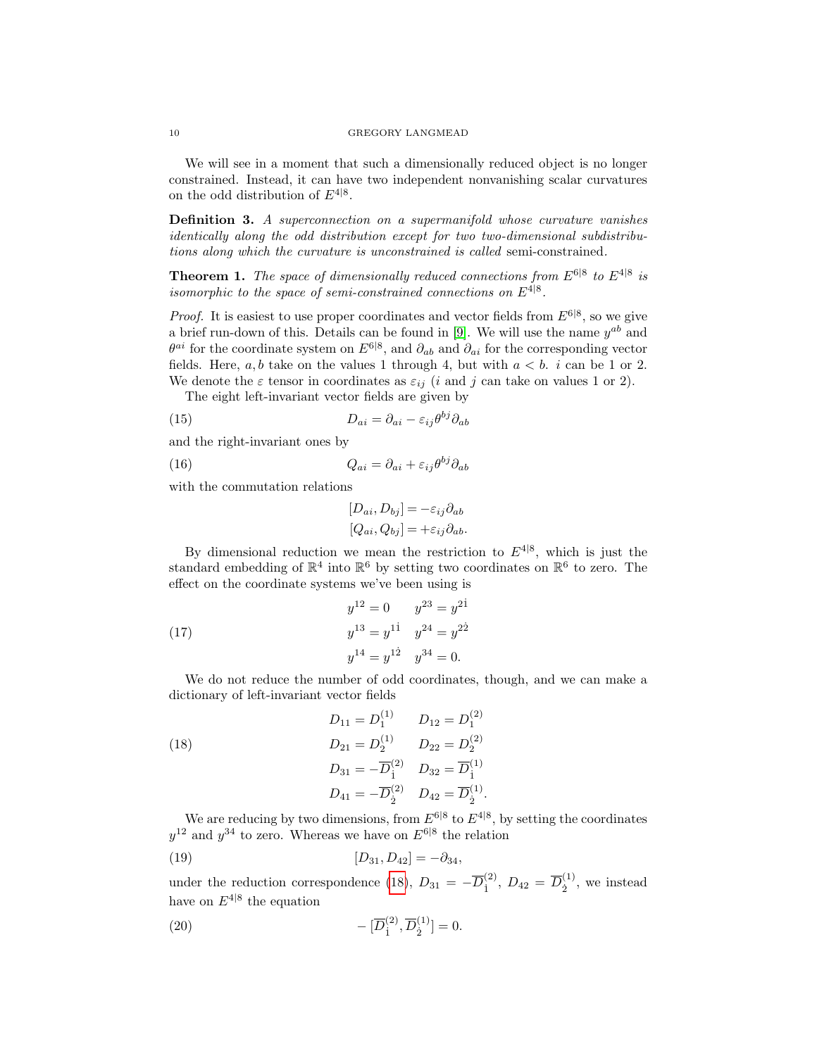We will see in a moment that such a dimensionally reduced object is no longer constrained. Instead, it can have two independent nonvanishing scalar curvatures on the odd distribution of $E^{4|8}$.

**Definition 3.** *A superconnection on a supermanifold whose curvature vanishes identically along the odd distribution except for two two-dimensional subdistributions along which the curvature is unconstrained is called* semi-constrained.

**Theorem 1.** *The space of dimensionally reduced connections from $E^{6|8}$ to $E^{4|8}$ is isomorphic to the space of semi-constrained connections on $E^{4|8}$.*

*Proof.* It is easiest to use proper coordinates and vector fields from $E^{6|8}$, so we give a brief run-down of this. Details can be found in [9]. We will use the name $y^{ab}$ and $\theta^{ai}$ for the coordinate system on $E^{6|8}$, and $\partial_{ab}$ and $\partial_{ai}$ for the corresponding vector fields. Here, $a, b$ take on the values 1 through 4, but with $a < b$. $i$ can be 1 or 2. We denote the $\varepsilon$ tensor in coordinates as $\varepsilon_{ij}$ ($i$ and $j$ can take on values 1 or 2).

The eight left-invariant vector fields are given by

$$D_{ai} = \partial_{ai} - \varepsilon_{ij}\theta^{bj}\partial_{ab} \tag{15}$$

and the right-invariant ones by

$$Q_{ai} = \partial_{ai} + \varepsilon_{ij}\theta^{bj}\partial_{ab} \tag{16}$$

with the commutation relations

$$[D_{ai}, D_{bj}] = -\varepsilon_{ij}\partial_{ab}$$
$$[Q_{ai}, Q_{bj}] = +\varepsilon_{ij}\partial_{ab}.$$

By dimensional reduction we mean the restriction to $E^{4|8}$, which is just the standard embedding of $\mathbb{R}^4$ into $\mathbb{R}^6$ by setting two coordinates on $\mathbb{R}^6$ to zero. The effect on the coordinate systems we've been using is

$$\begin{aligned} y^{12} &= 0 & y^{23} &= y^{2\dot{1}} \\ y^{13} &= y^{1\dot{1}} & y^{24} &= y^{2\dot{2}} \\ y^{14} &= y^{1\dot{2}} & y^{34} &= 0. \end{aligned} \tag{17}$$

We do not reduce the number of odd coordinates, though, and we can make a dictionary of left-invariant vector fields

$$\begin{aligned} D_{11} &= D_1^{(1)} & D_{12} &= D_1^{(2)} \\ D_{21} &= D_2^{(1)} & D_{22} &= D_2^{(2)} \\ D_{31} &= -\overline{D}_{\dot{1}}^{(2)} & D_{32} &= \overline{D}_{\dot{1}}^{(1)} \\ D_{41} &= -\overline{D}_{\dot{2}}^{(2)} & D_{42} &= \overline{D}_{\dot{2}}^{(1)}. \end{aligned} \tag{18}$$

We are reducing by two dimensions, from $E^{6|8}$ to $E^{4|8}$, by setting the coordinates $y^{12}$ and $y^{34}$ to zero. Whereas we have on $E^{6|8}$ the relation

$$[D_{31}, D_{42}] = -\partial_{34}, \tag{19}$$

under the reduction correspondence (18), $D_{31} = -\overline{D}_{\dot{1}}^{(2)}$, $D_{42} = \overline{D}_{\dot{2}}^{(1)}$, we instead have on $E^{4|8}$ the equation

$$-[\overline{D}_{\dot{1}}^{(2)}, \overline{D}_{\dot{2}}^{(1)}] = 0. \tag{20}$$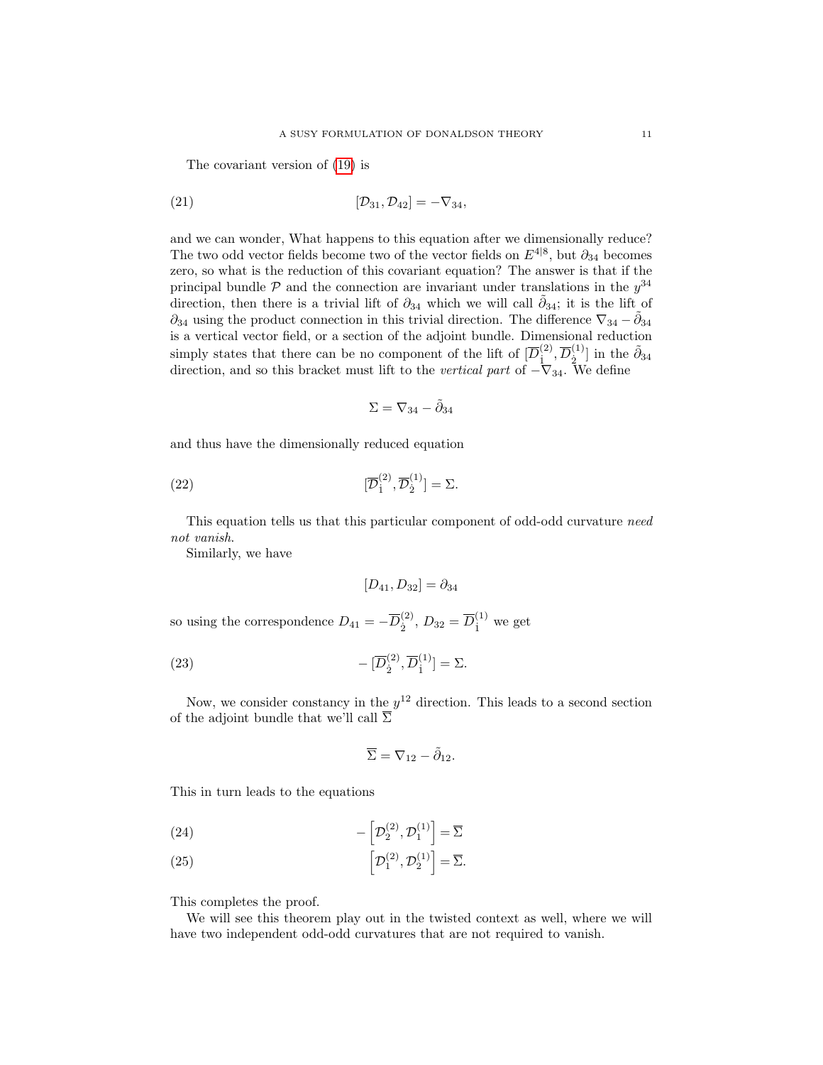The covariant version of (19) is

$$[\mathcal{D}_{31}, \mathcal{D}_{42}] = -\nabla_{34}, \tag{21}$$

and we can wonder, What happens to this equation after we dimensionally reduce? The two odd vector fields become two of the vector fields on $E^{4|8}$, but $\partial_{34}$ becomes zero, so what is the reduction of this covariant equation? The answer is that if the principal bundle $\mathcal{P}$ and the connection are invariant under translations in the $y^{34}$ direction, then there is a trivial lift of $\partial_{34}$ which we will call $\tilde{\partial}_{34}$; it is the lift of $\partial_{34}$ using the product connection in this trivial direction. The difference $\nabla_{34} - \tilde{\partial}_{34}$ is a vertical vector field, or a section of the adjoint bundle. Dimensional reduction simply states that there can be no component of the lift of $[\overline{D}^{(2)}_{\dot{1}}, \overline{D}^{(1)}_{\dot{2}}]$ in the $\tilde{\partial}_{34}$ direction, and so this bracket must lift to the *vertical part* of $-\nabla_{34}$. We define

$$\Sigma = \nabla_{34} - \tilde{\partial}_{34}$$

and thus have the dimensionally reduced equation

$$[\overline{\mathcal{D}}^{(2)}_{\dot{1}}, \overline{\mathcal{D}}^{(1)}_{\dot{2}}] = \Sigma. \tag{22}$$

This equation tells us that this particular component of odd-odd curvature *need not vanish*.

Similarly, we have

$$[D_{41}, D_{32}] = \partial_{34}$$

so using the correspondence $D_{41} = -\overline{D}^{(2)}_{\dot{2}}$, $D_{32} = \overline{D}^{(1)}_{\dot{1}}$ we get

$$-[\overline{\mathcal{D}}^{(2)}_{\dot{2}}, \overline{\mathcal{D}}^{(1)}_{\dot{1}}] = \Sigma. \tag{23}$$

Now, we consider constancy in the $y^{12}$ direction. This leads to a second section of the adjoint bundle that we'll call $\overline{\Sigma}$

$$\overline{\Sigma} = \nabla_{12} - \tilde{\partial}_{12}.$$

This in turn leads to the equations

$$-\left[\mathcal{D}^{(2)}_{2}, \mathcal{D}^{(1)}_{1}\right] = \overline{\Sigma} \tag{24}$$

$$\left[\mathcal{D}^{(2)}_{1}, \mathcal{D}^{(1)}_{2}\right] = \overline{\Sigma}. \tag{25}$$

This completes the proof.

We will see this theorem play out in the twisted context as well, where we will have two independent odd-odd curvatures that are not required to vanish.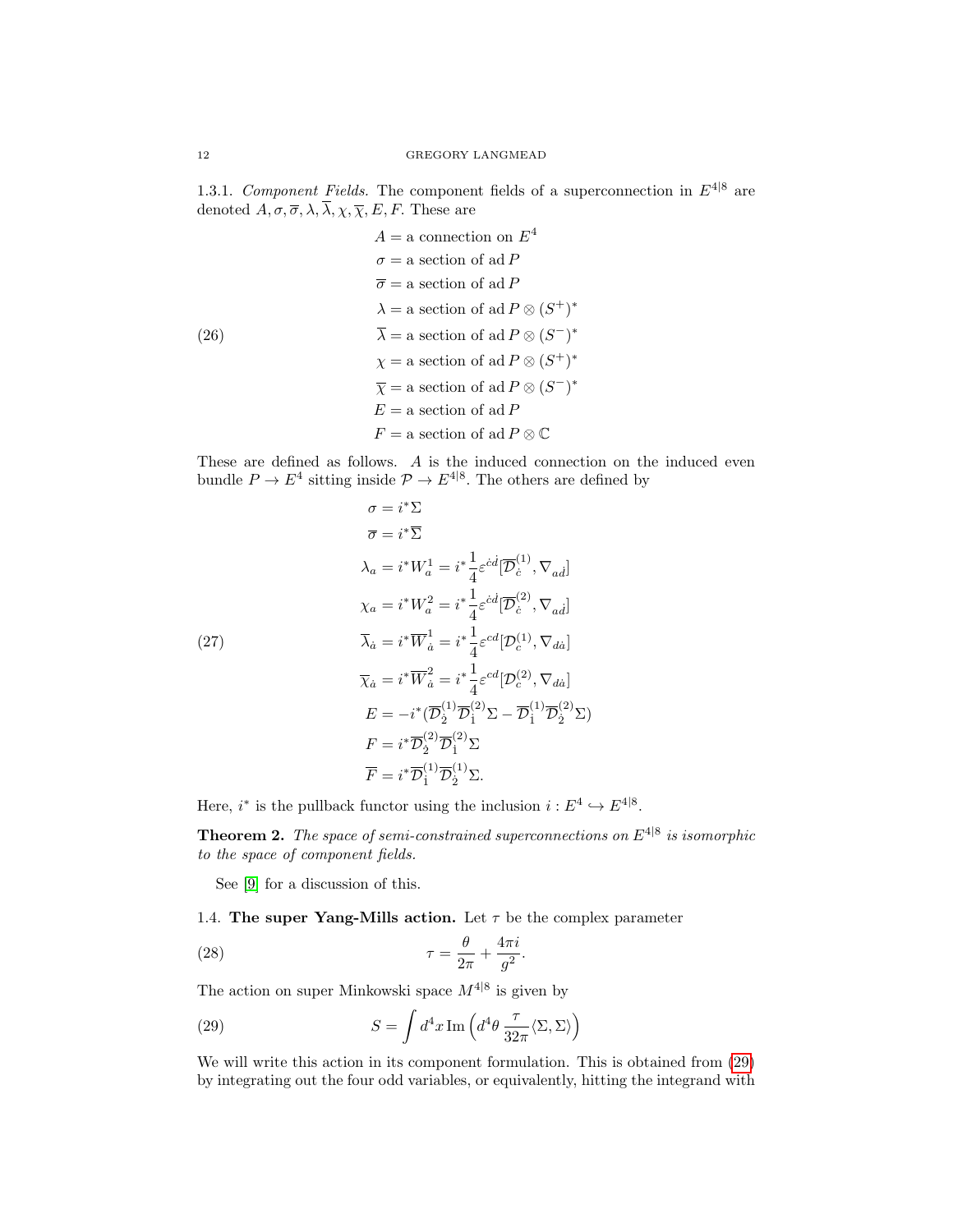1.3.1. *Component Fields.* The component fields of a superconnection in $E^{4|8}$ are denoted $A, \sigma, \overline{\sigma}, \lambda, \overline{\lambda}, \chi, \overline{\chi}, E, F$. These are

$$
\begin{aligned}
A &= \text{a connection on } E^4 \\
\sigma &= \text{a section of } \operatorname{ad} P \\
\overline{\sigma} &= \text{a section of } \operatorname{ad} P \\
\lambda &= \text{a section of } \operatorname{ad} P \otimes (S^+)^* \\
\overline{\lambda} &= \text{a section of } \operatorname{ad} P \otimes (S^-)^* \\
\chi &= \text{a section of } \operatorname{ad} P \otimes (S^+)^* \\
\overline{\chi} &= \text{a section of } \operatorname{ad} P \otimes (S^-)^* \\
E &= \text{a section of } \operatorname{ad} P \\
F &= \text{a section of } \operatorname{ad} P \otimes \mathbb{C}
\end{aligned} \tag{26}
$$

These are defined as follows. $A$ is the induced connection on the induced even bundle $P \to E^4$ sitting inside $\mathcal{P} \to E^{4|8}$. The others are defined by

$$
\begin{aligned}
\sigma &= i^* \Sigma \\
\overline{\sigma} &= i^* \overline{\Sigma} \\
\lambda_a &= i^* W_a^1 = i^* \frac{1}{4} \varepsilon^{\dot{c}\dot{d}} [\overline{\mathcal{D}}_{\dot{c}}^{(1)}, \nabla_{a\dot{d}}] \\
\chi_a &= i^* W_a^2 = i^* \frac{1}{4} \varepsilon^{\dot{c}\dot{d}} [\overline{\mathcal{D}}_{\dot{c}}^{(2)}, \nabla_{a\dot{d}}] \\
\overline{\lambda}_{\dot{a}} &= i^* \overline{W}_{\dot{a}}^1 = i^* \frac{1}{4} \varepsilon^{cd} [\mathcal{D}_c^{(1)}, \nabla_{d\dot{a}}] \\
\overline{\chi}_{\dot{a}} &= i^* \overline{W}_{\dot{a}}^2 = i^* \frac{1}{4} \varepsilon^{cd} [\mathcal{D}_c^{(2)}, \nabla_{d\dot{a}}] \\
E &= -i^* (\overline{\mathcal{D}}_{\dot{2}}^{(1)} \overline{\mathcal{D}}_{\dot{1}}^{(2)} \Sigma - \overline{\mathcal{D}}_{\dot{1}}^{(1)} \overline{\mathcal{D}}_{\dot{2}}^{(2)} \Sigma) \\
F &= i^* \overline{\mathcal{D}}_{\dot{2}}^{(2)} \overline{\mathcal{D}}_{\dot{1}}^{(2)} \Sigma \\
\overline{F} &= i^* \overline{\mathcal{D}}_{\dot{1}}^{(1)} \overline{\mathcal{D}}_{\dot{2}}^{(1)} \Sigma.
\end{aligned} \tag{27}
$$

Here, $i^*$ is the pullback functor using the inclusion $i : E^4 \hookrightarrow E^{4|8}$.

**Theorem 2.** *The space of semi-constrained superconnections on $E^{4|8}$ is isomorphic to the space of component fields.*

See [9] for a discussion of this.

1.4. **The super Yang-Mills action.** Let $\tau$ be the complex parameter

$$
\tau = \frac{\theta}{2\pi} + \frac{4\pi i}{g^2}. \tag{28}
$$

The action on super Minkowski space $M^{4|8}$ is given by

$$
S = \int d^4x \, \mathrm{Im} \left( d^4\theta \, \frac{\tau}{32\pi} \langle \Sigma, \Sigma \rangle \right) \tag{29}
$$

We will write this action in its component formulation. This is obtained from (29) by integrating out the four odd variables, or equivalently, hitting the integrand with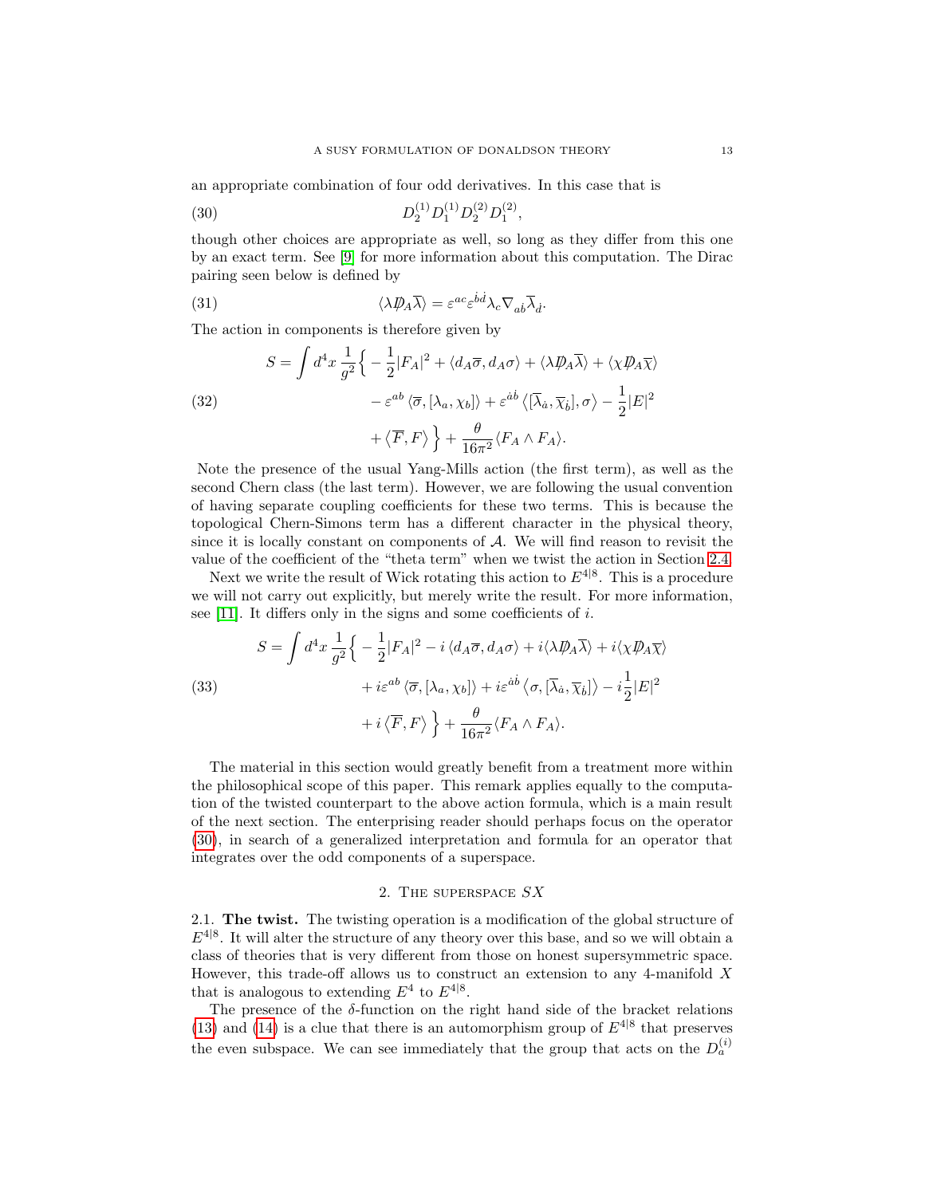an appropriate combination of four odd derivatives. In this case that is

$$D_2^{(1)} D_1^{(1)} D_2^{(2)} D_1^{(2)}, \tag{30}$$

though other choices are appropriate as well, so long as they differ from this one by an exact term. See [9] for more information about this computation. The Dirac pairing seen below is defined by

$$\langle \lambda \not{D}_A \overline{\lambda} \rangle = \varepsilon^{ac} \varepsilon^{\dot{b}\dot{d}} \lambda_c \nabla_{a\dot{b}} \overline{\lambda}_{\dot{d}}. \tag{31}$$

The action in components is therefore given by

$$\begin{aligned} S = \int d^4x \, \frac{1}{g^2} \Big\{ & -\frac{1}{2}|F_A|^2 + \langle d_A \overline{\sigma}, d_A \sigma \rangle + \langle \lambda \not{D}_A \overline{\lambda} \rangle + \langle \chi \not{D}_A \overline{\chi} \rangle \\ & - \varepsilon^{ab} \langle \overline{\sigma}, [\lambda_a, \chi_b] \rangle + \varepsilon^{\dot{a}\dot{b}} \left\langle [\overline{\lambda}_{\dot{a}}, \overline{\chi}_{\dot{b}}], \sigma \right\rangle - \frac{1}{2}|E|^2 \\ & + \left\langle \overline{F}, F \right\rangle \Big\} + \frac{\theta}{16\pi^2} \langle F_A \wedge F_A \rangle. \end{aligned} \tag{32}$$

Note the presence of the usual Yang-Mills action (the first term), as well as the second Chern class (the last term). However, we are following the usual convention of having separate coupling coefficients for these two terms. This is because the topological Chern-Simons term has a different character in the physical theory, since it is locally constant on components of $\mathcal{A}$. We will find reason to revisit the value of the coefficient of the "theta term" when we twist the action in Section 2.4.

Next we write the result of Wick rotating this action to $E^{4|8}$. This is a procedure we will not carry out explicitly, but merely write the result. For more information, see [11]. It differs only in the signs and some coefficients of $i$.

$$\begin{aligned} S = \int d^4x \, \frac{1}{g^2} \Big\{ & -\frac{1}{2}|F_A|^2 - i \langle d_A \overline{\sigma}, d_A \sigma \rangle + i\langle \lambda \not{D}_A \overline{\lambda} \rangle + i\langle \chi \not{D}_A \overline{\chi} \rangle \\ & + i\varepsilon^{ab} \langle \overline{\sigma}, [\lambda_a, \chi_b] \rangle + i\varepsilon^{\dot{a}\dot{b}} \left\langle \sigma, [\overline{\lambda}_{\dot{a}}, \overline{\chi}_{\dot{b}}] \right\rangle - i\frac{1}{2}|E|^2 \\ & + i \left\langle \overline{F}, F \right\rangle \Big\} + \frac{\theta}{16\pi^2} \langle F_A \wedge F_A \rangle. \end{aligned} \tag{33}$$

The material in this section would greatly benefit from a treatment more within the philosophical scope of this paper. This remark applies equally to the computation of the twisted counterpart to the above action formula, which is a main result of the next section. The enterprising reader should perhaps focus on the operator (30), in search of a generalized interpretation and formula for an operator that integrates over the odd components of a superspace.

## 2. The superspace $SX$

**2.1. The twist.** The twisting operation is a modification of the global structure of $E^{4|8}$. It will alter the structure of any theory over this base, and so we will obtain a class of theories that is very different from those on honest supersymmetric space. However, this trade-off allows us to construct an extension to any 4-manifold $X$ that is analogous to extending $E^4$ to $E^{4|8}$.

The presence of the $\delta$-function on the right hand side of the bracket relations (13) and (14) is a clue that there is an automorphism group of $E^{4|8}$ that preserves the even subspace. We can see immediately that the group that acts on the $D_a^{(i)}$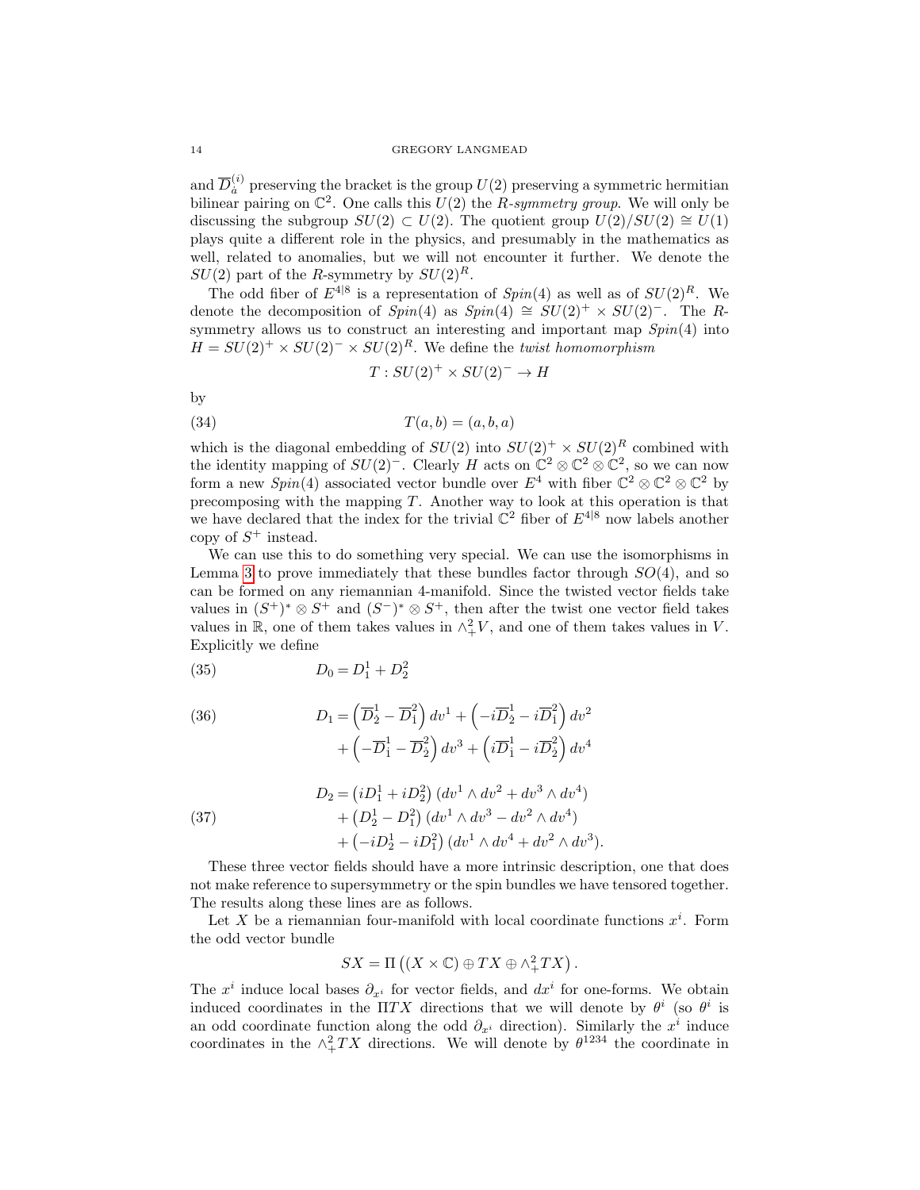and $\overline{D}^{(i)}_{\dot{a}}$ preserving the bracket is the group $U(2)$ preserving a symmetric hermitian bilinear pairing on $\mathbb{C}^2$. One calls this $U(2)$ the *R-symmetry group*. We will only be discussing the subgroup $SU(2) \subset U(2)$. The quotient group $U(2)/SU(2) \cong U(1)$ plays quite a different role in the physics, and presumably in the mathematics as well, related to anomalies, but we will not encounter it further. We denote the $SU(2)$ part of the $R$-symmetry by $SU(2)^R$.

The odd fiber of $E^{4|8}$ is a representation of $Spin(4)$ as well as of $SU(2)^R$. We denote the decomposition of $Spin(4)$ as $Spin(4) \cong SU(2)^+ \times SU(2)^-$. The $R$-symmetry allows us to construct an interesting and important map $Spin(4)$ into $H = SU(2)^+ \times SU(2)^- \times SU(2)^R$. We define the *twist homomorphism*

$$T : SU(2)^+ \times SU(2)^- \to H$$

by

$$T(a, b) = (a, b, a) \tag{34}$$

which is the diagonal embedding of $SU(2)$ into $SU(2)^+ \times SU(2)^R$ combined with the identity mapping of $SU(2)^-$. Clearly $H$ acts on $\mathbb{C}^2 \otimes \mathbb{C}^2 \otimes \mathbb{C}^2$, so we can now form a new $Spin(4)$ associated vector bundle over $E^4$ with fiber $\mathbb{C}^2 \otimes \mathbb{C}^2 \otimes \mathbb{C}^2$ by precomposing with the mapping $T$. Another way to look at this operation is that we have declared that the index for the trivial $\mathbb{C}^2$ fiber of $E^{4|8}$ now labels another copy of $S^+$ instead.

We can use this to do something very special. We can use the isomorphisms in Lemma 3 to prove immediately that these bundles factor through $SO(4)$, and so can be formed on any riemannian 4-manifold. Since the twisted vector fields take values in $(S^+)^* \otimes S^+$ and $(S^-)^* \otimes S^+$, then after the twist one vector field takes values in $\mathbb{R}$, one of them takes values in $\wedge^2_+ V$, and one of them takes values in $V$. Explicitly we define

$$D_0 = D^1_1 + D^2_2 \tag{35}$$

$$\begin{aligned} D_1 = &\left(\overline{D}^1_{\dot{2}} - \overline{D}^2_{\dot{1}}\right) dv^1 + \left(-i\overline{D}^1_{\dot{2}} - i\overline{D}^2_{\dot{1}}\right) dv^2 \\ &+ \left(-\overline{D}^1_{\dot{1}} - \overline{D}^2_{\dot{2}}\right) dv^3 + \left(i\overline{D}^1_{\dot{1}} - i\overline{D}^2_{\dot{2}}\right) dv^4 \end{aligned} \tag{36}$$

$$\begin{aligned} D_2 = &\left(iD^1_1 + iD^2_2\right)(dv^1 \wedge dv^2 + dv^3 \wedge dv^4) \\ &+ \left(D^1_2 - D^2_1\right)(dv^1 \wedge dv^3 - dv^2 \wedge dv^4) \\ &+ \left(-iD^1_2 - iD^2_1\right)(dv^1 \wedge dv^4 + dv^2 \wedge dv^3). \end{aligned} \tag{37}$$

These three vector fields should have a more intrinsic description, one that does not make reference to supersymmetry or the spin bundles we have tensored together. The results along these lines are as follows.

Let $X$ be a riemannian four-manifold with local coordinate functions $x^i$. Form the odd vector bundle

$$SX = \Pi\left((X \times \mathbb{C}) \oplus TX \oplus \wedge^2_+ TX\right).$$

The $x^i$ induce local bases $\partial_{x^i}$ for vector fields, and $dx^i$ for one-forms. We obtain induced coordinates in the $\Pi TX$ directions that we will denote by $\theta^i$ (so $\theta^i$ is an odd coordinate function along the odd $\partial_{x^i}$ direction). Similarly the $x^i$ induce coordinates in the $\wedge^2_+ TX$ directions. We will denote by $\theta^{1234}$ the coordinate in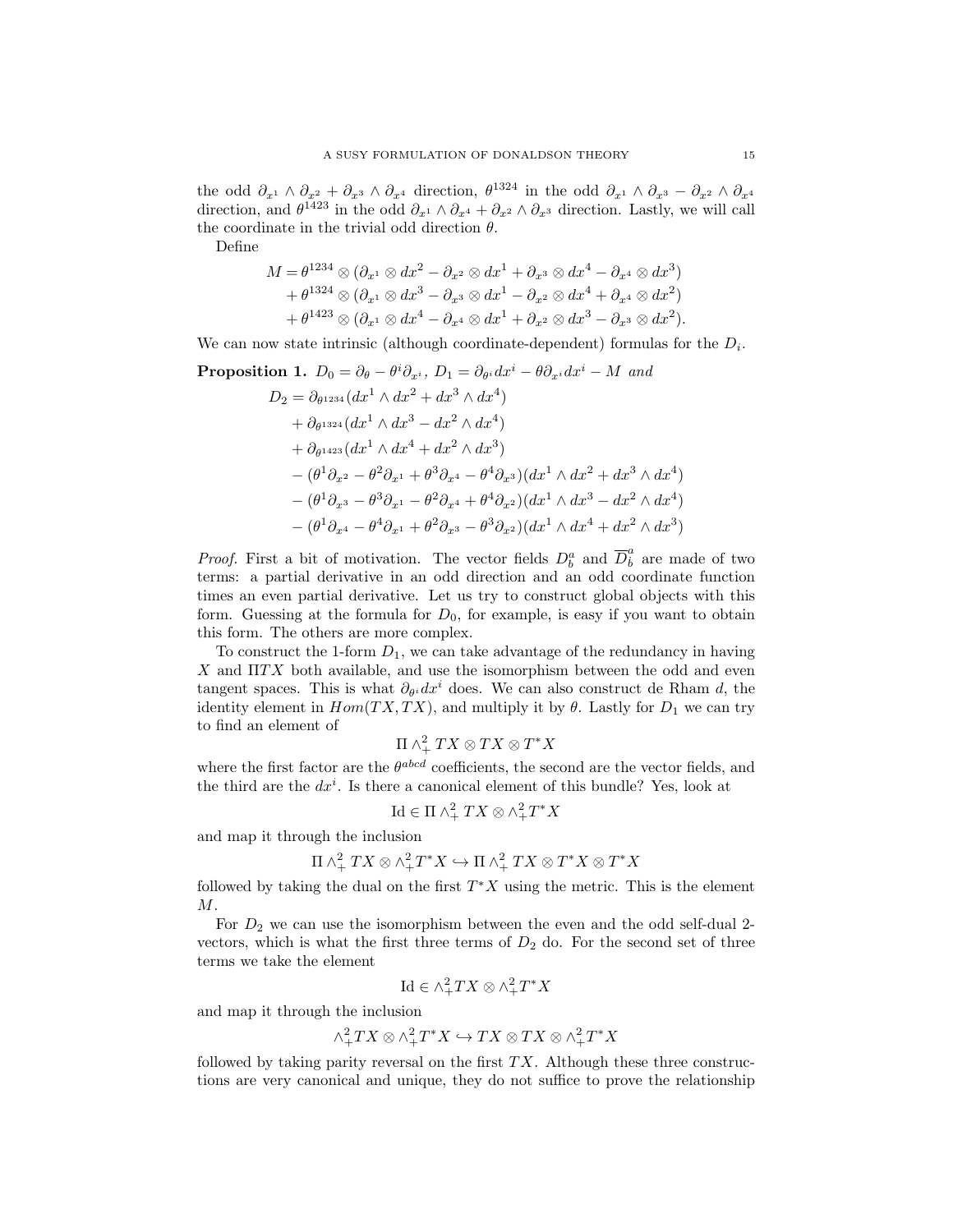the odd $\partial_{x^1} \wedge \partial_{x^2} + \partial_{x^3} \wedge \partial_{x^4}$ direction, $\theta^{1324}$ in the odd $\partial_{x^1} \wedge \partial_{x^3} - \partial_{x^2} \wedge \partial_{x^4}$ direction, and $\theta^{1423}$ in the odd $\partial_{x^1} \wedge \partial_{x^4} + \partial_{x^2} \wedge \partial_{x^3}$ direction. Lastly, we will call the coordinate in the trivial odd direction $\theta$.

Define

$$
\begin{aligned}
M &= \theta^{1234} \otimes (\partial_{x^1} \otimes dx^2 - \partial_{x^2} \otimes dx^1 + \partial_{x^3} \otimes dx^4 - \partial_{x^4} \otimes dx^3) \\
&\quad + \theta^{1324} \otimes (\partial_{x^1} \otimes dx^3 - \partial_{x^3} \otimes dx^1 - \partial_{x^2} \otimes dx^4 + \partial_{x^4} \otimes dx^2) \\
&\quad + \theta^{1423} \otimes (\partial_{x^1} \otimes dx^4 - \partial_{x^4} \otimes dx^1 + \partial_{x^2} \otimes dx^3 - \partial_{x^3} \otimes dx^2).
\end{aligned}
$$

We can now state intrinsic (although coordinate-dependent) formulas for the $D_i$.

**Proposition 1.** *$D_0 = \partial_\theta - \theta^i \partial_{x^i}$, $D_1 = \partial_{\theta^i} dx^i - \theta \partial_{x^i} dx^i - M$ and*

$$
\begin{aligned}
D_2 &= \partial_{\theta^{1234}}(dx^1 \wedge dx^2 + dx^3 \wedge dx^4) \\
&\quad + \partial_{\theta^{1324}}(dx^1 \wedge dx^3 - dx^2 \wedge dx^4) \\
&\quad + \partial_{\theta^{1423}}(dx^1 \wedge dx^4 + dx^2 \wedge dx^3) \\
&\quad - (\theta^1 \partial_{x^2} - \theta^2 \partial_{x^1} + \theta^3 \partial_{x^4} - \theta^4 \partial_{x^3})(dx^1 \wedge dx^2 + dx^3 \wedge dx^4) \\
&\quad - (\theta^1 \partial_{x^3} - \theta^3 \partial_{x^1} - \theta^2 \partial_{x^4} + \theta^4 \partial_{x^2})(dx^1 \wedge dx^3 - dx^2 \wedge dx^4) \\
&\quad - (\theta^1 \partial_{x^4} - \theta^4 \partial_{x^1} + \theta^2 \partial_{x^3} - \theta^3 \partial_{x^2})(dx^1 \wedge dx^4 + dx^2 \wedge dx^3)
\end{aligned}
$$

*Proof.* First a bit of motivation. The vector fields $D^a_b$ and $\overline{D}^a_b$ are made of two terms: a partial derivative in an odd direction and an odd coordinate function times an even partial derivative. Let us try to construct global objects with this form. Guessing at the formula for $D_0$, for example, is easy if you want to obtain this form. The others are more complex.

To construct the 1-form $D_1$, we can take advantage of the redundancy in having $X$ and $\Pi TX$ both available, and use the isomorphism between the odd and even tangent spaces. This is what $\partial_{\theta^i} dx^i$ does. We can also construct de Rham $d$, the identity element in $Hom(TX, TX)$, and multiply it by $\theta$. Lastly for $D_1$ we can try to find an element of

$$\Pi \wedge^2_+ TX \otimes TX \otimes T^*X$$

where the first factor are the $\theta^{abcd}$ coefficients, the second are the vector fields, and the third are the $dx^i$. Is there a canonical element of this bundle? Yes, look at

$$\mathrm{Id} \in \Pi \wedge^2_+ TX \otimes \wedge^2_+ T^*X$$

and map it through the inclusion

$$\Pi \wedge^2_+ TX \otimes \wedge^2_+ T^*X \hookrightarrow \Pi \wedge^2_+ TX \otimes T^*X \otimes T^*X$$

followed by taking the dual on the first $T^*X$ using the metric. This is the element $M$.

For $D_2$ we can use the isomorphism between the even and the odd self-dual 2-vectors, which is what the first three terms of $D_2$ do. For the second set of three terms we take the element

$$\mathrm{Id} \in \wedge^2_+ TX \otimes \wedge^2_+ T^*X$$

and map it through the inclusion

$$\wedge^2_+ TX \otimes \wedge^2_+ T^*X \hookrightarrow TX \otimes TX \otimes \wedge^2_+ T^*X$$

followed by taking parity reversal on the first $TX$. Although these three constructions are very canonical and unique, they do not suffice to prove the relationship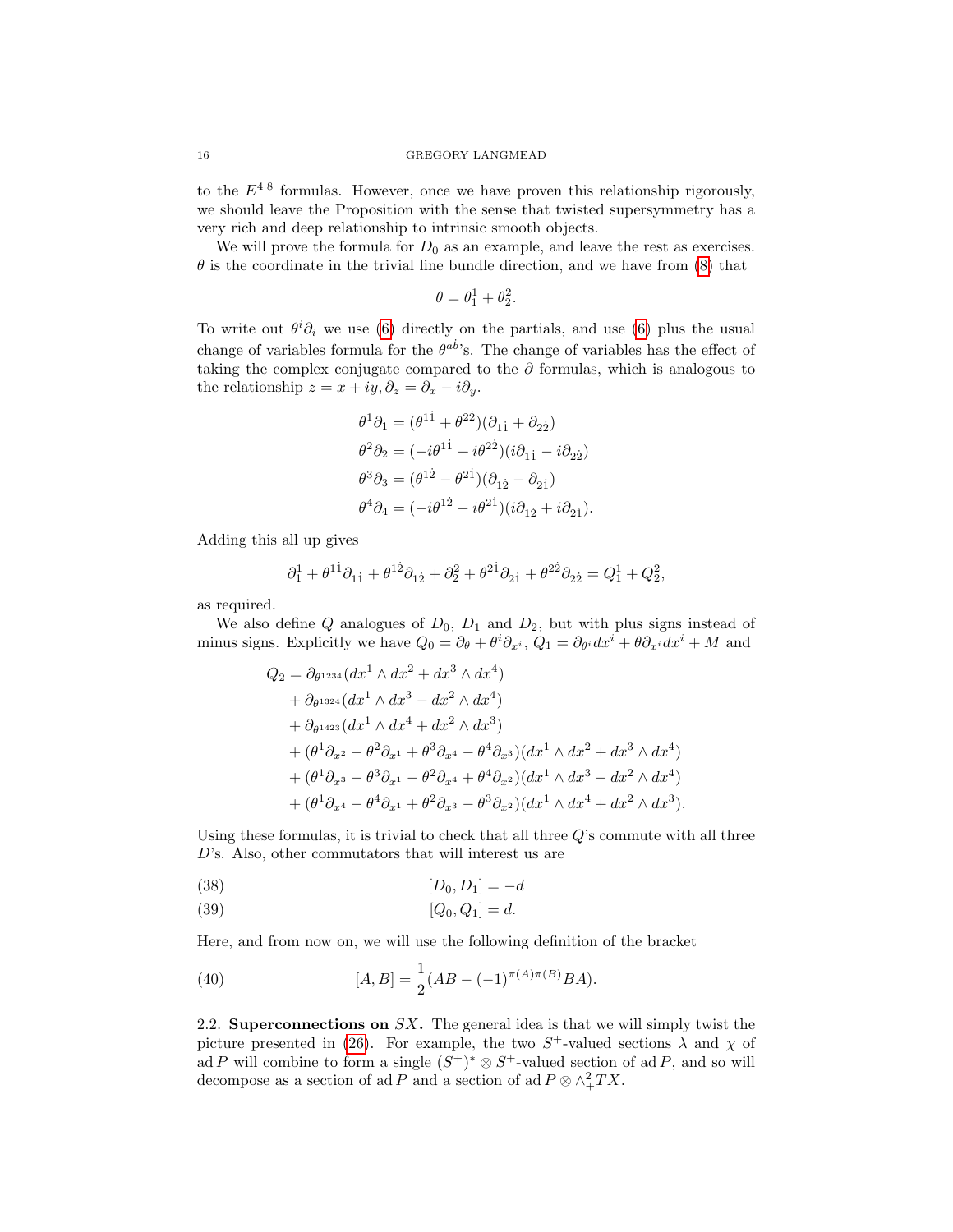to the $E^{4|8}$ formulas. However, once we have proven this relationship rigorously, we should leave the Proposition with the sense that twisted supersymmetry has a very rich and deep relationship to intrinsic smooth objects.

We will prove the formula for $D_0$ as an example, and leave the rest as exercises. $\theta$ is the coordinate in the trivial line bundle direction, and we have from (8) that

$$\theta = \theta_1^1 + \theta_2^2.$$

To write out $\theta^i \partial_i$ we use (6) directly on the partials, and use (6) plus the usual change of variables formula for the $\theta^{a\dot{b}}$'s. The change of variables has the effect of taking the complex conjugate compared to the $\partial$ formulas, which is analogous to the relationship $z = x + iy, \partial_z = \partial_x - i\partial_y$.

$$\begin{aligned}
\theta^1\partial_1 &= (\theta^{1\dot{1}} + \theta^{2\dot{2}})(\partial_{1\dot{1}} + \partial_{2\dot{2}}) \\
\theta^2\partial_2 &= (-i\theta^{1\dot{1}} + i\theta^{2\dot{2}})(i\partial_{1\dot{1}} - i\partial_{2\dot{2}}) \\
\theta^3\partial_3 &= (\theta^{1\dot{2}} - \theta^{2\dot{1}})(\partial_{1\dot{2}} - \partial_{2\dot{1}}) \\
\theta^4\partial_4 &= (-i\theta^{1\dot{2}} - i\theta^{2\dot{1}})(i\partial_{1\dot{2}} + i\partial_{2\dot{1}}).
\end{aligned}$$

Adding this all up gives

$$\partial_1^1 + \theta^{1\dot{1}}\partial_{1\dot{1}} + \theta^{1\dot{2}}\partial_{1\dot{2}} + \partial_2^2 + \theta^{2\dot{1}}\partial_{2\dot{1}} + \theta^{2\dot{2}}\partial_{2\dot{2}} = Q_1^1 + Q_2^2,$$

as required.

We also define $Q$ analogues of $D_0$, $D_1$ and $D_2$, but with plus signs instead of minus signs. Explicitly we have $Q_0 = \partial_\theta + \theta^i\partial_{x^i}$, $Q_1 = \partial_{\theta^i}dx^i + \theta\partial_{x^i}dx^i + M$ and

$$\begin{aligned}
Q_2 = {} & \partial_{\theta^{1234}}(dx^1 \wedge dx^2 + dx^3 \wedge dx^4) \\
&+ \partial_{\theta^{1324}}(dx^1 \wedge dx^3 - dx^2 \wedge dx^4) \\
&+ \partial_{\theta^{1423}}(dx^1 \wedge dx^4 + dx^2 \wedge dx^3) \\
&+ (\theta^1\partial_{x^2} - \theta^2\partial_{x^1} + \theta^3\partial_{x^4} - \theta^4\partial_{x^3})(dx^1 \wedge dx^2 + dx^3 \wedge dx^4) \\
&+ (\theta^1\partial_{x^3} - \theta^3\partial_{x^1} - \theta^2\partial_{x^4} + \theta^4\partial_{x^2})(dx^1 \wedge dx^3 - dx^2 \wedge dx^4) \\
&+ (\theta^1\partial_{x^4} - \theta^4\partial_{x^1} + \theta^2\partial_{x^3} - \theta^3\partial_{x^2})(dx^1 \wedge dx^4 + dx^2 \wedge dx^3).
\end{aligned}$$

Using these formulas, it is trivial to check that all three $Q$'s commute with all three $D$'s. Also, other commutators that will interest us are

$$[D_0, D_1] = -d \tag{38}$$

$$[Q_0, Q_1] = d. \tag{39}$$

Here, and from now on, we will use the following definition of the bracket

$$[A, B] = \frac{1}{2}(AB - (-1)^{\pi(A)\pi(B)}BA). \tag{40}$$

### 2.2. Superconnections on $SX$.

The general idea is that we will simply twist the picture presented in (26). For example, the two $S^+$-valued sections $\lambda$ and $\chi$ of $\operatorname{ad} P$ will combine to form a single $(S^+)^* \otimes S^+$-valued section of $\operatorname{ad} P$, and so will decompose as a section of $\operatorname{ad} P$ and a section of $\operatorname{ad} P \otimes \wedge_+^2 TX$.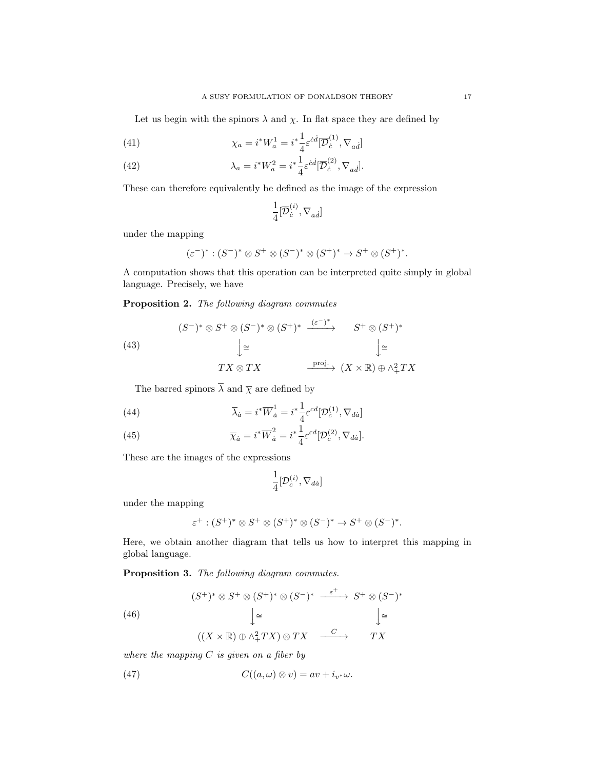Let us begin with the spinors $\lambda$ and $\chi$. In flat space they are defined by

$$\chi_a = i^* W^1_a = i^* \frac{1}{4} \varepsilon^{\dot{c}\dot{d}} [\overline{\mathcal{D}}^{(1)}_{\dot{c}}, \nabla_{a\dot{d}}] \tag{41}$$

$$\lambda_a = i^* W^2_a = i^* \frac{1}{4} \varepsilon^{\dot{c}\dot{d}} [\overline{\mathcal{D}}^{(2)}_{\dot{c}}, \nabla_{a\dot{d}}]. \tag{42}$$

These can therefore equivalently be defined as the image of the expression

$$\frac{1}{4}[\overline{\mathcal{D}}^{(i)}_{\dot{c}}, \nabla_{a\dot{d}}]$$

under the mapping

$$(\varepsilon^-)^* : (S^-)^* \otimes S^+ \otimes (S^-)^* \otimes (S^+)^* \to S^+ \otimes (S^+)^*.$$

A computation shows that this operation can be interpreted quite simply in global language. Precisely, we have

**Proposition 2.** *The following diagram commutes*

$$\begin{array}{ccc} (S^-)^* \otimes S^+ \otimes (S^-)^* \otimes (S^+)^* & \xrightarrow{(\varepsilon^-)^*} & S^+ \otimes (S^+)^* \\ \big\downarrow \cong & & \big\downarrow \cong \\ TX \otimes TX & \xrightarrow{\text{proj.}} & (X \times \mathbb{R}) \oplus \wedge^2_+ TX \end{array} \tag{43}$$

The barred spinors $\overline{\lambda}$ and $\overline{\chi}$ are defined by

$$\overline{\lambda}_{\dot{a}} = i^* \overline{W}^1_{\dot{a}} = i^* \frac{1}{4} \varepsilon^{cd} [\mathcal{D}^{(1)}_c, \nabla_{d\dot{a}}] \tag{44}$$

$$\overline{\chi}_{\dot{a}} = i^* \overline{W}^2_{\dot{a}} = i^* \frac{1}{4} \varepsilon^{cd} [\mathcal{D}^{(2)}_c, \nabla_{d\dot{a}}]. \tag{45}$$

These are the images of the expressions

$$\frac{1}{4}[\mathcal{D}^{(i)}_c, \nabla_{d\dot{a}}]$$

under the mapping

$$\varepsilon^+ : (S^+)^* \otimes S^+ \otimes (S^+)^* \otimes (S^-)^* \to S^+ \otimes (S^-)^*.$$

Here, we obtain another diagram that tells us how to interpret this mapping in global language.

**Proposition 3.** *The following diagram commutes.*

$$\begin{array}{ccc} (S^+)^* \otimes S^+ \otimes (S^+)^* \otimes (S^-)^* & \xrightarrow{\varepsilon^+} & S^+ \otimes (S^-)^* \\ \big\downarrow \cong & & \big\downarrow \cong \\ ((X \times \mathbb{R}) \oplus \wedge^2_+ TX) \otimes TX & \xrightarrow{C} & TX \end{array} \tag{46}$$

*where the mapping $C$ is given on a fiber by*

$$C((a, \omega) \otimes v) = av + i_{v^*}\omega. \tag{47}$$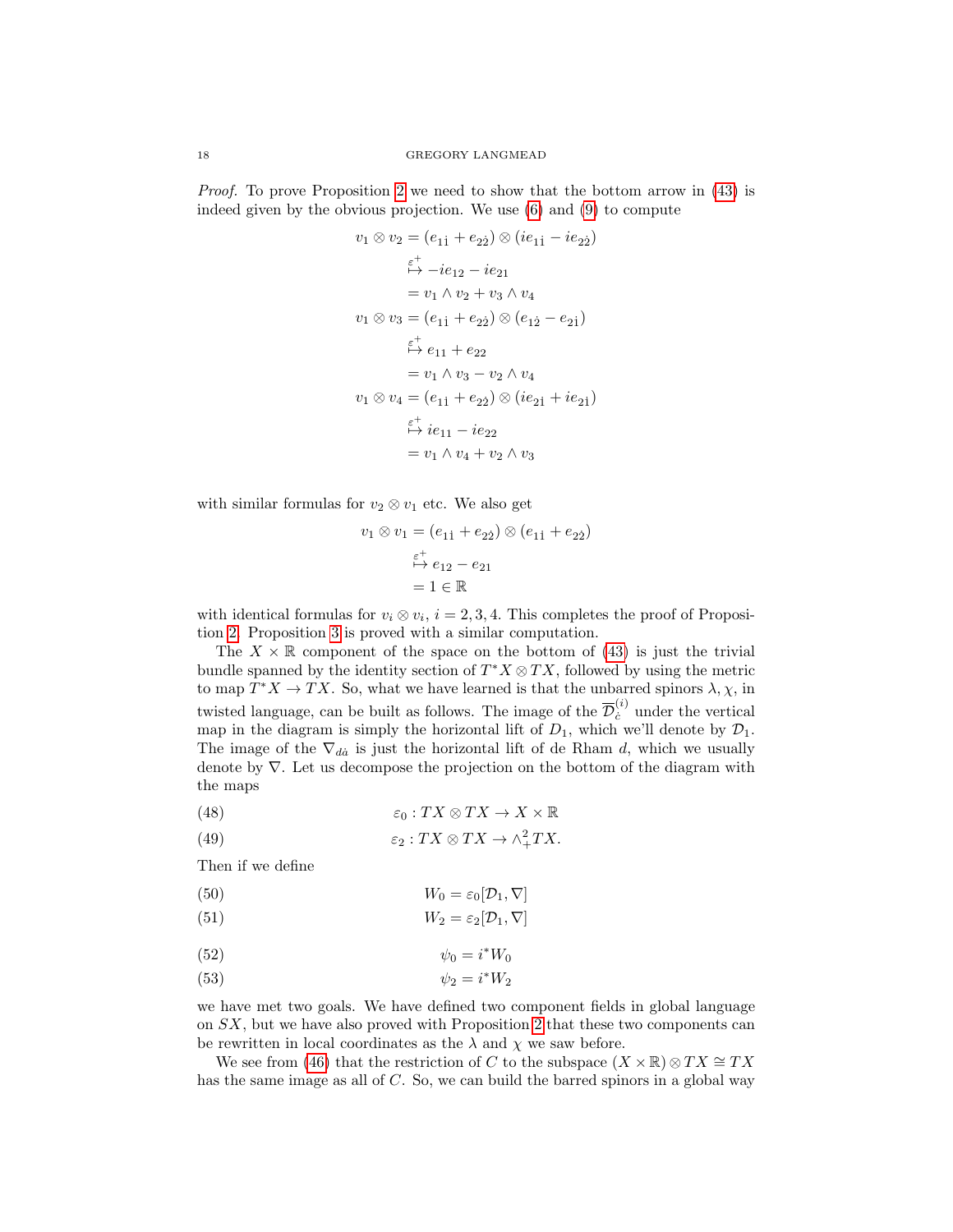*Proof.* To prove Proposition 2 we need to show that the bottom arrow in (43) is indeed given by the obvious projection. We use (6) and (9) to compute

$$
\begin{aligned}
v_1 \otimes v_2 &= (e_{1\dot{1}} + e_{2\dot{2}}) \otimes (ie_{1\dot{1}} - ie_{2\dot{2}}) \\
&\overset{\varepsilon^+}{\mapsto} -ie_{12} - ie_{21} \\
&= v_1 \wedge v_2 + v_3 \wedge v_4 \\
v_1 \otimes v_3 &= (e_{1\dot{1}} + e_{2\dot{2}}) \otimes (e_{1\dot{2}} - e_{2\dot{1}}) \\
&\overset{\varepsilon^+}{\mapsto} e_{11} + e_{22} \\
&= v_1 \wedge v_3 - v_2 \wedge v_4 \\
v_1 \otimes v_4 &= (e_{1\dot{1}} + e_{2\dot{2}}) \otimes (ie_{2\dot{1}} + ie_{2\dot{1}}) \\
&\overset{\varepsilon^+}{\mapsto} ie_{11} - ie_{22} \\
&= v_1 \wedge v_4 + v_2 \wedge v_3
\end{aligned}
$$

with similar formulas for $v_2 \otimes v_1$ etc. We also get

$$
\begin{aligned}
v_1 \otimes v_1 &= (e_{1\dot{1}} + e_{2\dot{2}}) \otimes (e_{1\dot{1}} + e_{2\dot{2}}) \\
&\overset{\varepsilon^+}{\mapsto} e_{12} - e_{21} \\
&= 1 \in \mathbb{R}
\end{aligned}
$$

with identical formulas for $v_i \otimes v_i$, $i = 2, 3, 4$. This completes the proof of Proposition 2. Proposition 3 is proved with a similar computation.

The $X \times \mathbb{R}$ component of the space on the bottom of (43) is just the trivial bundle spanned by the identity section of $T^*X \otimes TX$, followed by using the metric to map $T^*X \to TX$. So, what we have learned is that the unbarred spinors $\lambda, \chi$, in twisted language, can be built as follows. The image of the $\overline{\mathcal{D}}^{(i)}_{\dot{c}}$ under the vertical map in the diagram is simply the horizontal lift of $D_1$, which we'll denote by $\mathcal{D}_1$. The image of the $\nabla_{d\dot{a}}$ is just the horizontal lift of de Rham $d$, which we usually denote by $\nabla$. Let us decompose the projection on the bottom of the diagram with the maps

$$\varepsilon_0 : TX \otimes TX \to X \times \mathbb{R} \tag{48}$$

$$\varepsilon_2 : TX \otimes TX \to \wedge^2_+ TX. \tag{49}$$

Then if we define

$$W_0 = \varepsilon_0[\mathcal{D}_1, \nabla] \tag{50}$$

$$W_2 = \varepsilon_2[\mathcal{D}_1, \nabla] \tag{51}$$

$$\psi_0 = i^* W_0 \tag{52}$$

$$\psi_2 = i^* W_2 \tag{53}$$

we have met two goals. We have defined two component fields in global language on $SX$, but we have also proved with Proposition 2 that these two components can be rewritten in local coordinates as the $\lambda$ and $\chi$ we saw before.

We see from (46) that the restriction of $C$ to the subspace $(X \times \mathbb{R}) \otimes TX \cong TX$ has the same image as all of $C$. So, we can build the barred spinors in a global way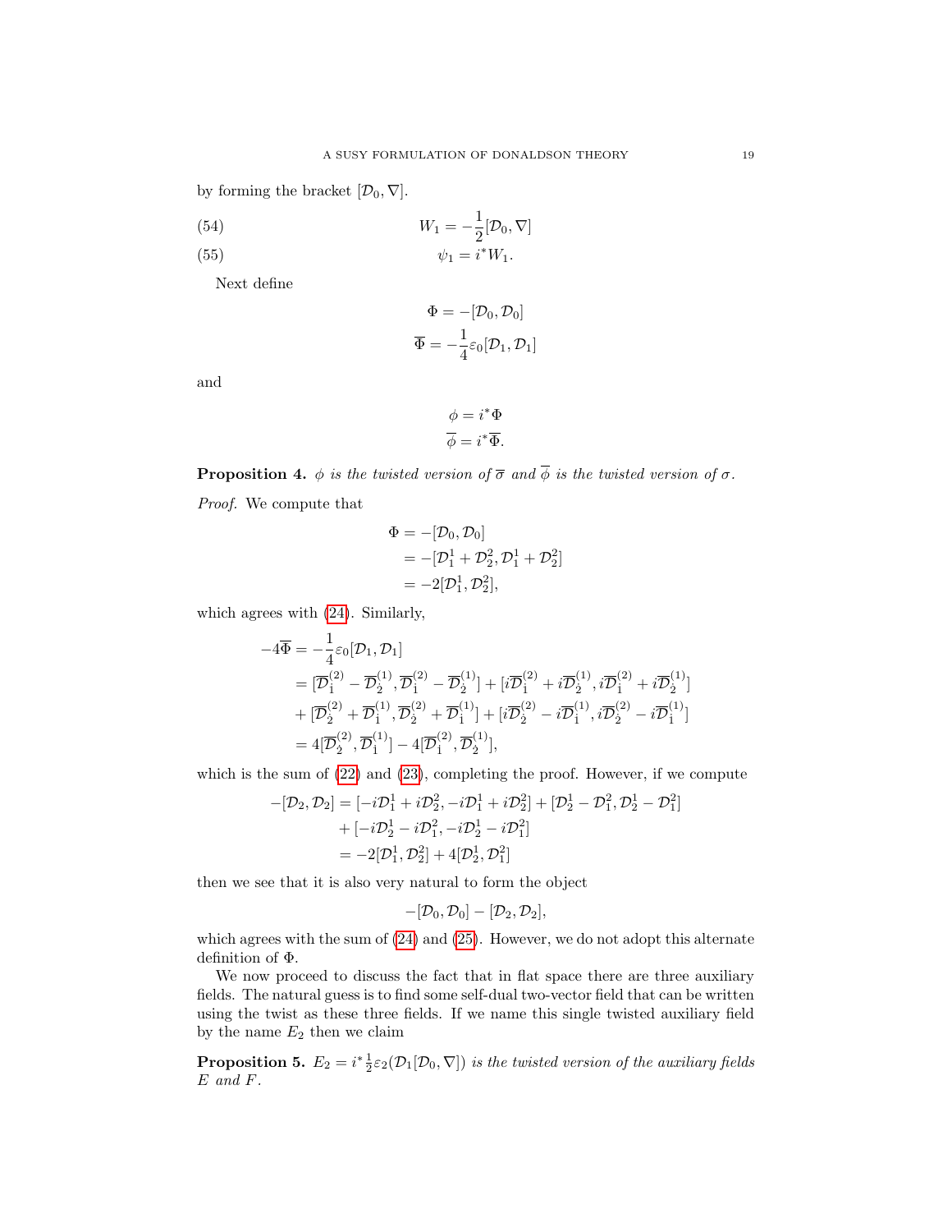by forming the bracket $[\mathcal{D}_0, \nabla]$.

$$W_1 = -\frac{1}{2}[\mathcal{D}_0, \nabla] \tag{54}$$

$$\psi_1 = i^* W_1. \tag{55}$$

Next define

$$\Phi = -[\mathcal{D}_0, \mathcal{D}_0]$$
$$\overline{\Phi} = -\frac{1}{4}\varepsilon_0[\mathcal{D}_1, \mathcal{D}_1]$$

and

$$\phi = i^*\Phi$$
$$\overline{\phi} = i^*\overline{\Phi}.$$

**Proposition 4.** *$\phi$ is the twisted version of $\overline{\sigma}$ and $\overline{\phi}$ is the twisted version of $\sigma$.*

*Proof.* We compute that

$$\begin{aligned}
\Phi &= -[\mathcal{D}_0, \mathcal{D}_0] \\
&= -[\mathcal{D}_1^1 + \mathcal{D}_2^2, \mathcal{D}_1^1 + \mathcal{D}_2^2] \\
&= -2[\mathcal{D}_1^1, \mathcal{D}_2^2],
\end{aligned}$$

which agrees with (24). Similarly,

$$\begin{aligned}
-4\overline{\Phi} &= -\frac{1}{4}\varepsilon_0[\mathcal{D}_1, \mathcal{D}_1] \\
&= [\overline{\mathcal{D}}_{\dot{1}}^{(2)} - \overline{\mathcal{D}}_{\dot{2}}^{(1)}, \overline{\mathcal{D}}_{\dot{1}}^{(2)} - \overline{\mathcal{D}}_{\dot{2}}^{(1)}] + [i\overline{\mathcal{D}}_{\dot{1}}^{(2)} + i\overline{\mathcal{D}}_{\dot{2}}^{(1)}, i\overline{\mathcal{D}}_{\dot{1}}^{(2)} + i\overline{\mathcal{D}}_{\dot{2}}^{(1)}] \\
&\quad + [\overline{\mathcal{D}}_{\dot{2}}^{(2)} + \overline{\mathcal{D}}_{\dot{1}}^{(1)}, \overline{\mathcal{D}}_{\dot{2}}^{(2)} + \overline{\mathcal{D}}_{\dot{1}}^{(1)}] + [i\overline{\mathcal{D}}_{\dot{2}}^{(2)} - i\overline{\mathcal{D}}_{\dot{1}}^{(1)}, i\overline{\mathcal{D}}_{\dot{2}}^{(2)} - i\overline{\mathcal{D}}_{\dot{1}}^{(1)}] \\
&= 4[\overline{\mathcal{D}}_{\dot{2}}^{(2)}, \overline{\mathcal{D}}_{\dot{1}}^{(1)}] - 4[\overline{\mathcal{D}}_{\dot{1}}^{(2)}, \overline{\mathcal{D}}_{\dot{2}}^{(1)}],
\end{aligned}$$

which is the sum of (22) and (23), completing the proof. However, if we compute

$$\begin{aligned}
-[\mathcal{D}_2, \mathcal{D}_2] &= [-i\mathcal{D}_1^1 + i\mathcal{D}_2^2, -i\mathcal{D}_1^1 + i\mathcal{D}_2^2] + [\mathcal{D}_2^1 - \mathcal{D}_1^2, \mathcal{D}_2^1 - \mathcal{D}_1^2] \\
&\quad + [-i\mathcal{D}_2^1 - i\mathcal{D}_1^2, -i\mathcal{D}_2^1 - i\mathcal{D}_1^2] \\
&= -2[\mathcal{D}_1^1, \mathcal{D}_2^2] + 4[\mathcal{D}_2^1, \mathcal{D}_1^2]
\end{aligned}$$

then we see that it is also very natural to form the object

$$-[\mathcal{D}_0, \mathcal{D}_0] - [\mathcal{D}_2, \mathcal{D}_2],$$

which agrees with the sum of (24) and (25). However, we do not adopt this alternate definition of $\Phi$.

We now proceed to discuss the fact that in flat space there are three auxiliary fields. The natural guess is to find some self-dual two-vector field that can be written using the twist as these three fields. If we name this single twisted auxiliary field by the name $E_2$ then we claim

**Proposition 5.** *$E_2 = i^* \frac{1}{2}\varepsilon_2(\mathcal{D}_1[\mathcal{D}_0, \nabla])$ is the twisted version of the auxiliary fields $E$ and $F$.*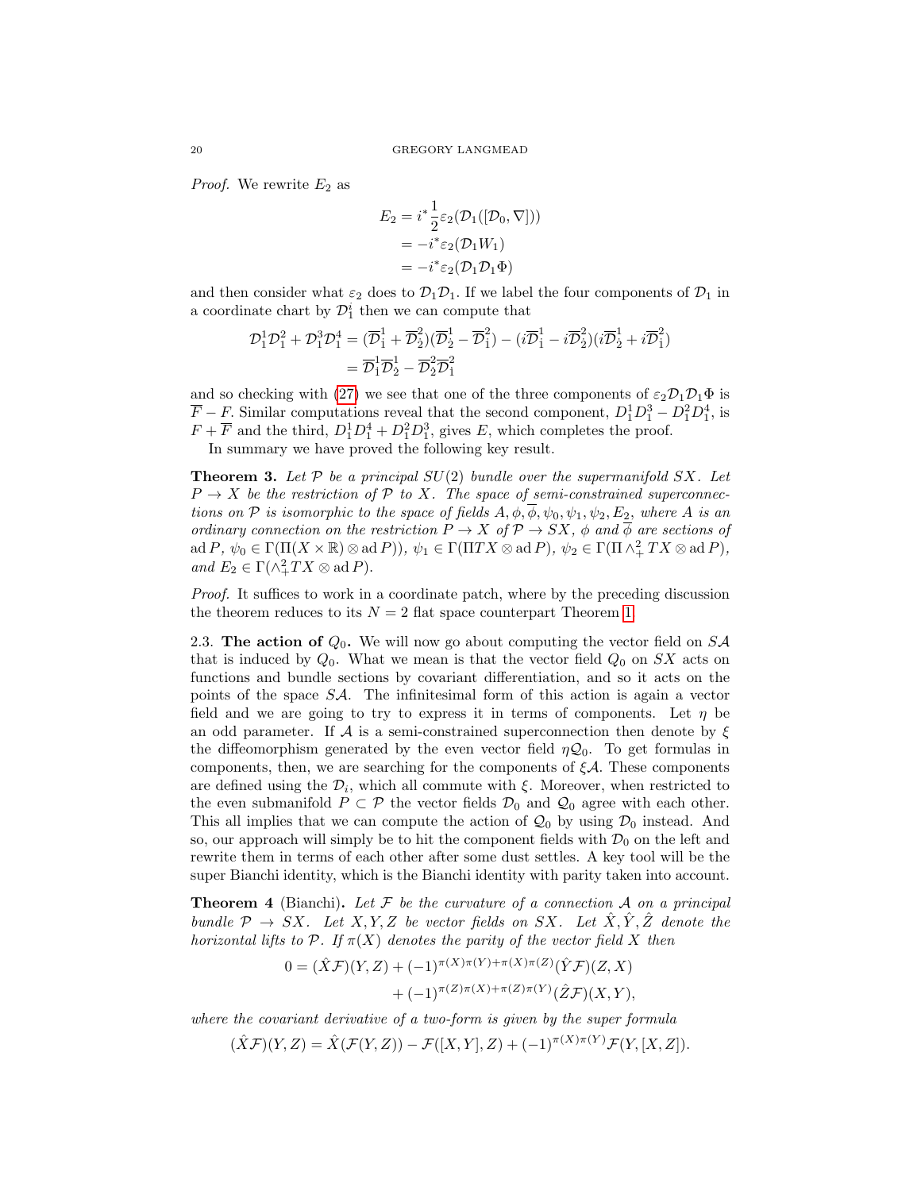*Proof.* We rewrite $E_2$ as

$$
\begin{aligned}
E_2 &= i^* \frac{1}{2}\varepsilon_2(\mathcal{D}_1([\mathcal{D}_0, \nabla])) \\
&= -i^*\varepsilon_2(\mathcal{D}_1 W_1) \\
&= -i^*\varepsilon_2(\mathcal{D}_1\mathcal{D}_1\Phi)
\end{aligned}
$$

and then consider what $\varepsilon_2$ does to $\mathcal{D}_1\mathcal{D}_1$. If we label the four components of $\mathcal{D}_1$ in a coordinate chart by $\mathcal{D}_1^i$ then we can compute that

$$
\begin{aligned}
\mathcal{D}_1^1\mathcal{D}_1^2 + \mathcal{D}_1^3\mathcal{D}_1^4 &= (\overline{\mathcal{D}}_1^1 + \overline{\mathcal{D}}_2^2)(\overline{\mathcal{D}}_2^1 - \overline{\mathcal{D}}_1^2) - (i\overline{\mathcal{D}}_1^1 - i\overline{\mathcal{D}}_2^2)(i\overline{\mathcal{D}}_2^1 + i\overline{\mathcal{D}}_1^2) \\
&= \overline{\mathcal{D}}_1^1\overline{\mathcal{D}}_2^1 - \overline{\mathcal{D}}_2^2\overline{\mathcal{D}}_1^2
\end{aligned}
$$

and so checking with (27) we see that one of the three components of $\varepsilon_2\mathcal{D}_1\mathcal{D}_1\Phi$ is $\overline{F} - F$. Similar computations reveal that the second component, $D_1^1D_1^3 - D_1^2D_1^4$, is $F + \overline{F}$ and the third, $D_1^1D_1^4 + D_1^2D_1^3$, gives $E$, which completes the proof.

In summary we have proved the following key result.

**Theorem 3.** *Let $\mathcal{P}$ be a principal $SU(2)$ bundle over the supermanifold $SX$. Let $P \to X$ be the restriction of $\mathcal{P}$ to $X$. The space of semi-constrained superconnections on $\mathcal{P}$ is isomorphic to the space of fields $A, \phi, \overline{\phi}, \psi_0, \psi_1, \psi_2, E_2$, where $A$ is an ordinary connection on the restriction $P \to X$ of $\mathcal{P} \to SX$, $\phi$ and $\overline{\phi}$ are sections of $\operatorname{ad} P$, $\psi_0 \in \Gamma(\Pi(X \times \mathbb{R}) \otimes \operatorname{ad} P))$, $\psi_1 \in \Gamma(\Pi TX \otimes \operatorname{ad} P)$, $\psi_2 \in \Gamma(\Pi \wedge_+^2 TX \otimes \operatorname{ad} P)$, and $E_2 \in \Gamma(\wedge_+^2 TX \otimes \operatorname{ad} P)$.*

*Proof.* It suffices to work in a coordinate patch, where by the preceding discussion the theorem reduces to its $N = 2$ flat space counterpart Theorem 1.

2.3. **The action of $Q_0$.** We will now go about computing the vector field on $S\mathcal{A}$ that is induced by $Q_0$. What we mean is that the vector field $Q_0$ on $SX$ acts on functions and bundle sections by covariant differentiation, and so it acts on the points of the space $S\mathcal{A}$. The infinitesimal form of this action is again a vector field and we are going to try to express it in terms of components. Let $\eta$ be an odd parameter. If $\mathcal{A}$ is a semi-constrained superconnection then denote by $\xi$ the diffeomorphism generated by the even vector field $\eta\mathcal{Q}_0$. To get formulas in components, then, we are searching for the components of $\xi\mathcal{A}$. These components are defined using the $\mathcal{D}_i$, which all commute with $\xi$. Moreover, when restricted to the even submanifold $P \subset \mathcal{P}$ the vector fields $\mathcal{D}_0$ and $\mathcal{Q}_0$ agree with each other. This all implies that we can compute the action of $\mathcal{Q}_0$ by using $\mathcal{D}_0$ instead. And so, our approach will simply be to hit the component fields with $\mathcal{D}_0$ on the left and rewrite them in terms of each other after some dust settles. A key tool will be the super Bianchi identity, which is the Bianchi identity with parity taken into account.

**Theorem 4** (Bianchi)**.** *Let $\mathcal{F}$ be the curvature of a connection $\mathcal{A}$ on a principal bundle $\mathcal{P} \to SX$. Let $X, Y, Z$ be vector fields on $SX$. Let $\hat{X}, \hat{Y}, \hat{Z}$ denote the horizontal lifts to $\mathcal{P}$. If $\pi(X)$ denotes the parity of the vector field $X$ then*

$$
\begin{aligned}
0 = (\hat{X}\mathcal{F})(Y, Z) &+ (-1)^{\pi(X)\pi(Y)+\pi(X)\pi(Z)}(\hat{Y}\mathcal{F})(Z, X) \\
&+ (-1)^{\pi(Z)\pi(X)+\pi(Z)\pi(Y)}(\hat{Z}\mathcal{F})(X, Y),
\end{aligned}
$$

*where the covariant derivative of a two-form is given by the super formula*

$$
(\hat{X}\mathcal{F})(Y, Z) = \hat{X}(\mathcal{F}(Y, Z)) - \mathcal{F}([X, Y], Z) + (-1)^{\pi(X)\pi(Y)}\mathcal{F}(Y, [X, Z]).
$$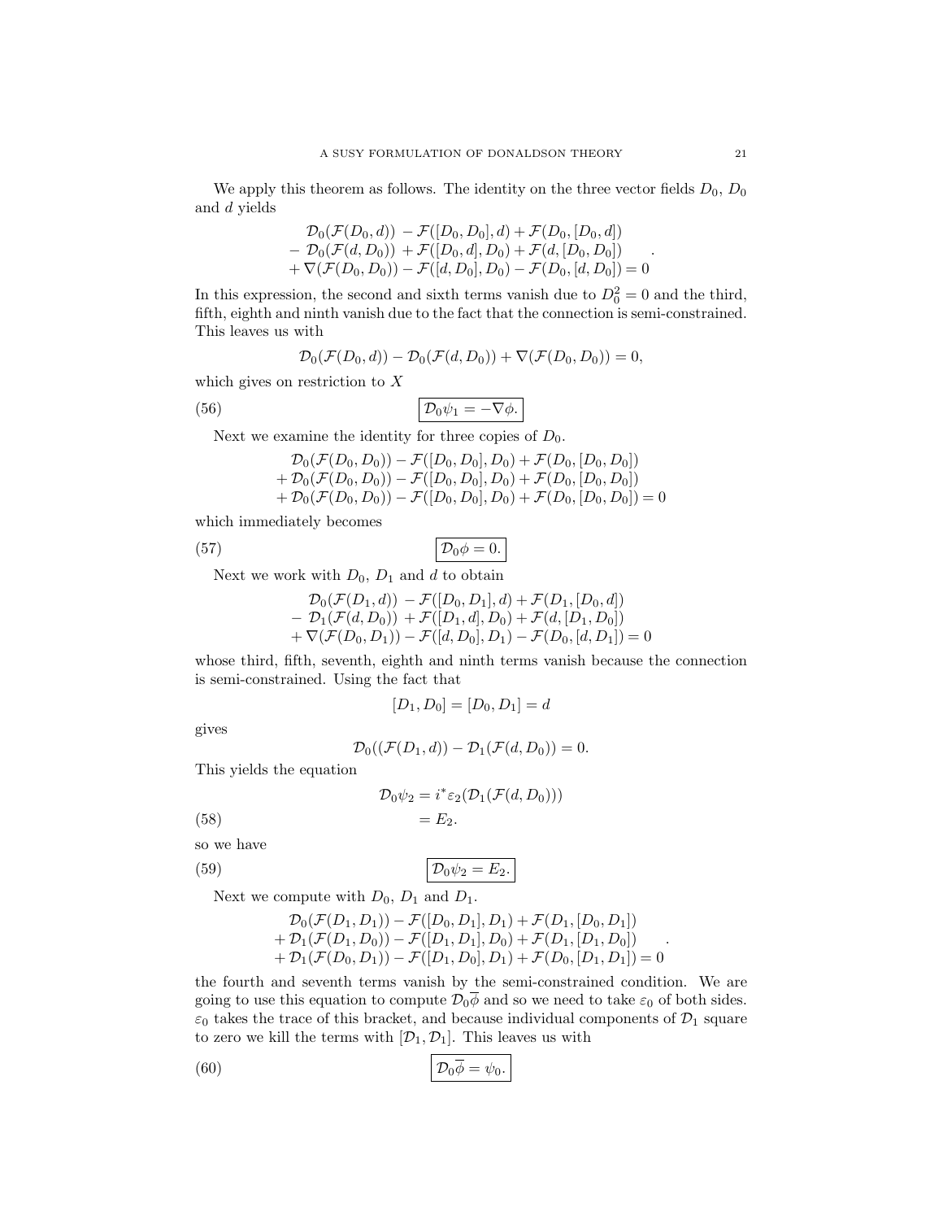We apply this theorem as follows. The identity on the three vector fields $D_0$, $D_0$ and $d$ yields

$$
\begin{array}{l}
\mathcal{D}_0(\mathcal{F}(D_0,d)) \; - \mathcal{F}([D_0,D_0],d) + \mathcal{F}(D_0,[D_0,d]) \\
- \; \mathcal{D}_0(\mathcal{F}(d,D_0)) \; + \mathcal{F}([D_0,d],D_0) + \mathcal{F}(d,[D_0,D_0]) \\
+ \nabla(\mathcal{F}(D_0,D_0)) - \mathcal{F}([d,D_0],D_0) - \mathcal{F}(D_0,[d,D_0]) = 0
\end{array}
.
$$

In this expression, the second and sixth terms vanish due to $D_0^2 = 0$ and the third, fifth, eighth and ninth vanish due to the fact that the connection is semi-constrained. This leaves us with

$$\mathcal{D}_0(\mathcal{F}(D_0,d)) - \mathcal{D}_0(\mathcal{F}(d,D_0)) + \nabla(\mathcal{F}(D_0,D_0)) = 0,$$

which gives on restriction to $X$

$$\boxed{\mathcal{D}_0\psi_1 = -\nabla\phi.} \tag{56}$$

Next we examine the identity for three copies of $D_0$.

$$
\begin{array}{l}
\mathcal{D}_0(\mathcal{F}(D_0,D_0)) - \mathcal{F}([D_0,D_0],D_0) + \mathcal{F}(D_0,[D_0,D_0]) \\
+ \mathcal{D}_0(\mathcal{F}(D_0,D_0)) - \mathcal{F}([D_0,D_0],D_0) + \mathcal{F}(D_0,[D_0,D_0]) \\
+ \mathcal{D}_0(\mathcal{F}(D_0,D_0)) - \mathcal{F}([D_0,D_0],D_0) + \mathcal{F}(D_0,[D_0,D_0]) = 0
\end{array}
$$

which immediately becomes

$$\boxed{\mathcal{D}_0\phi = 0.} \tag{57}$$

Next we work with $D_0$, $D_1$ and $d$ to obtain

$$
\begin{array}{l}
\mathcal{D}_0(\mathcal{F}(D_1,d)) \; - \mathcal{F}([D_0,D_1],d) + \mathcal{F}(D_1,[D_0,d]) \\
- \; \mathcal{D}_1(\mathcal{F}(d,D_0)) \; + \mathcal{F}([D_1,d],D_0) + \mathcal{F}(d,[D_1,D_0]) \\
+ \nabla(\mathcal{F}(D_0,D_1)) - \mathcal{F}([d,D_0],D_1) - \mathcal{F}(D_0,[d,D_1]) = 0
\end{array}
$$

whose third, fifth, seventh, eighth and ninth terms vanish because the connection is semi-constrained. Using the fact that

$$[D_1,D_0] = [D_0,D_1] = d$$

gives

$$\mathcal{D}_0((\mathcal{F}(D_1,d)) - \mathcal{D}_1(\mathcal{F}(d,D_0)) = 0.$$

This yields the equation

$$
\begin{aligned}
\mathcal{D}_0\psi_2 &= i^*\varepsilon_2(\mathcal{D}_1(\mathcal{F}(d,D_0))) \\
&= E_2.
\end{aligned}
\tag{58}
$$

so we have

$$\boxed{\mathcal{D}_0\psi_2 = E_2.} \tag{59}$$

Next we compute with $D_0$, $D_1$ and $D_1$.

$$
\begin{array}{l}
\mathcal{D}_0(\mathcal{F}(D_1,D_1)) - \mathcal{F}([D_0,D_1],D_1) + \mathcal{F}(D_1,[D_0,D_1]) \\
+ \mathcal{D}_1(\mathcal{F}(D_1,D_0)) - \mathcal{F}([D_1,D_1],D_0) + \mathcal{F}(D_1,[D_1,D_0]) \\
+ \mathcal{D}_1(\mathcal{F}(D_0,D_1)) - \mathcal{F}([D_1,D_0],D_1) + \mathcal{F}(D_0,[D_1,D_1]) = 0
\end{array}
.
$$

the fourth and seventh terms vanish by the semi-constrained condition. We are going to use this equation to compute $\mathcal{D}_0\overline{\phi}$ and so we need to take $\varepsilon_0$ of both sides. $\varepsilon_0$ takes the trace of this bracket, and because individual components of $\mathcal{D}_1$ square to zero we kill the terms with $[\mathcal{D}_1,\mathcal{D}_1]$. This leaves us with

$$\boxed{\mathcal{D}_0\overline{\phi} = \psi_0.} \tag{60}$$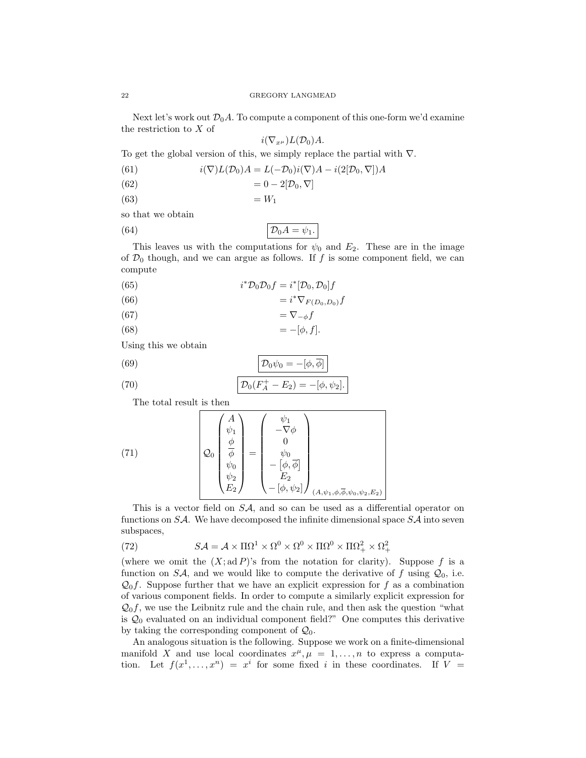Next let's work out $\mathcal{D}_0 A$. To compute a component of this one-form we'd examine the restriction to $X$ of

$$i(\nabla_{x^\mu})L(\mathcal{D}_0)A.$$

To get the global version of this, we simply replace the partial with $\nabla$.

$$i(\nabla)L(\mathcal{D}_0)A = L(-\mathcal{D}_0)i(\nabla)A - i(2[\mathcal{D}_0, \nabla])A \tag{61}$$

$$= 0 - 2[\mathcal{D}_0, \nabla] \tag{62}$$

$$= W_1 \tag{63}$$

so that we obtain

$$\boxed{\mathcal{D}_0 A = \psi_1.} \tag{64}$$

This leaves us with the computations for $\psi_0$ and $E_2$. These are in the image of $\mathcal{D}_0$ though, and we can argue as follows. If $f$ is some component field, we can compute

$$i^*\mathcal{D}_0\mathcal{D}_0 f = i^*[\mathcal{D}_0, \mathcal{D}_0]f \tag{65}$$

$$= i^*\nabla_{F(D_0,D_0)} f \tag{66}$$

$$= \nabla_{-\phi} f \tag{67}$$

$$= -[\phi, f]. \tag{68}$$

Using this we obtain

$$\boxed{\mathcal{D}_0 \psi_0 = -[\phi, \overline{\phi}]} \tag{69}$$

$$\boxed{\mathcal{D}_0 (F_A^+ - E_2) = -[\phi, \psi_2].} \tag{70}$$

The total result is then

$$\boxed{\mathcal{Q}_0 \begin{pmatrix} A \\ \psi_1 \\ \phi \\ \overline{\phi} \\ \psi_0 \\ \psi_2 \\ E_2 \end{pmatrix} = \begin{pmatrix} \psi_1 \\ -\nabla\phi \\ 0 \\ \psi_0 \\ -[\phi, \overline{\phi}] \\ E_2 \\ -[\phi, \psi_2] \end{pmatrix}_{(A,\psi_1,\phi,\overline{\phi},\psi_0,\psi_2,E_2)}} \tag{71}$$

This is a vector field on $S\mathcal{A}$, and so can be used as a differential operator on functions on $S\mathcal{A}$. We have decomposed the infinite dimensional space $S\mathcal{A}$ into seven subspaces,

$$S\mathcal{A} = \mathcal{A} \times \Pi\Omega^1 \times \Omega^0 \times \Omega^0 \times \Pi\Omega^0 \times \Pi\Omega^2_+ \times \Omega^2_+ \tag{72}$$

(where we omit the $(X; \operatorname{ad} P)$'s from the notation for clarity). Suppose $f$ is a function on $S\mathcal{A}$, and we would like to compute the derivative of $f$ using $\mathcal{Q}_0$, i.e. $\mathcal{Q}_0 f$. Suppose further that we have an explicit expression for $f$ as a combination of various component fields. In order to compute a similarly explicit expression for $\mathcal{Q}_0 f$, we use the Leibnitz rule and the chain rule, and then ask the question "what is $\mathcal{Q}_0$ evaluated on an individual component field?" One computes this derivative by taking the corresponding component of $\mathcal{Q}_0$.

An analogous situation is the following. Suppose we work on a finite-dimensional manifold $X$ and use local coordinates $x^\mu, \mu = 1, \ldots, n$ to express a computation. Let $f(x^1, \ldots, x^n) = x^i$ for some fixed $i$ in these coordinates. If $V =$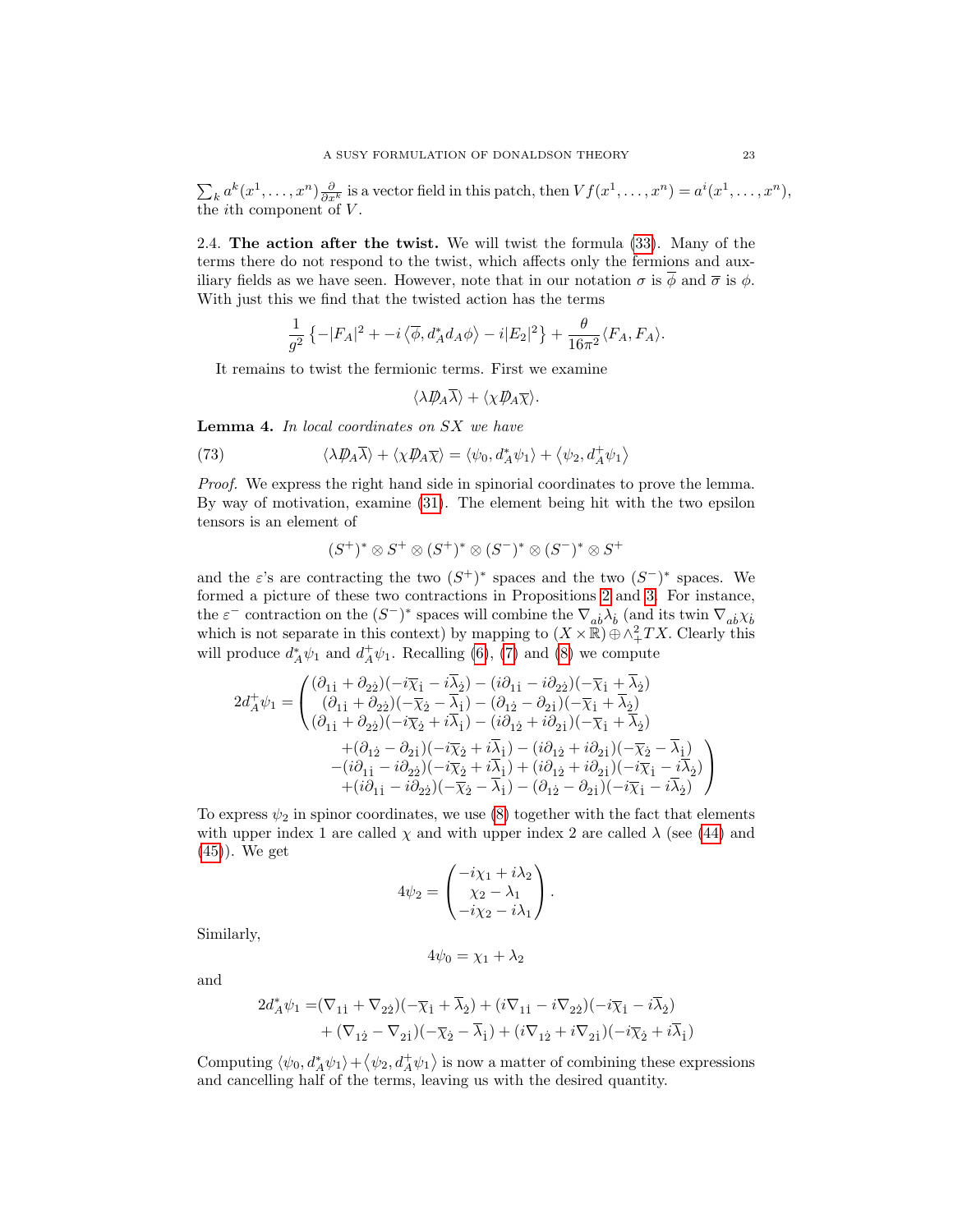$\sum_k a^k(x^1,\dots,x^n)\frac{\partial}{\partial x^k}$ is a vector field in this patch, then $Vf(x^1,\dots,x^n) = a^i(x^1,\dots,x^n)$, the $i$th component of $V$.

2.4. **The action after the twist.** We will twist the formula (33). Many of the terms there do not respond to the twist, which affects only the fermions and auxiliary fields as we have seen. However, note that in our notation $\sigma$ is $\overline{\phi}$ and $\overline{\sigma}$ is $\phi$. With just this we find that the twisted action has the terms

$$\frac{1}{g^2}\left\{-|F_A|^2 + -i\left\langle\overline{\phi}, d_A^* d_A\phi\right\rangle - i|E_2|^2\right\} + \frac{\theta}{16\pi^2}\langle F_A, F_A\rangle.$$

It remains to twist the fermionic terms. First we examine

$$\langle\lambda \not{D}_A \overline{\lambda}\rangle + \langle\chi \not{D}_A \overline{\chi}\rangle.$$

**Lemma 4.** *In local coordinates on $SX$ we have*

$$\langle\lambda \not{D}_A \overline{\lambda}\rangle + \langle\chi \not{D}_A \overline{\chi}\rangle = \langle\psi_0, d_A^*\psi_1\rangle + \left\langle\psi_2, d_A^+\psi_1\right\rangle \tag{73}$$

*Proof.* We express the right hand side in spinorial coordinates to prove the lemma. By way of motivation, examine (31). The element being hit with the two epsilon tensors is an element of

$$(S^+)^*\otimes S^+\otimes (S^+)^*\otimes (S^-)^*\otimes (S^-)^*\otimes S^+$$

and the $\varepsilon$'s are contracting the two $(S^+)^*$ spaces and the two $(S^-)^*$ spaces. We formed a picture of these two contractions in Propositions 2 and 3. For instance, the $\varepsilon^-$ contraction on the $(S^-)^*$ spaces will combine the $\nabla_{a\dot{b}}\lambda_{\dot{b}}$ (and its twin $\nabla_{a\dot{b}}\chi_b$ which is not separate in this context) by mapping to $(X\times\mathbb{R})\oplus\wedge^2_+TX$. Clearly this will produce $d_A^*\psi_1$ and $d_A^+\psi_1$. Recalling (6), (7) and (8) we compute

$$2d_A^+\psi_1 = \begin{pmatrix} (\partial_{1\dot{1}}+\partial_{2\dot{2}})(-i\overline{\chi}_{\dot{1}} - i\overline{\lambda}_{\dot{2}}) - (i\partial_{1\dot{1}} - i\partial_{2\dot{2}})(-\overline{\chi}_{\dot{1}} + \overline{\lambda}_{\dot{2}}) \\ (\partial_{1\dot{1}}+\partial_{2\dot{2}})(-\overline{\chi}_{\dot{2}} - \overline{\lambda}_{\dot{1}}) - (\partial_{1\dot{2}} - \partial_{2\dot{1}})(-\overline{\chi}_{\dot{1}} + \overline{\lambda}_{\dot{2}}) \\ (\partial_{1\dot{1}}+\partial_{2\dot{2}})(-i\overline{\chi}_{\dot{2}} + i\overline{\lambda}_{\dot{1}}) - (i\partial_{1\dot{2}} + i\partial_{2\dot{1}})(-\overline{\chi}_{\dot{1}} + \overline{\lambda}_{\dot{2}}) \end{pmatrix.}$$

$$\begin{pmatrix} +(\partial_{1\dot{2}} - \partial_{2\dot{1}})(-i\overline{\chi}_{\dot{2}} + i\overline{\lambda}_{\dot{1}}) - (i\partial_{1\dot{2}} + i\partial_{2\dot{1}})(-\overline{\chi}_{\dot{2}} - \overline{\lambda}_{\dot{1}}) \\ -(i\partial_{1\dot{1}} - i\partial_{2\dot{2}})(-i\overline{\chi}_{\dot{2}} + i\overline{\lambda}_{\dot{1}}) + (i\partial_{1\dot{2}} + i\partial_{2\dot{1}})(-i\overline{\chi}_{\dot{1}} - i\overline{\lambda}_{\dot{2}}) \\ +(i\partial_{1\dot{1}} - i\partial_{2\dot{2}})(-\overline{\chi}_{\dot{2}} - \overline{\lambda}_{\dot{1}}) - (\partial_{1\dot{2}} - \partial_{2\dot{1}})(-i\overline{\chi}_{\dot{1}} - i\overline{\lambda}_{\dot{2}}) \end{pmatrix}$$

To express $\psi_2$ in spinor coordinates, we use (8) together with the fact that elements with upper index 1 are called $\chi$ and with upper index 2 are called $\lambda$ (see (44) and (45)). We get

$$4\psi_2 = \begin{pmatrix} -i\chi_1 + i\lambda_2 \\ \chi_2 - \lambda_1 \\ -i\chi_2 - i\lambda_1 \end{pmatrix}.$$

Similarly,

$$4\psi_0 = \chi_1 + \lambda_2$$

and

$$\begin{aligned} 2d_A^*\psi_1 = &(\nabla_{1\dot{1}} + \nabla_{2\dot{2}})(-\overline{\chi}_{\dot{1}} + \overline{\lambda}_{\dot{2}}) + (i\nabla_{1\dot{1}} - i\nabla_{2\dot{2}})(-i\overline{\chi}_{\dot{1}} - i\overline{\lambda}_{\dot{2}}) \\ &+ (\nabla_{1\dot{2}} - \nabla_{2\dot{1}})(-\overline{\chi}_{\dot{2}} - \overline{\lambda}_{\dot{1}}) + (i\nabla_{1\dot{2}} + i\nabla_{2\dot{1}})(-i\overline{\chi}_{\dot{2}} + i\overline{\lambda}_{\dot{1}}) \end{aligned}$$

Computing $\langle\psi_0, d_A^*\psi_1\rangle + \left\langle\psi_2, d_A^+\psi_1\right\rangle$ is now a matter of combining these expressions and cancelling half of the terms, leaving us with the desired quantity.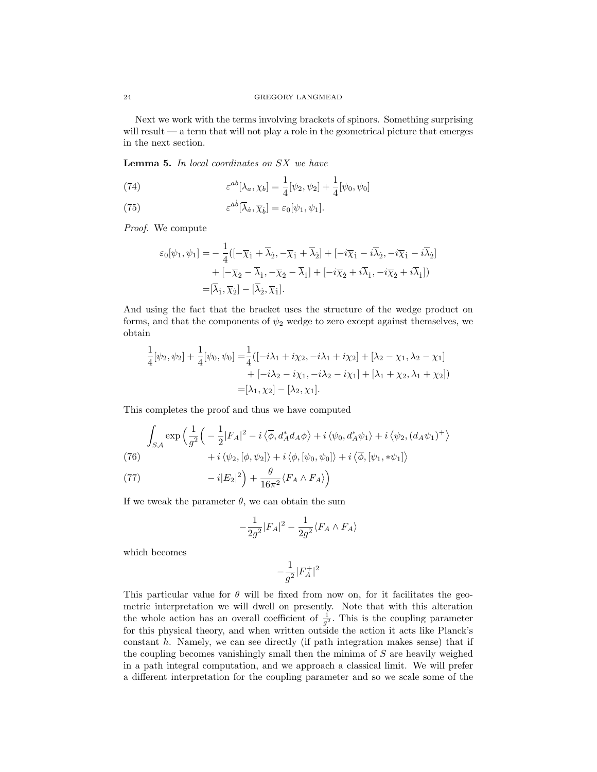Next we work with the terms involving brackets of spinors. Something surprising will result — a term that will not play a role in the geometrical picture that emerges in the next section.

**Lemma 5.** *In local coordinates on $SX$ we have*

$$\varepsilon^{ab}[\lambda_a, \chi_b] = \frac{1}{4}[\psi_2, \psi_2] + \frac{1}{4}[\psi_0, \psi_0] \tag{74}$$

$$\varepsilon^{\dot{a}\dot{b}}[\overline{\lambda}_{\dot{a}}, \overline{\chi}_{\dot{b}}] = \varepsilon_0[\psi_1, \psi_1]. \tag{75}$$

*Proof.* We compute

$$\begin{aligned}
\varepsilon_0[\psi_1, \psi_1] =& -\frac{1}{4}([-\overline{\chi}_{\dot{1}} + \overline{\lambda}_{\dot{2}}, -\overline{\chi}_{\dot{1}} + \overline{\lambda}_{\dot{2}}] + [-i\overline{\chi}_{\dot{1}} - i\overline{\lambda}_{\dot{2}}, -i\overline{\chi}_{\dot{1}} - i\overline{\lambda}_{\dot{2}}] \\
&+ [-\overline{\chi}_{\dot{2}} - \overline{\lambda}_{\dot{1}}, -\overline{\chi}_{\dot{2}} - \overline{\lambda}_{\dot{1}}] + [-i\overline{\chi}_{\dot{2}} + i\overline{\lambda}_{\dot{1}}, -i\overline{\chi}_{\dot{2}} + i\overline{\lambda}_{\dot{1}}]) \\
=& [\overline{\lambda}_{\dot{1}}, \overline{\chi}_{\dot{2}}] - [\overline{\lambda}_{\dot{2}}, \overline{\chi}_{\dot{1}}].
\end{aligned}$$

And using the fact that the bracket uses the structure of the wedge product on forms, and that the components of $\psi_2$ wedge to zero except against themselves, we obtain

$$\begin{aligned}
\frac{1}{4}[\psi_2, \psi_2] + \frac{1}{4}[\psi_0, \psi_0] =& \frac{1}{4}([-i\lambda_1 + i\chi_2, -i\lambda_1 + i\chi_2] + [\lambda_2 - \chi_1, \lambda_2 - \chi_1] \\
&+ [-i\lambda_2 - i\chi_1, -i\lambda_2 - i\chi_1] + [\lambda_1 + \chi_2, \lambda_1 + \chi_2]) \\
=& [\lambda_1, \chi_2] - [\lambda_2, \chi_1].
\end{aligned}$$

This completes the proof and thus we have computed

$$\begin{aligned}
\int_{S\mathcal{A}} \exp\Big(\frac{1}{g^2}\Big(& -\frac{1}{2}|F_A|^2 - i\left\langle\overline{\phi}, d_A^* d_A \phi\right\rangle + i\left\langle\psi_0, d_A^* \psi_1\right\rangle + i\left\langle\psi_2, (d_A\psi_1)^+\right\rangle \\
&+ i\left\langle\psi_2, [\phi, \psi_2]\right\rangle + i\left\langle\phi, [\psi_0, \psi_0]\right\rangle + i\left\langle\overline{\phi}, [\psi_1, *\psi_1]\right\rangle \qquad (76)\\
&- i|E_2|^2\Big) + \frac{\theta}{16\pi^2}\left\langle F_A \wedge F_A\right\rangle\Big) \qquad (77)
\end{aligned}$$

If we tweak the parameter $\theta$, we can obtain the sum

$$-\frac{1}{2g^2}|F_A|^2 - \frac{1}{2g^2}\langle F_A \wedge F_A\rangle$$

which becomes

$$-\frac{1}{g^2}|F_A^+|^2$$

This particular value for $\theta$ will be fixed from now on, for it facilitates the geometric interpretation we will dwell on presently. Note that with this alteration the whole action has an overall coefficient of $\frac{1}{g^2}$. This is the coupling parameter for this physical theory, and when written outside the action it acts like Planck's constant $h$. Namely, we can see directly (if path integration makes sense) that if the coupling becomes vanishingly small then the minima of $S$ are heavily weighed in a path integral computation, and we approach a classical limit. We will prefer a different interpretation for the coupling parameter and so we scale some of the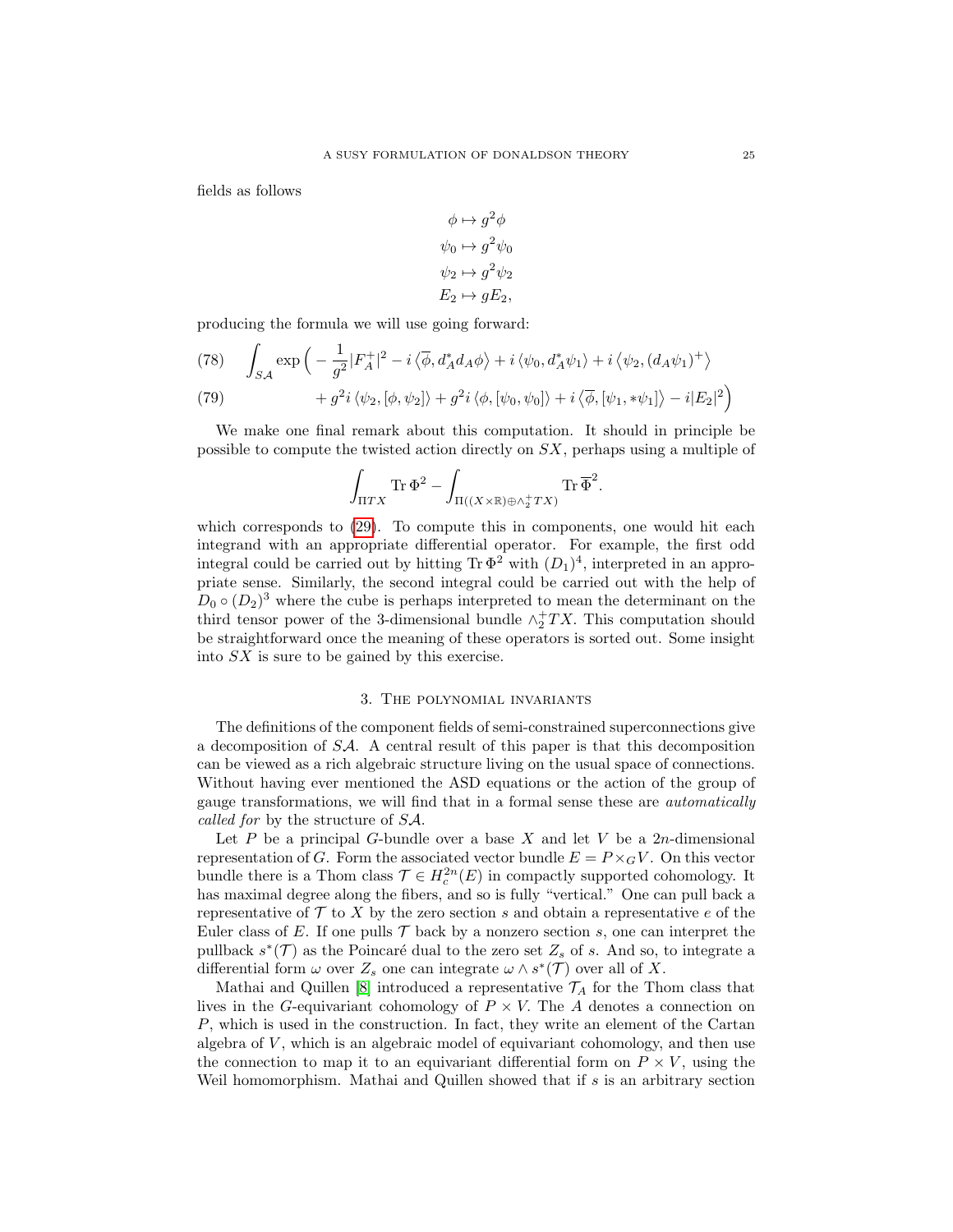fields as follows

$$\phi \mapsto g^2\phi$$
$$\psi_0 \mapsto g^2\psi_0$$
$$\psi_2 \mapsto g^2\psi_2$$
$$E_2 \mapsto gE_2,$$

producing the formula we will use going forward:

$$\int_{S\mathcal{A}} \exp\Big( -\frac{1}{g^2}|F_A^+|^2 - i\left\langle \overline{\phi}, d_A^* d_A \phi \right\rangle + i\left\langle \psi_0, d_A^*\psi_1\right\rangle + i\left\langle \psi_2, (d_A\psi_1)^+\right\rangle \tag{78}$$

$$+ g^2 i\left\langle \psi_2, [\phi,\psi_2]\right\rangle + g^2 i\left\langle \phi, [\psi_0,\psi_0]\right\rangle + i\left\langle \overline{\phi}, [\psi_1, *\psi_1]\right\rangle - i|E_2|^2\Big) \tag{79}$$

We make one final remark about this computation. It should in principle be possible to compute the twisted action directly on $SX$, perhaps using a multiple of

$$\int_{\Pi TX} \operatorname{Tr}\Phi^2 - \int_{\Pi((X\times\mathbb{R})\oplus\wedge_2^+TX)} \operatorname{Tr}\overline{\Phi}^2.$$

which corresponds to (29). To compute this in components, one would hit each integrand with an appropriate differential operator. For example, the first odd integral could be carried out by hitting $\operatorname{Tr}\Phi^2$ with $(D_1)^4$, interpreted in an appropriate sense. Similarly, the second integral could be carried out with the help of $D_0 \circ (D_2)^3$ where the cube is perhaps interpreted to mean the determinant on the third tensor power of the 3-dimensional bundle $\wedge_2^+TX$. This computation should be straightforward once the meaning of these operators is sorted out. Some insight into $SX$ is sure to be gained by this exercise.

## 3. The polynomial invariants

The definitions of the component fields of semi-constrained superconnections give a decomposition of $S\mathcal{A}$. A central result of this paper is that this decomposition can be viewed as a rich algebraic structure living on the usual space of connections. Without having ever mentioned the ASD equations or the action of the group of gauge transformations, we will find that in a formal sense these are *automatically called for* by the structure of $S\mathcal{A}$.

Let $P$ be a principal $G$-bundle over a base $X$ and let $V$ be a $2n$-dimensional representation of $G$. Form the associated vector bundle $E = P\times_G V$. On this vector bundle there is a Thom class $\mathcal{T} \in H_c^{2n}(E)$ in compactly supported cohomology. It has maximal degree along the fibers, and so is fully "vertical." One can pull back a representative of $\mathcal{T}$ to $X$ by the zero section $s$ and obtain a representative $e$ of the Euler class of $E$. If one pulls $\mathcal{T}$ back by a nonzero section $s$, one can interpret the pullback $s^*(\mathcal{T})$ as the Poincaré dual to the zero set $Z_s$ of $s$. And so, to integrate a differential form $\omega$ over $Z_s$ one can integrate $\omega \wedge s^*(\mathcal{T})$ over all of $X$.

Mathai and Quillen [8] introduced a representative $\mathcal{T}_A$ for the Thom class that lives in the $G$-equivariant cohomology of $P\times V$. The $A$ denotes a connection on $P$, which is used in the construction. In fact, they write an element of the Cartan algebra of $V$, which is an algebraic model of equivariant cohomology, and then use the connection to map it to an equivariant differential form on $P\times V$, using the Weil homomorphism. Mathai and Quillen showed that if $s$ is an arbitrary section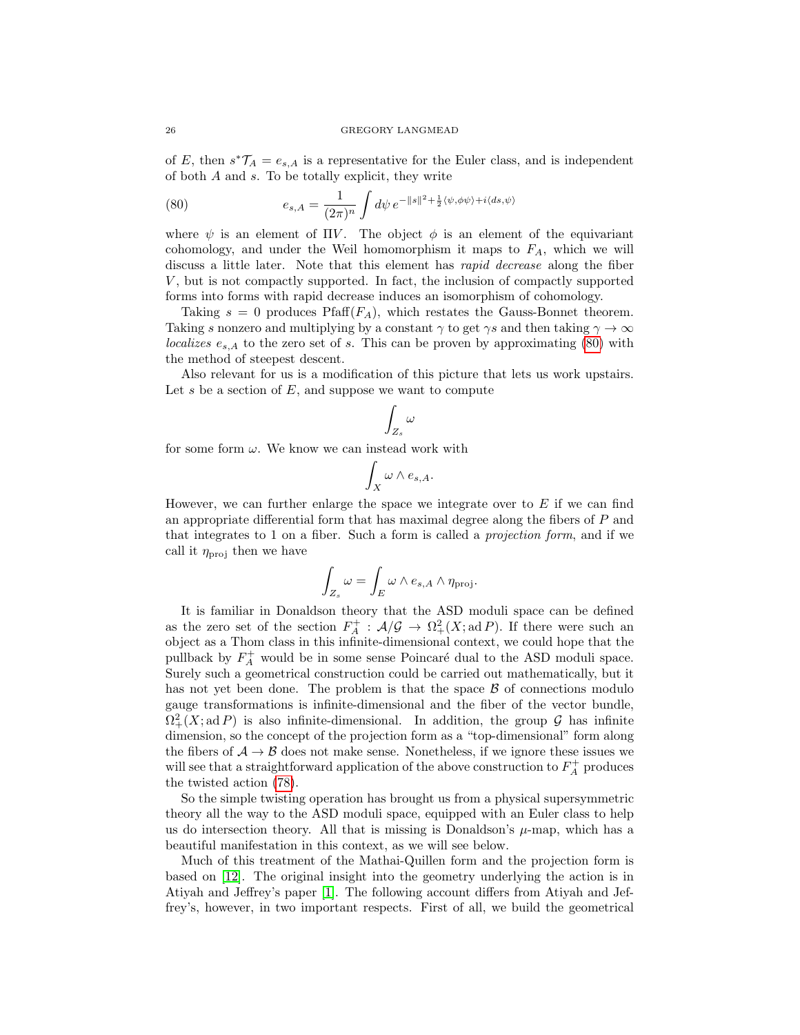of $E$, then $s^*\mathcal{T}_A = e_{s,A}$ is a representative for the Euler class, and is independent of both $A$ and $s$. To be totally explicit, they write

$$e_{s,A} = \frac{1}{(2\pi)^n} \int d\psi \, e^{-\|s\|^2 + \frac{1}{2}\langle \psi, \phi\psi \rangle + i\langle ds, \psi \rangle} \tag{80}$$

where $\psi$ is an element of $\Pi V$. The object $\phi$ is an element of the equivariant cohomology, and under the Weil homomorphism it maps to $F_A$, which we will discuss a little later. Note that this element has *rapid decrease* along the fiber $V$, but is not compactly supported. In fact, the inclusion of compactly supported forms into forms with rapid decrease induces an isomorphism of cohomology.

Taking $s = 0$ produces $\mathrm{Pfaff}(F_A)$, which restates the Gauss-Bonnet theorem. Taking $s$ nonzero and multiplying by a constant $\gamma$ to get $\gamma s$ and then taking $\gamma \to \infty$ *localizes* $e_{s,A}$ to the zero set of $s$. This can be proven by approximating (80) with the method of steepest descent.

Also relevant for us is a modification of this picture that lets us work upstairs. Let $s$ be a section of $E$, and suppose we want to compute

$$\int_{Z_s} \omega$$

for some form $\omega$. We know we can instead work with

$$\int_X \omega \wedge e_{s,A}.$$

However, we can further enlarge the space we integrate over to $E$ if we can find an appropriate differential form that has maximal degree along the fibers of $P$ and that integrates to 1 on a fiber. Such a form is called a *projection form*, and if we call it $\eta_{\mathrm{proj}}$ then we have

$$\int_{Z_s} \omega = \int_E \omega \wedge e_{s,A} \wedge \eta_{\mathrm{proj}}.$$

It is familiar in Donaldson theory that the ASD moduli space can be defined as the zero set of the section $F_A^+ : \mathcal{A}/\mathcal{G} \to \Omega^2_+(X; \mathrm{ad}\, P)$. If there were such an object as a Thom class in this infinite-dimensional context, we could hope that the pullback by $F_A^+$ would be in some sense Poincaré dual to the ASD moduli space. Surely such a geometrical construction could be carried out mathematically, but it has not yet been done. The problem is that the space $\mathcal{B}$ of connections modulo gauge transformations is infinite-dimensional and the fiber of the vector bundle, $\Omega^2_+(X; \mathrm{ad}\, P)$ is also infinite-dimensional. In addition, the group $\mathcal{G}$ has infinite dimension, so the concept of the projection form as a "top-dimensional" form along the fibers of $\mathcal{A} \to \mathcal{B}$ does not make sense. Nonetheless, if we ignore these issues we will see that a straightforward application of the above construction to $F_A^+$ produces the twisted action (78).

So the simple twisting operation has brought us from a physical supersymmetric theory all the way to the ASD moduli space, equipped with an Euler class to help us do intersection theory. All that is missing is Donaldson's $\mu$-map, which has a beautiful manifestation in this context, as we will see below.

Much of this treatment of the Mathai-Quillen form and the projection form is based on [12]. The original insight into the geometry underlying the action is in Atiyah and Jeffrey's paper [1]. The following account differs from Atiyah and Jeffrey's, however, in two important respects. First of all, we build the geometrical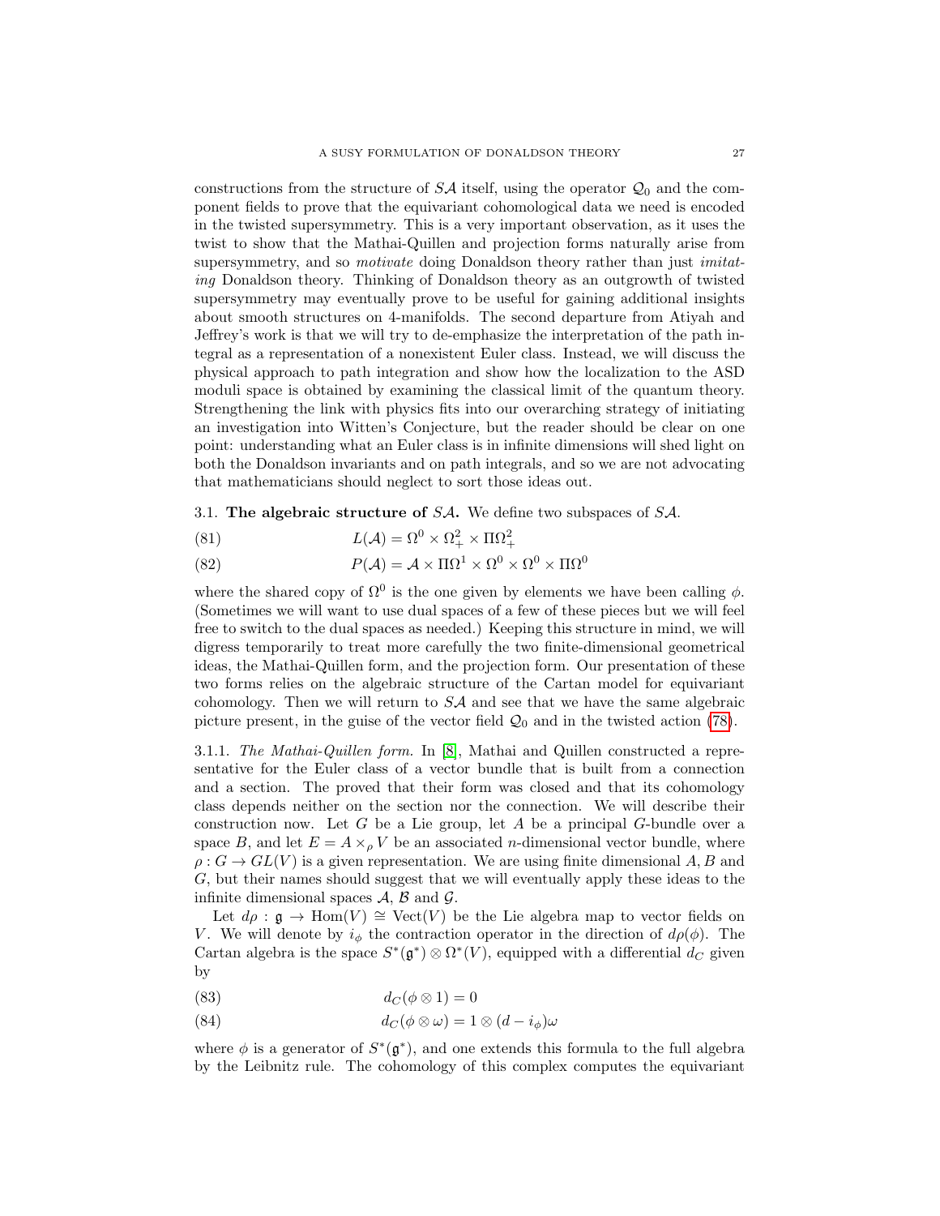constructions from the structure of $S\mathcal{A}$ itself, using the operator $\mathcal{Q}_0$ and the component fields to prove that the equivariant cohomological data we need is encoded in the twisted supersymmetry. This is a very important observation, as it uses the twist to show that the Mathai-Quillen and projection forms naturally arise from supersymmetry, and so *motivate* doing Donaldson theory rather than just *imitating* Donaldson theory. Thinking of Donaldson theory as an outgrowth of twisted supersymmetry may eventually prove to be useful for gaining additional insights about smooth structures on 4-manifolds. The second departure from Atiyah and Jeffrey's work is that we will try to de-emphasize the interpretation of the path integral as a representation of a nonexistent Euler class. Instead, we will discuss the physical approach to path integration and show how the localization to the ASD moduli space is obtained by examining the classical limit of the quantum theory. Strengthening the link with physics fits into our overarching strategy of initiating an investigation into Witten's Conjecture, but the reader should be clear on one point: understanding what an Euler class is in infinite dimensions will shed light on both the Donaldson invariants and on path integrals, and so we are not advocating that mathematicians should neglect to sort those ideas out.

### 3.1. The algebraic structure of $S\mathcal{A}$.

We define two subspaces of $S\mathcal{A}$.

$$L(\mathcal{A}) = \Omega^0 \times \Omega^2_+ \times \Pi\Omega^2_+ \tag{81}$$

$$P(\mathcal{A}) = \mathcal{A} \times \Pi\Omega^1 \times \Omega^0 \times \Omega^0 \times \Pi\Omega^0 \tag{82}$$

where the shared copy of $\Omega^0$ is the one given by elements we have been calling $\phi$. (Sometimes we will want to use dual spaces of a few of these pieces but we will feel free to switch to the dual spaces as needed.) Keeping this structure in mind, we will digress temporarily to treat more carefully the two finite-dimensional geometrical ideas, the Mathai-Quillen form, and the projection form. Our presentation of these two forms relies on the algebraic structure of the Cartan model for equivariant cohomology. Then we will return to $S\mathcal{A}$ and see that we have the same algebraic picture present, in the guise of the vector field $\mathcal{Q}_0$ and in the twisted action (78).

#### 3.1.1. *The Mathai-Quillen form.*

In [8], Mathai and Quillen constructed a representative for the Euler class of a vector bundle that is built from a connection and a section. The proved that their form was closed and that its cohomology class depends neither on the section nor the connection. We will describe their construction now. Let $G$ be a Lie group, let $A$ be a principal $G$-bundle over a space $B$, and let $E = A \times_\rho V$ be an associated $n$-dimensional vector bundle, where $\rho : G \to GL(V)$ is a given representation. We are using finite dimensional $A, B$ and $G$, but their names should suggest that we will eventually apply these ideas to the infinite dimensional spaces $\mathcal{A}$, $\mathcal{B}$ and $\mathcal{G}$.

Let $d\rho : \mathfrak{g} \to \mathrm{Hom}(V) \cong \mathrm{Vect}(V)$ be the Lie algebra map to vector fields on $V$. We will denote by $i_\phi$ the contraction operator in the direction of $d\rho(\phi)$. The Cartan algebra is the space $S^*(\mathfrak{g}^*) \otimes \Omega^*(V)$, equipped with a differential $d_C$ given by

$$d_C(\phi \otimes 1) = 0 \tag{83}$$

$$d_C(\phi \otimes \omega) = 1 \otimes (d - i_\phi)\omega \tag{84}$$

where $\phi$ is a generator of $S^*(\mathfrak{g}^*)$, and one extends this formula to the full algebra by the Leibniz rule. The cohomology of this complex computes the equivariant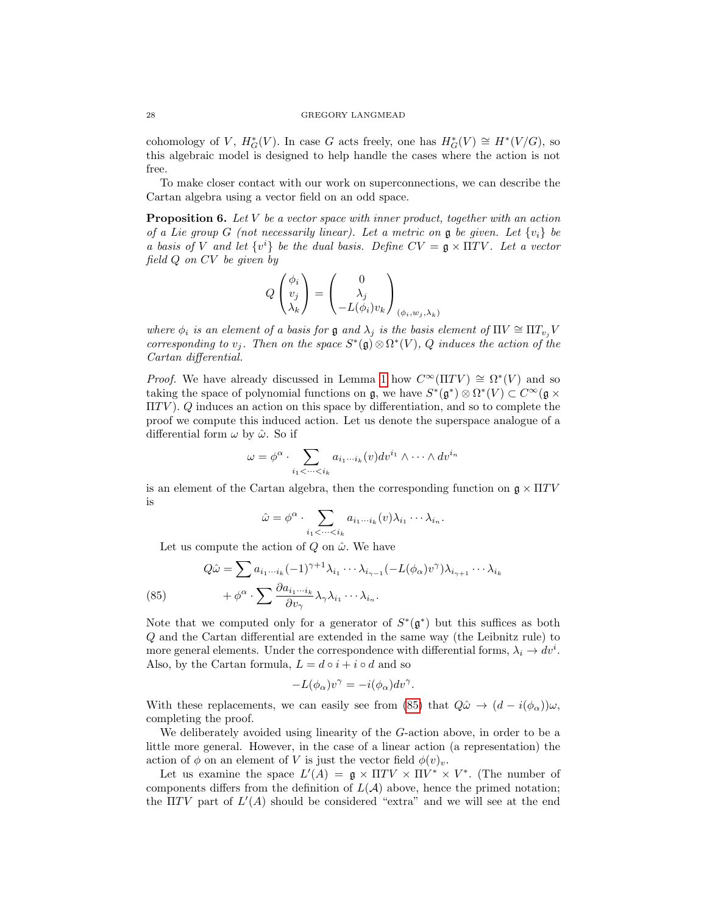cohomology of $V$, $H^*_G(V)$. In case $G$ acts freely, one has $H^*_G(V) \cong H^*(V/G)$, so this algebraic model is designed to help handle the cases where the action is not free.

To make closer contact with our work on superconnections, we can describe the Cartan algebra using a vector field on an odd space.

**Proposition 6.** *Let $V$ be a vector space with inner product, together with an action of a Lie group $G$ (not necessarily linear). Let a metric on $\mathfrak{g}$ be given. Let $\{v_i\}$ be a basis of $V$ and let $\{v^i\}$ be the dual basis. Define $CV = \mathfrak{g} \times \Pi TV$. Let a vector field $Q$ on $CV$ be given by*

$$Q\begin{pmatrix} \phi_i \\ v_j \\ \lambda_k \end{pmatrix} = \begin{pmatrix} 0 \\ \lambda_j \\ -L(\phi_i)v_k \end{pmatrix}_{(\phi_i, w_j, \lambda_k)}$$

*where $\phi_i$ is an element of a basis for $\mathfrak{g}$ and $\lambda_j$ is the basis element of $\Pi V \cong \Pi T_{v_j} V$ corresponding to $v_j$. Then on the space $S^*(\mathfrak{g}) \otimes \Omega^*(V)$, $Q$ induces the action of the Cartan differential.*

*Proof.* We have already discussed in Lemma 1 how $C^\infty(\Pi TV) \cong \Omega^*(V)$ and so taking the space of polynomial functions on $\mathfrak{g}$, we have $S^*(\mathfrak{g}^*) \otimes \Omega^*(V) \subset C^\infty(\mathfrak{g} \times \Pi TV)$. $Q$ induces an action on this space by differentiation, and so to complete the proof we compute this induced action. Let us denote the superspace analogue of a differential form $\omega$ by $\hat{\omega}$. So if

$$\omega = \phi^\alpha \cdot \sum_{i_1 < \cdots < i_k} a_{i_1 \cdots i_k}(v) dv^{i_1} \wedge \cdots \wedge dv^{i_n}$$

is an element of the Cartan algebra, then the corresponding function on $\mathfrak{g} \times \Pi TV$ is

$$\hat{\omega} = \phi^\alpha \cdot \sum_{i_1 < \cdots < i_k} a_{i_1 \cdots i_k}(v) \lambda_{i_1} \cdots \lambda_{i_n}.$$

Let us compute the action of $Q$ on $\hat{\omega}$. We have

$$\begin{aligned} Q\hat{\omega} &= \sum a_{i_1 \cdots i_k} (-1)^{\gamma+1} \lambda_{i_1} \cdots \lambda_{i_{\gamma-1}} (-L(\phi_\alpha)v^\gamma) \lambda_{i_{\gamma+1}} \cdots \lambda_{i_k} \\ &\quad + \phi^\alpha \cdot \sum \frac{\partial a_{i_1 \cdots i_k}}{\partial v_\gamma} \lambda_\gamma \lambda_{i_1} \cdots \lambda_{i_n}. \end{aligned} \tag{85}$$

Note that we computed only for a generator of $S^*(\mathfrak{g}^*)$ but this suffices as both $Q$ and the Cartan differential are extended in the same way (the Leibnitz rule) to more general elements. Under the correspondence with differential forms, $\lambda_i \to dv^i$. Also, by the Cartan formula, $L = d \circ i + i \circ d$ and so

$$-L(\phi_\alpha)v^\gamma = -i(\phi_\alpha) dv^\gamma.$$

With these replacements, we can easily see from (85) that $Q\hat{\omega} \to (d - i(\phi_\alpha))\omega$, completing the proof.

We deliberately avoided using linearity of the $G$-action above, in order to be a little more general. However, in the case of a linear action (a representation) the action of $\phi$ on an element of $V$ is just the vector field $\phi(v)_v$.

Let us examine the space $L'(A) = \mathfrak{g} \times \Pi TV \times \Pi V^* \times V^*$. (The number of components differs from the definition of $L(\mathcal{A})$ above, hence the primed notation; the $\Pi TV$ part of $L'(A)$ should be considered "extra" and we will see at the end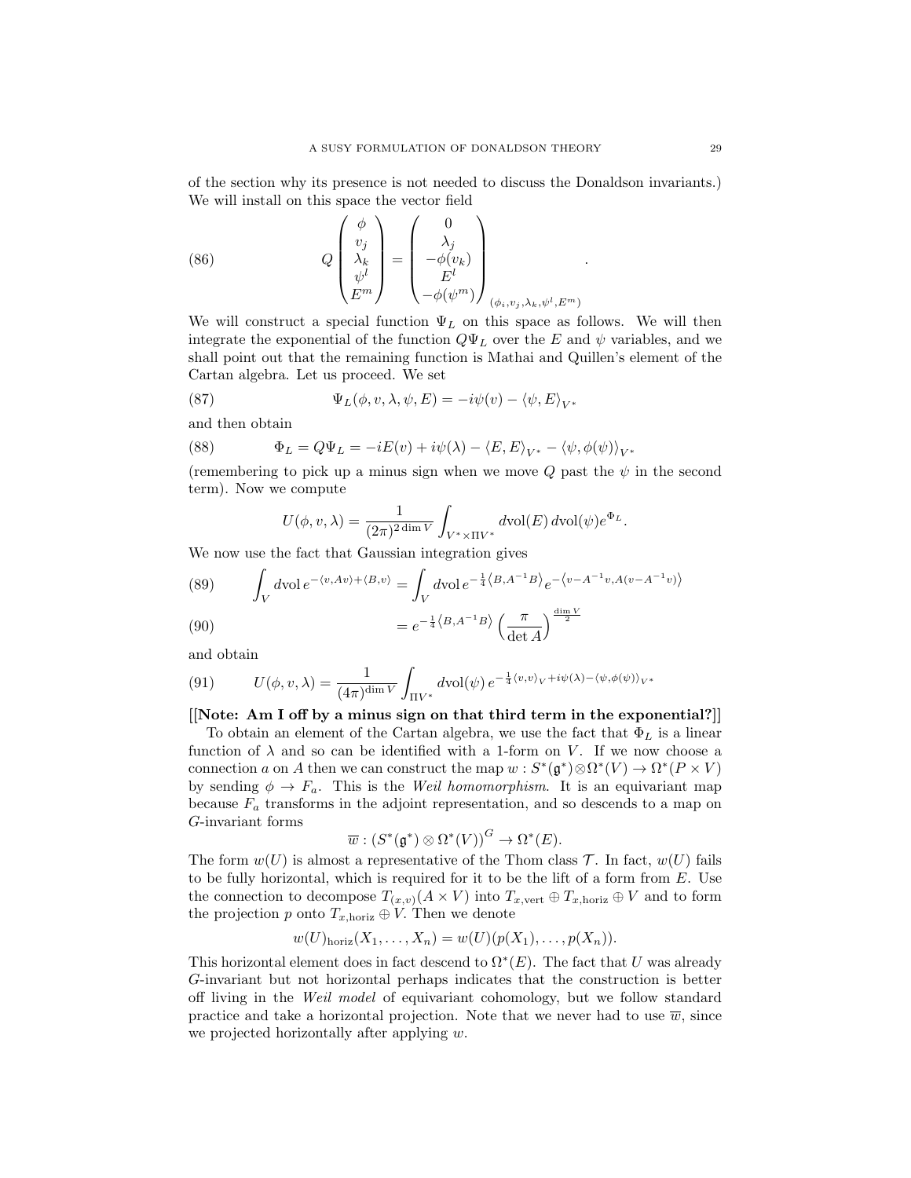of the section why its presence is not needed to discuss the Donaldson invariants.) We will install on this space the vector field

$$
Q \begin{pmatrix} \phi \\ v_j \\ \lambda_k \\ \psi^l \\ E^m \end{pmatrix} = \begin{pmatrix} 0 \\ \lambda_j \\ -\phi(v_k) \\ E^l \\ -\phi(\psi^m) \end{pmatrix}_{(\phi_i, v_j, \lambda_k, \psi^l, E^m)} . \tag{86}
$$

We will construct a special function $\Psi_L$ on this space as follows. We will then integrate the exponential of the function $Q\Psi_L$ over the $E$ and $\psi$ variables, and we shall point out that the remaining function is Mathai and Quillen's element of the Cartan algebra. Let us proceed. We set

$$
\Psi_L(\phi, v, \lambda, \psi, E) = -i\psi(v) - \langle \psi, E \rangle_{V^*} \tag{87}
$$

and then obtain

$$
\Phi_L = Q\Psi_L = -iE(v) + i\psi(\lambda) - \langle E, E \rangle_{V^*} - \langle \psi, \phi(\psi) \rangle_{V^*} \tag{88}
$$

(remembering to pick up a minus sign when we move $Q$ past the $\psi$ in the second term). Now we compute

$$
U(\phi, v, \lambda) = \frac{1}{(2\pi)^{2\dim V}} \int_{V^* \times \Pi V^*} d\mathrm{vol}(E)\, d\mathrm{vol}(\psi) e^{\Phi_L}.
$$

We now use the fact that Gaussian integration gives

$$
\int_V d\mathrm{vol}\, e^{-\langle v, Av \rangle + \langle B, v \rangle} = \int_V d\mathrm{vol}\, e^{-\frac{1}{4}\langle B, A^{-1}B \rangle} e^{-\langle v - A^{-1}v, A(v - A^{-1}v) \rangle} \tag{89}
$$

$$
= e^{-\frac{1}{4}\langle B, A^{-1}B \rangle} \left( \frac{\pi}{\det A} \right)^{\frac{\dim V}{2}} \tag{90}
$$

and obtain

$$
U(\phi, v, \lambda) = \frac{1}{(4\pi)^{\dim V}} \int_{\Pi V^*} d\mathrm{vol}(\psi)\, e^{-\frac{1}{4}\langle v, v \rangle_V + i\psi(\lambda) - \langle \psi, \phi(\psi) \rangle_{V^*}} \tag{91}
$$

**[[Note: Am I off by a minus sign on that third term in the exponential?]]**

To obtain an element of the Cartan algebra, we use the fact that $\Phi_L$ is a linear function of $\lambda$ and so can be identified with a 1-form on $V$. If we now choose a connection $a$ on $A$ then we can construct the map $w : S^*(\mathfrak{g}^*) \otimes \Omega^*(V) \to \Omega^*(P \times V)$ by sending $\phi \to F_a$. This is the *Weil homomorphism*. It is an equivariant map because $F_a$ transforms in the adjoint representation, and so descends to a map on $G$-invariant forms

$$
\overline{w} : (S^*(\mathfrak{g}^*) \otimes \Omega^*(V))^G \to \Omega^*(E).
$$

The form $w(U)$ is almost a representative of the Thom class $\mathcal{T}$. In fact, $w(U)$ fails to be fully horizontal, which is required for it to be the lift of a form from $E$. Use the connection to decompose $T_{(x,v)}(A \times V)$ into $T_{x,\mathrm{vert}} \oplus T_{x,\mathrm{horiz}} \oplus V$ and to form the projection $p$ onto $T_{x,\mathrm{horiz}} \oplus V$. Then we denote

$$
w(U)_{\mathrm{horiz}}(X_1, \ldots, X_n) = w(U)(p(X_1), \ldots, p(X_n)).
$$

This horizontal element does in fact descend to $\Omega^*(E)$. The fact that $U$ was already $G$-invariant but not horizontal perhaps indicates that the construction is better off living in the *Weil model* of equivariant cohomology, but we follow standard practice and take a horizontal projection. Note that we never had to use $\overline{w}$, since we projected horizontally after applying $w$.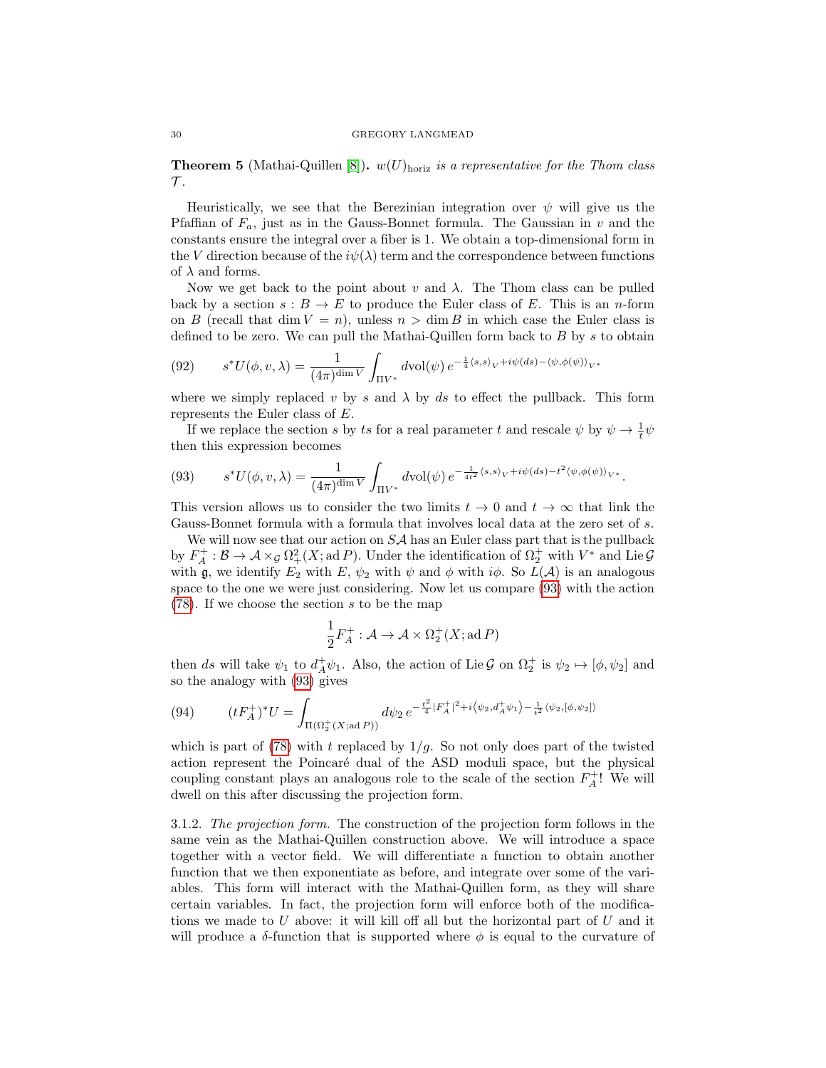**Theorem 5** (Mathai-Quillen [8])**.** *$w(U)_{\text{horiz}}$ is a representative for the Thom class $\mathcal{T}$.*

Heuristically, we see that the Berezinian integration over $\psi$ will give us the Pfaffian of $F_a$, just as in the Gauss-Bonnet formula. The Gaussian in $v$ and the constants ensure the integral over a fiber is 1. We obtain a top-dimensional form in the $V$ direction because of the $i\psi(\lambda)$ term and the correspondence between functions of $\lambda$ and forms.

Now we get back to the point about $v$ and $\lambda$. The Thom class can be pulled back by a section $s : B \to E$ to produce the Euler class of $E$. This is an $n$-form on $B$ (recall that $\dim V = n$), unless $n > \dim B$ in which case the Euler class is defined to be zero. We can pull the Mathai-Quillen form back to $B$ by $s$ to obtain

$$s^*U(\phi, v, \lambda) = \frac{1}{(4\pi)^{\dim V}} \int_{\Pi V^*} d\text{vol}(\psi)\, e^{-\frac{1}{4}\langle s,s\rangle_V + i\psi(ds) - \langle\psi,\phi(\psi)\rangle_{V^*}} \tag{92}$$

where we simply replaced $v$ by $s$ and $\lambda$ by $ds$ to effect the pullback. This form represents the Euler class of $E$.

If we replace the section $s$ by $ts$ for a real parameter $t$ and rescale $\psi$ by $\psi \to \frac{1}{t}\psi$ then this expression becomes

$$s^*U(\phi, v, \lambda) = \frac{1}{(4\pi)^{\dim V}} \int_{\Pi V^*} d\text{vol}(\psi)\, e^{-\frac{1}{4t^2}\langle s,s\rangle_V + i\psi(ds) - t^2\langle\psi,\phi(\psi)\rangle_{V^*}}. \tag{93}$$

This version allows us to consider the two limits $t \to 0$ and $t \to \infty$ that link the Gauss-Bonnet formula with a formula that involves local data at the zero set of $s$.

We will now see that our action on $S\mathcal{A}$ has an Euler class part that is the pullback by $F_A^+ : \mathcal{B} \to \mathcal{A} \times_{\mathcal{G}} \Omega^2_+(X; \text{ad}\, P)$. Under the identification of $\Omega_2^+$ with $V^*$ and $\text{Lie}\,\mathcal{G}$ with $\mathfrak{g}$, we identify $E_2$ with $E$, $\psi_2$ with $\psi$ and $\phi$ with $i\phi$. So $L(\mathcal{A})$ is an analogous space to the one we were just considering. Now let us compare (93) with the action (78). If we choose the section $s$ to be the map

$$\frac{1}{2}F_A^+ : \mathcal{A} \to \mathcal{A} \times \Omega_2^+(X; \text{ad}\, P)$$

then $ds$ will take $\psi_1$ to $d_A^+\psi_1$. Also, the action of $\text{Lie}\,\mathcal{G}$ on $\Omega_2^+$ is $\psi_2 \mapsto [\phi, \psi_2]$ and so the analogy with (93) gives

$$(tF_A^+)^*U = \int_{\Pi(\Omega_2^+(X;\text{ad}\,P))} d\psi_2\, e^{-\frac{t^2}{4}|F_A^+|^2 + i\left\langle\psi_2, d_A^+\psi_1\right\rangle - \frac{1}{t^2}\langle\psi_2,[\phi,\psi_2]\rangle} \tag{94}$$

which is part of (78) with $t$ replaced by $1/g$. So not only does part of the twisted action represent the Poincaré dual of the ASD moduli space, but the physical coupling constant plays an analogous role to the scale of the section $F_A^+$! We will dwell on this after discussing the projection form.

3.1.2. *The projection form.* The construction of the projection form follows in the same vein as the Mathai-Quillen construction above. We will introduce a space together with a vector field. We will differentiate a function to obtain another function that we then exponentiate as before, and integrate over some of the variables. This form will interact with the Mathai-Quillen form, as they will share certain variables. In fact, the projection form will enforce both of the modifications we made to $U$ above: it will kill off all but the horizontal part of $U$ and it will produce a $\delta$-function that is supported where $\phi$ is equal to the curvature of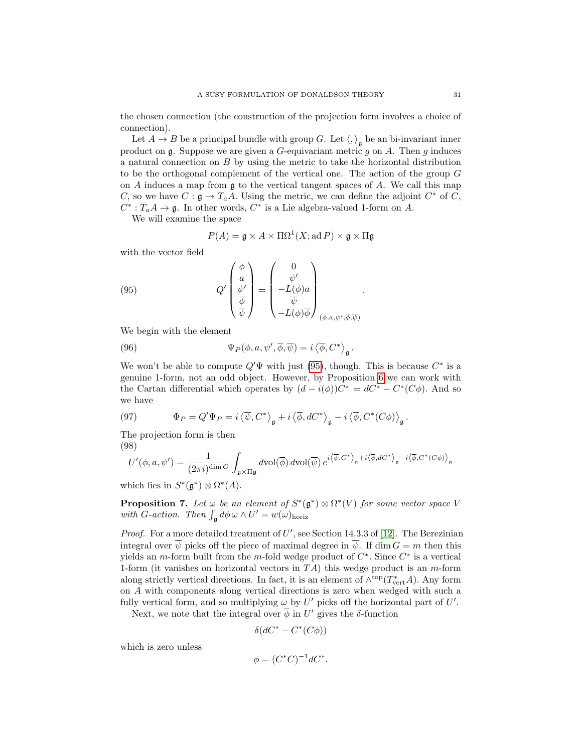the chosen connection (the construction of the projection form involves a choice of connection).

Let $A \to B$ be a principal bundle with group $G$. Let $\langle , \rangle_{\mathfrak{g}}$ be an bi-invariant inner product on $\mathfrak{g}$. Suppose we are given a $G$-equivariant metric $g$ on $A$. Then $g$ induces a natural connection on $B$ by using the metric to take the horizontal distribution to be the orthogonal complement of the vertical one. The action of the group $G$ on $A$ induces a map from $\mathfrak{g}$ to the vertical tangent spaces of $A$. We call this map $C$, so we have $C : \mathfrak{g} \to T_a A$. Using the metric, we can define the adjoint $C^*$ of $C$, $C^* : T_a A \to \mathfrak{g}$. In other words, $C^*$ is a Lie algebra-valued 1-form on $A$.

We will examine the space

$$P(A) = \mathfrak{g} \times A \times \Pi\Omega^1(X; \operatorname{ad} P) \times \mathfrak{g} \times \Pi\mathfrak{g}$$

with the vector field

$$Q' \begin{pmatrix} \phi \\ a \\ \psi' \\ \overline{\phi} \\ \overline{\psi} \end{pmatrix} = \begin{pmatrix} 0 \\ \psi' \\ -L(\phi)a \\ \overline{\psi} \\ -L(\phi)\overline{\phi} \end{pmatrix}_{(\phi,a,\psi',\overline{\phi},\overline{\psi})} . \tag{95}$$

We begin with the element

$$\Psi_P(\phi, a, \psi', \overline{\phi}, \overline{\psi}) = i \left\langle \overline{\phi}, C^* \right\rangle_{\mathfrak{g}} . \tag{96}$$

We won't be able to compute $Q'\Psi$ with just (95), though. This is because $C^*$ is a genuine 1-form, not an odd object. However, by Proposition 6 we can work with the Cartan differential which operates by $(d - i(\phi))C^* = dC^* - C^*(C\phi)$. And so we have

$$\Phi_P = Q'\Psi_P = i \left\langle \overline{\psi}, C^* \right\rangle_{\mathfrak{g}} + i \left\langle \overline{\phi}, dC^* \right\rangle_{\mathfrak{g}} - i \left\langle \overline{\phi}, C^*(C\phi) \right\rangle_{\mathfrak{g}} . \tag{97}$$

The projection form is then

$$U'(\phi, a, \psi') = \frac{1}{(2\pi i)^{\dim G}} \int_{\mathfrak{g} \times \Pi\mathfrak{g}} \operatorname{dvol}(\overline{\phi}) \operatorname{dvol}(\overline{\psi})\, e^{i\left\langle \overline{\psi}, C^* \right\rangle_{\mathfrak{g}} + i\left\langle \overline{\phi}, dC^* \right\rangle_{\mathfrak{g}} - i\left\langle \overline{\phi}, C^*(C\phi) \right\rangle_{\mathfrak{g}}} \tag{98}$$

which lies in $S^*(\mathfrak{g}^*) \otimes \Omega^*(A)$.

**Proposition 7.** *Let $\omega$ be an element of $S^*(\mathfrak{g}^*) \otimes \Omega^*(V)$ for some vector space $V$ with $G$-action. Then $\int_{\mathfrak{g}} d\phi\, \omega \wedge U' = w(\omega)_{\text{horiz}}$*

*Proof.* For a more detailed treatment of $U'$, see Section 14.3.3 of [12]. The Berezinian integral over $\overline{\psi}$ picks off the piece of maximal degree in $\overline{\psi}$. If $\dim G = m$ then this yields an $m$-form built from the $m$-fold wedge product of $C^*$. Since $C^*$ is a vertical 1-form (it vanishes on horizontal vectors in $TA$) this wedge product is an $m$-form along strictly vertical directions. In fact, it is an element of $\wedge^{\text{top}}(T^*_{\text{vert}}A)$. Any form on $A$ with components along vertical directions is zero when wedged with such a fully vertical form, and so multiplying $\omega$ by $U'$ picks off the horizontal part of $U'$.

Next, we note that the integral over $\overline{\phi}$ in $U'$ gives the $\delta$-function

$$\delta(dC^* - C^*(C\phi))$$

which is zero unless

$$\phi = (C^*C)^{-1}dC^*.$$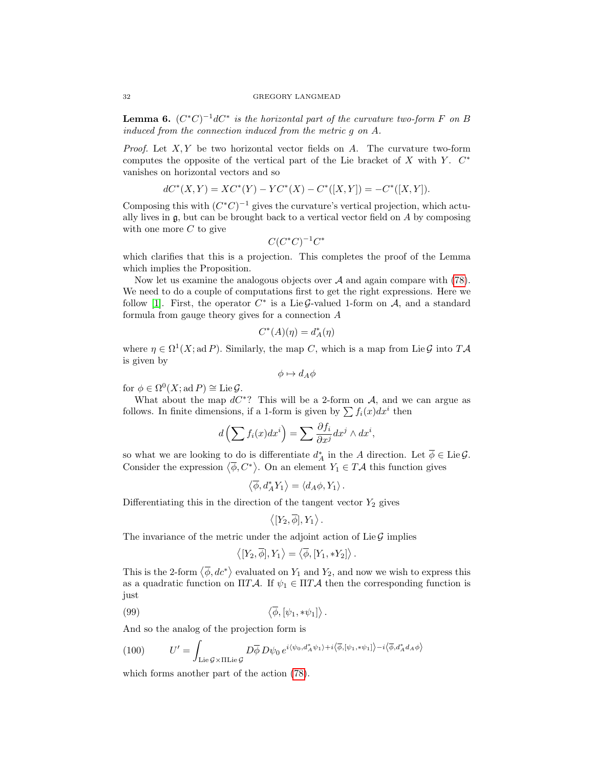**Lemma 6.** *$(C^*C)^{-1}dC^*$ is the horizontal part of the curvature two-form $F$ on $B$ induced from the connection induced from the metric $g$ on $A$.*

*Proof.* Let $X, Y$ be two horizontal vector fields on $A$. The curvature two-form computes the opposite of the vertical part of the Lie bracket of $X$ with $Y$. $C^*$ vanishes on horizontal vectors and so

$$dC^*(X,Y) = XC^*(Y) - YC^*(X) - C^*([X,Y]) = -C^*([X,Y]).$$

Composing this with $(C^*C)^{-1}$ gives the curvature's vertical projection, which actually lives in $\mathfrak{g}$, but can be brought back to a vertical vector field on $A$ by composing with one more $C$ to give

$$C(C^*C)^{-1}C^*$$

which clarifies that this is a projection. This completes the proof of the Lemma which implies the Proposition.

Now let us examine the analogous objects over $\mathcal{A}$ and again compare with (78). We need to do a couple of computations first to get the right expressions. Here we follow [1]. First, the operator $C^*$ is a $\operatorname{Lie}\mathcal{G}$-valued 1-form on $\mathcal{A}$, and a standard formula from gauge theory gives for a connection $A$

$$C^*(A)(\eta) = d_A^*(\eta)$$

where $\eta \in \Omega^1(X; \operatorname{ad} P)$. Similarly, the map $C$, which is a map from $\operatorname{Lie}\mathcal{G}$ into $T\mathcal{A}$ is given by

$$\phi \mapsto d_A\phi$$

for $\phi \in \Omega^0(X; \operatorname{ad} P) \cong \operatorname{Lie}\mathcal{G}$.

What about the map $dC^*$? This will be a 2-form on $\mathcal{A}$, and we can argue as follows. In finite dimensions, if a 1-form is given by $\sum f_i(x)dx^i$ then

$$d\left(\sum f_i(x)dx^i\right) = \sum \frac{\partial f_i}{\partial x^j} dx^j \wedge dx^i,$$

so what we are looking to do is differentiate $d_A^*$ in the $A$ direction. Let $\overline{\phi} \in \operatorname{Lie}\mathcal{G}$. Consider the expression $\langle \overline{\phi}, C^* \rangle$. On an element $Y_1 \in T\mathcal{A}$ this function gives

$$\langle \overline{\phi}, d_A^* Y_1 \rangle = \langle d_A\phi, Y_1 \rangle.$$

Differentiating this in the direction of the tangent vector $Y_2$ gives

$$\langle [Y_2, \overline{\phi}], Y_1 \rangle.$$

The invariance of the metric under the adjoint action of $\operatorname{Lie}\mathcal{G}$ implies

$$\langle [Y_2, \overline{\phi}], Y_1 \rangle = \langle \overline{\phi}, [Y_1, *Y_2] \rangle.$$

This is the 2-form $\langle \overline{\phi}, dc^* \rangle$ evaluated on $Y_1$ and $Y_2$, and now we wish to express this as a quadratic function on $\Pi T\mathcal{A}$. If $\psi_1 \in \Pi T\mathcal{A}$ then the corresponding function is just

$$\langle \overline{\phi}, [\psi_1, *\psi_1] \rangle. \tag{99}$$

And so the analog of the projection form is

$$U' = \int_{\operatorname{Lie}\mathcal{G} \times \Pi \operatorname{Lie}\mathcal{G}} D\overline{\phi}\, D\psi_0\, e^{i\langle \psi_0, d_A^*\psi_1 \rangle + i\langle \overline{\phi}, [\psi_1, *\psi_1] \rangle - i\langle \overline{\phi}, d_A^* d_A \phi \rangle} \tag{100}$$

which forms another part of the action (78).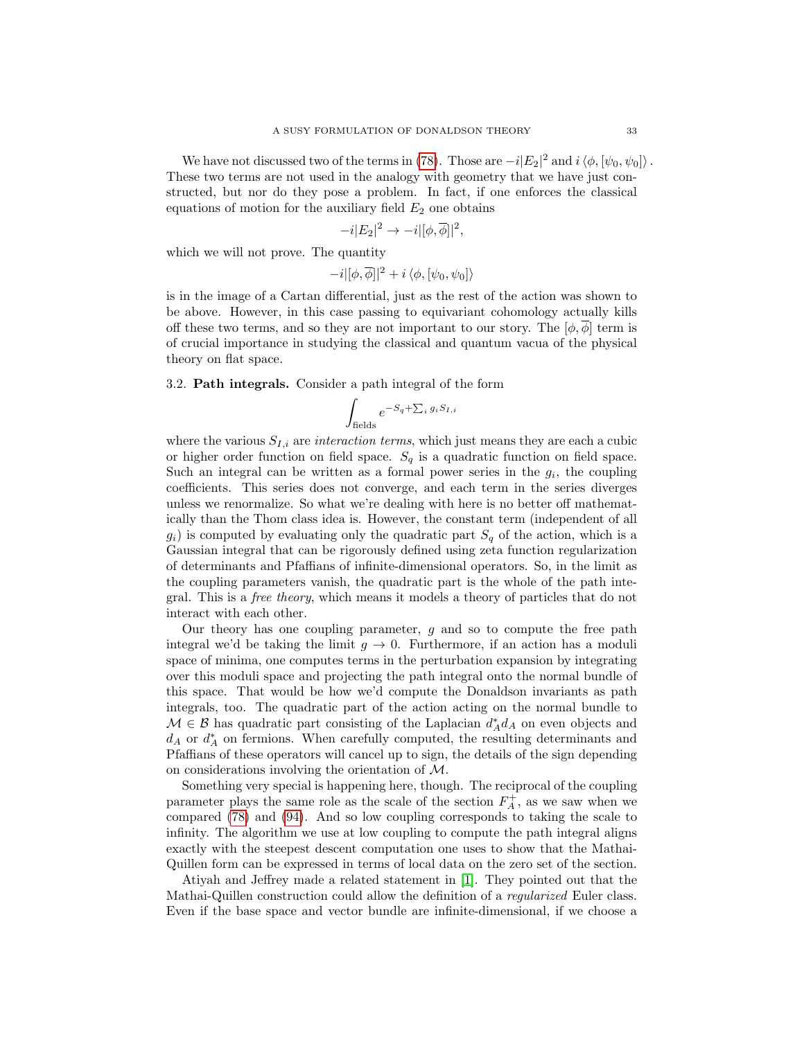We have not discussed two of the terms in (78). Those are $-i|E_2|^2$ and $i\langle \phi, [\psi_0, \psi_0]\rangle$. These two terms are not used in the analogy with geometry that we have just constructed, but nor do they pose a problem. In fact, if one enforces the classical equations of motion for the auxiliary field $E_2$ one obtains

$$-i|E_2|^2 \to -i|[\phi, \overline{\phi}]|^2,$$

which we will not prove. The quantity

$$-i|[\phi, \overline{\phi}]|^2 + i\langle \phi, [\psi_0, \psi_0]\rangle$$

is in the image of a Cartan differential, just as the rest of the action was shown to be above. However, in this case passing to equivariant cohomology actually kills off these two terms, and so they are not important to our story. The $[\phi, \overline{\phi}]$ term is of crucial importance in studying the classical and quantum vacua of the physical theory on flat space.

3.2. **Path integrals.** Consider a path integral of the form

$$\int_{\text{fields}} e^{-S_q + \sum_i g_i S_{I,i}}$$

where the various $S_{I,i}$ are *interaction terms*, which just means they are each a cubic or higher order function on field space. $S_q$ is a quadratic function on field space. Such an integral can be written as a formal power series in the $g_i$, the coupling coefficients. This series does not converge, and each term in the series diverges unless we renormalize. So what we're dealing with here is no better off mathematically than the Thom class idea is. However, the constant term (independent of all $g_i$) is computed by evaluating only the quadratic part $S_q$ of the action, which is a Gaussian integral that can be rigorously defined using zeta function regularization of determinants and Pfaffians of infinite-dimensional operators. So, in the limit as the coupling parameters vanish, the quadratic part is the whole of the path integral. This is a *free theory*, which means it models a theory of particles that do not interact with each other.

Our theory has one coupling parameter, $g$ and so to compute the free path integral we'd be taking the limit $g \to 0$. Furthermore, if an action has a moduli space of minima, one computes terms in the perturbation expansion by integrating over this moduli space and projecting the path integral onto the normal bundle of this space. That would be how we'd compute the Donaldson invariants as path integrals, too. The quadratic part of the action acting on the normal bundle to $\mathcal{M} \in \mathcal{B}$ has quadratic part consisting of the Laplacian $d_A^* d_A$ on even objects and $d_A$ or $d_A^*$ on fermions. When carefully computed, the resulting determinants and Pfaffians of these operators will cancel up to sign, the details of the sign depending on considerations involving the orientation of $\mathcal{M}$.

Something very special is happening here, though. The reciprocal of the coupling parameter plays the same role as the scale of the section $F_A^+$, as we saw when we compared (78) and (94). And so low coupling corresponds to taking the scale to infinity. The algorithm we use at low coupling to compute the path integral aligns exactly with the steepest descent computation one uses to show that the Mathai-Quillen form can be expressed in terms of local data on the zero set of the section.

Atiyah and Jeffrey made a related statement in [1]. They pointed out that the Mathai-Quillen construction could allow the definition of a *regularized* Euler class. Even if the base space and vector bundle are infinite-dimensional, if we choose a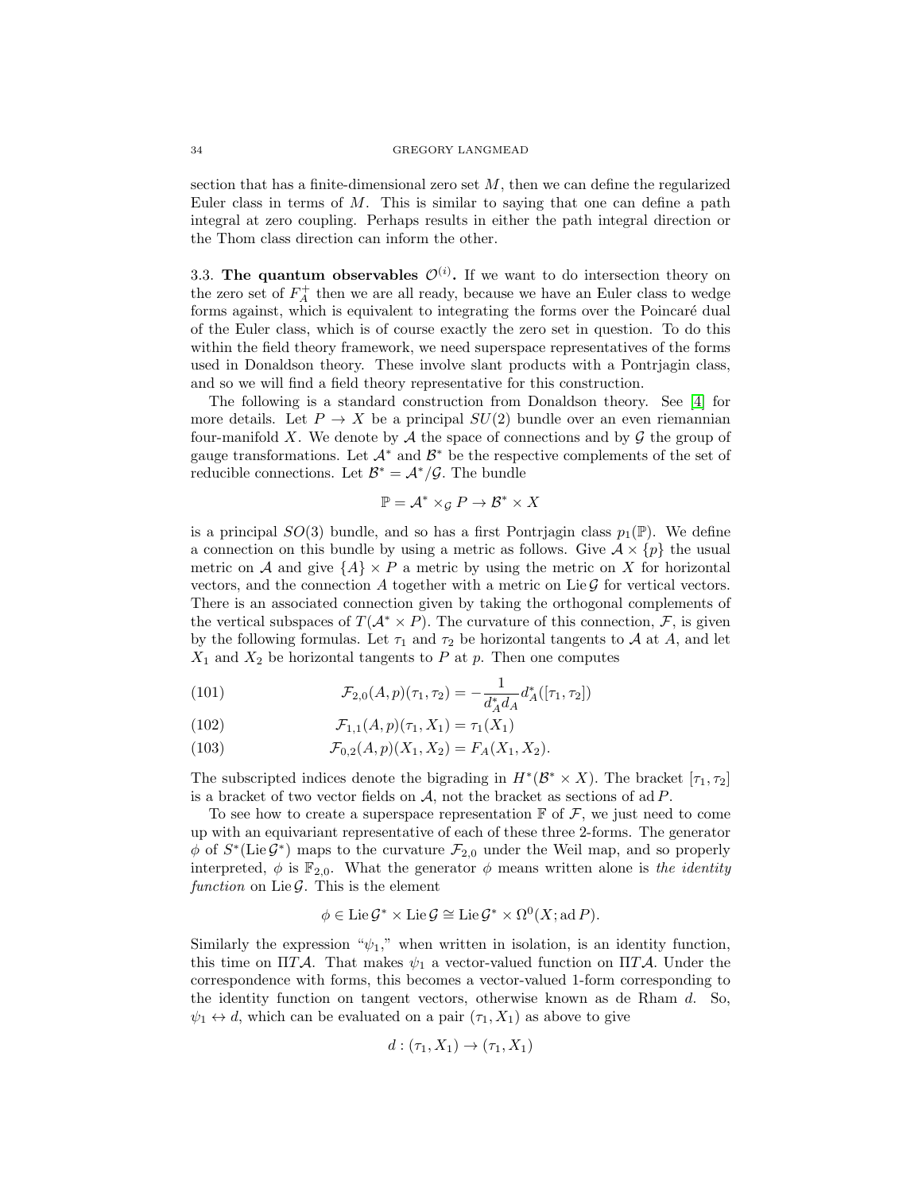section that has a finite-dimensional zero set $M$, then we can define the regularized Euler class in terms of $M$. This is similar to saying that one can define a path integral at zero coupling. Perhaps results in either the path integral direction or the Thom class direction can inform the other.

### 3.3. The quantum observables $\mathcal{O}^{(i)}$.

If we want to do intersection theory on the zero set of $F_A^+$ then we are all ready, because we have an Euler class to wedge forms against, which is equivalent to integrating the forms over the Poincaré dual of the Euler class, which is of course exactly the zero set in question. To do this within the field theory framework, we need superspace representatives of the forms used in Donaldson theory. These involve slant products with a Pontrjagin class, and so we will find a field theory representative for this construction.

The following is a standard construction from Donaldson theory. See [4] for more details. Let $P \to X$ be a principal $SU(2)$ bundle over an even riemannian four-manifold $X$. We denote by $\mathcal{A}$ the space of connections and by $\mathcal{G}$ the group of gauge transformations. Let $\mathcal{A}^*$ and $\mathcal{B}^*$ be the respective complements of the set of reducible connections. Let $\mathcal{B}^* = \mathcal{A}^*/\mathcal{G}$. The bundle

$$\mathbb{P} = \mathcal{A}^* \times_{\mathcal{G}} P \to \mathcal{B}^* \times X$$

is a principal $SO(3)$ bundle, and so has a first Pontrjagin class $p_1(\mathbb{P})$. We define a connection on this bundle by using a metric as follows. Give $\mathcal{A} \times \{p\}$ the usual metric on $\mathcal{A}$ and give $\{A\} \times P$ a metric by using the metric on $X$ for horizontal vectors, and the connection $A$ together with a metric on $\mathrm{Lie}\,\mathcal{G}$ for vertical vectors. There is an associated connection given by taking the orthogonal complements of the vertical subspaces of $T(\mathcal{A}^* \times P)$. The curvature of this connection, $\mathcal{F}$, is given by the following formulas. Let $\tau_1$ and $\tau_2$ be horizontal tangents to $\mathcal{A}$ at $A$, and let $X_1$ and $X_2$ be horizontal tangents to $P$ at $p$. Then one computes

$$\mathcal{F}_{2,0}(A,p)(\tau_1,\tau_2) = -\frac{1}{d_A^* d_A} d_A^*([\tau_1,\tau_2]) \tag{101}$$

$$\mathcal{F}_{1,1}(A,p)(\tau_1,X_1) = \tau_1(X_1) \tag{102}$$

$$\mathcal{F}_{0,2}(A,p)(X_1,X_2) = F_A(X_1,X_2). \tag{103}$$

The subscripted indices denote the bigrading in $H^*(\mathcal{B}^* \times X)$. The bracket $[\tau_1,\tau_2]$ is a bracket of two vector fields on $\mathcal{A}$, not the bracket as sections of $\mathrm{ad}\,P$.

To see how to create a superspace representation $\mathbb{F}$ of $\mathcal{F}$, we just need to come up with an equivariant representative of each of these three 2-forms. The generator $\phi$ of $S^*(\mathrm{Lie}\,\mathcal{G}^*)$ maps to the curvature $\mathcal{F}_{2,0}$ under the Weil map, and so properly interpreted, $\phi$ is $\mathbb{F}_{2,0}$. What the generator $\phi$ means written alone is *the identity function* on $\mathrm{Lie}\,\mathcal{G}$. This is the element

$$\phi \in \mathrm{Lie}\,\mathcal{G}^* \times \mathrm{Lie}\,\mathcal{G} \cong \mathrm{Lie}\,\mathcal{G}^* \times \Omega^0(X; \mathrm{ad}\,P).$$

Similarly the expression "$\psi_1$," when written in isolation, is an identity function, this time on $\Pi T\mathcal{A}$. That makes $\psi_1$ a vector-valued function on $\Pi T\mathcal{A}$. Under the correspondence with forms, this becomes a vector-valued 1-form corresponding to the identity function on tangent vectors, otherwise known as de Rham $d$. So, $\psi_1 \leftrightarrow d$, which can be evaluated on a pair $(\tau_1, X_1)$ as above to give

$$d : (\tau_1, X_1) \to (\tau_1, X_1)$$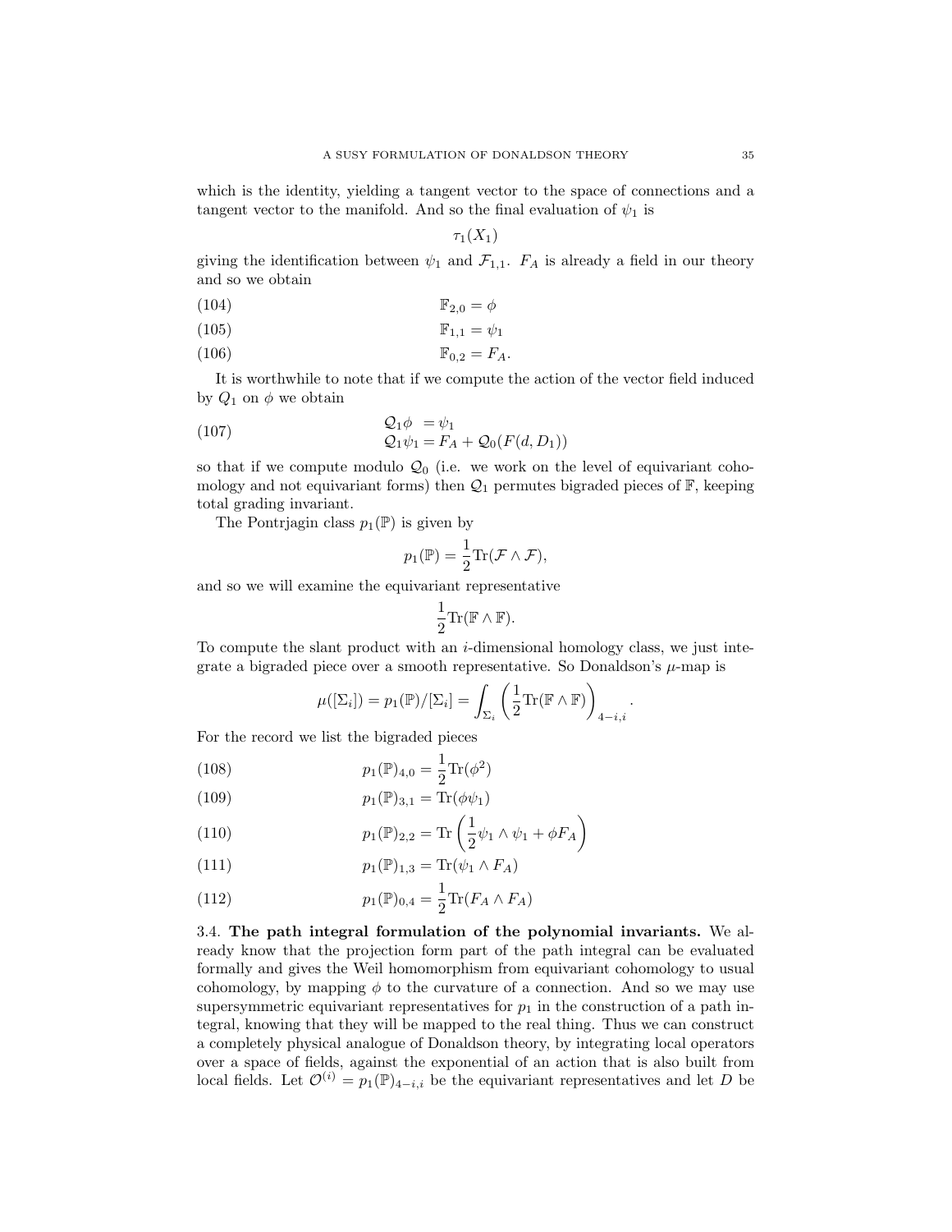which is the identity, yielding a tangent vector to the space of connections and a tangent vector to the manifold. And so the final evaluation of $\psi_1$ is

$$\tau_1(X_1)$$

giving the identification between $\psi_1$ and $\mathcal{F}_{1,1}$. $F_A$ is already a field in our theory and so we obtain

$$\mathbb{F}_{2,0} = \phi \tag{104}$$

$$\mathbb{F}_{1,1} = \psi_1 \tag{105}$$

$$\mathbb{F}_{0,2} = F_A. \tag{106}$$

It is worthwhile to note that if we compute the action of the vector field induced by $Q_1$ on $\phi$ we obtain

$$\begin{aligned} \mathcal{Q}_1\phi &= \psi_1 \\ \mathcal{Q}_1\psi_1 &= F_A + \mathcal{Q}_0(F(d, D_1)) \end{aligned} \tag{107}$$

so that if we compute modulo $\mathcal{Q}_0$ (i.e. we work on the level of equivariant cohomology and not equivariant forms) then $\mathcal{Q}_1$ permutes bigraded pieces of $\mathbb{F}$, keeping total grading invariant.

The Pontrjagin class $p_1(\mathbb{P})$ is given by

$$p_1(\mathbb{P}) = \frac{1}{2}\mathrm{Tr}(\mathcal{F} \wedge \mathcal{F}),$$

and so we will examine the equivariant representative

$$\frac{1}{2}\mathrm{Tr}(\mathbb{F} \wedge \mathbb{F}).$$

To compute the slant product with an $i$-dimensional homology class, we just integrate a bigraded piece over a smooth representative. So Donaldson's $\mu$-map is

$$\mu([\Sigma_i]) = p_1(\mathbb{P})/[\Sigma_i] = \int_{\Sigma_i} \left(\frac{1}{2}\mathrm{Tr}(\mathbb{F} \wedge \mathbb{F})\right)_{4-i,i}.$$

For the record we list the bigraded pieces

$$p_1(\mathbb{P})_{4,0} = \frac{1}{2}\mathrm{Tr}(\phi^2) \tag{108}$$

$$p_1(\mathbb{P})_{3,1} = \mathrm{Tr}(\phi\psi_1) \tag{109}$$

$$p_1(\mathbb{P})_{2,2} = \mathrm{Tr}\left(\frac{1}{2}\psi_1 \wedge \psi_1 + \phi F_A\right) \tag{110}$$

$$p_1(\mathbb{P})_{1,3} = \mathrm{Tr}(\psi_1 \wedge F_A) \tag{111}$$

$$p_1(\mathbb{P})_{0,4} = \frac{1}{2}\mathrm{Tr}(F_A \wedge F_A) \tag{112}$$

### 3.4. The path integral formulation of the polynomial invariants.

We already know that the projection form part of the path integral can be evaluated formally and gives the Weil homomorphism from equivariant cohomology to usual cohomology, by mapping $\phi$ to the curvature of a connection. And so we may use supersymmetric equivariant representatives for $p_1$ in the construction of a path integral, knowing that they will be mapped to the real thing. Thus we can construct a completely physical analogue of Donaldson theory, by integrating local operators over a space of fields, against the exponential of an action that is also built from local fields. Let $\mathcal{O}^{(i)} = p_1(\mathbb{P})_{4-i,i}$ be the equivariant representatives and let $D$ be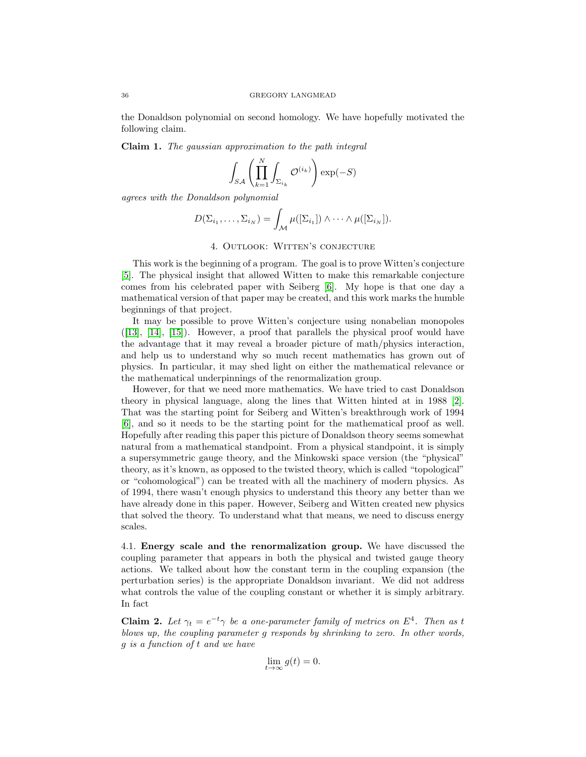the Donaldson polynomial on second homology. We have hopefully motivated the following claim.

**Claim 1.** *The gaussian approximation to the path integral*

$$\int_{S\mathcal{A}} \left( \prod_{k=1}^{N} \int_{\Sigma_{i_k}} \mathcal{O}^{(i_k)} \right) \exp(-S)$$

*agrees with the Donaldson polynomial*

$$D(\Sigma_{i_1}, \dots, \Sigma_{i_N}) = \int_{\mathcal{M}} \mu([\Sigma_{i_1}]) \wedge \cdots \wedge \mu([\Sigma_{i_N}]).$$

## 4. Outlook: Witten's conjecture

This work is the beginning of a program. The goal is to prove Witten's conjecture [5]. The physical insight that allowed Witten to make this remarkable conjecture comes from his celebrated paper with Seiberg [6]. My hope is that one day a mathematical version of that paper may be created, and this work marks the humble beginnings of that project.

It may be possible to prove Witten's conjecture using nonabelian monopoles ([13], [14], [15]). However, a proof that parallels the physical proof would have the advantage that it may reveal a broader picture of math/physics interaction, and help us to understand why so much recent mathematics has grown out of physics. In particular, it may shed light on either the mathematical relevance or the mathematical underpinnings of the renormalization group.

However, for that we need more mathematics. We have tried to cast Donaldson theory in physical language, along the lines that Witten hinted at in 1988 [2]. That was the starting point for Seiberg and Witten's breakthrough work of 1994 [6], and so it needs to be the starting point for the mathematical proof as well. Hopefully after reading this paper this picture of Donaldson theory seems somewhat natural from a mathematical standpoint. From a physical standpoint, it is simply a supersymmetric gauge theory, and the Minkowski space version (the "physical" theory, as it's known, as opposed to the twisted theory, which is called "topological" or "cohomological") can be treated with all the machinery of modern physics. As of 1994, there wasn't enough physics to understand this theory any better than we have already done in this paper. However, Seiberg and Witten created new physics that solved the theory. To understand what that means, we need to discuss energy scales.

### 4.1. Energy scale and the renormalization group.

We have discussed the coupling parameter that appears in both the physical and twisted gauge theory actions. We talked about how the constant term in the coupling expansion (the perturbation series) is the appropriate Donaldson invariant. We did not address what controls the value of the coupling constant or whether it is simply arbitrary. In fact

**Claim 2.** *Let $\gamma_t = e^{-t}\gamma$ be a one-parameter family of metrics on $E^4$. Then as $t$ blows up, the coupling parameter $g$ responds by shrinking to zero. In other words, $g$ is a function of $t$ and we have*

$$\lim_{t \to \infty} g(t) = 0.$$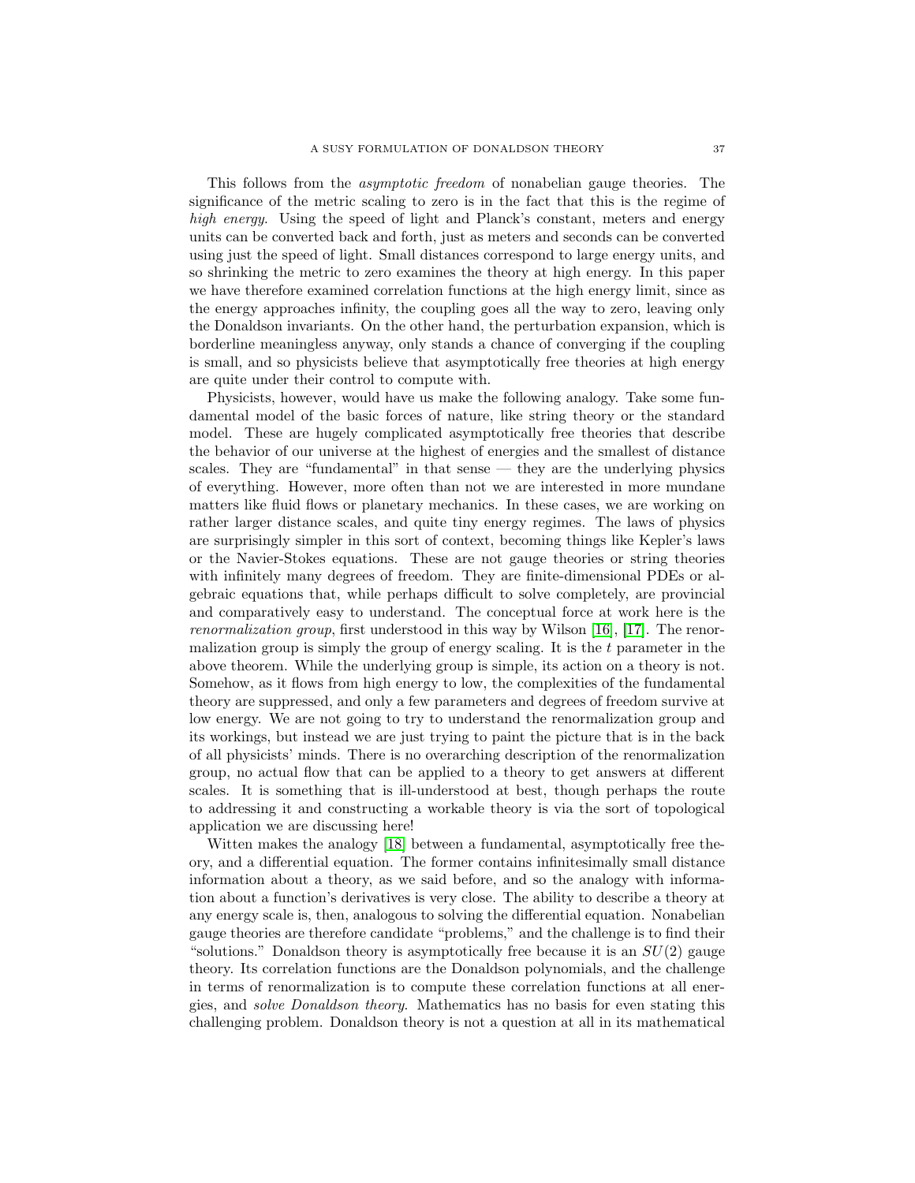This follows from the *asymptotic freedom* of nonabelian gauge theories. The significance of the metric scaling to zero is in the fact that this is the regime of *high energy*. Using the speed of light and Planck's constant, meters and energy units can be converted back and forth, just as meters and seconds can be converted using just the speed of light. Small distances correspond to large energy units, and so shrinking the metric to zero examines the theory at high energy. In this paper we have therefore examined correlation functions at the high energy limit, since as the energy approaches infinity, the coupling goes all the way to zero, leaving only the Donaldson invariants. On the other hand, the perturbation expansion, which is borderline meaningless anyway, only stands a chance of converging if the coupling is small, and so physicists believe that asymptotically free theories at high energy are quite under their control to compute with.

Physicists, however, would have us make the following analogy. Take some fundamental model of the basic forces of nature, like string theory or the standard model. These are hugely complicated asymptotically free theories that describe the behavior of our universe at the highest of energies and the smallest of distance scales. They are "fundamental" in that sense — they are the underlying physics of everything. However, more often than not we are interested in more mundane matters like fluid flows or planetary mechanics. In these cases, we are working on rather larger distance scales, and quite tiny energy regimes. The laws of physics are surprisingly simpler in this sort of context, becoming things like Kepler's laws or the Navier-Stokes equations. These are not gauge theories or string theories with infinitely many degrees of freedom. They are finite-dimensional PDEs or algebraic equations that, while perhaps difficult to solve completely, are provincial and comparatively easy to understand. The conceptual force at work here is the *renormalization group*, first understood in this way by Wilson [16], [17]. The renormalization group is simply the group of energy scaling. It is the $t$ parameter in the above theorem. While the underlying group is simple, its action on a theory is not. Somehow, as it flows from high energy to low, the complexities of the fundamental theory are suppressed, and only a few parameters and degrees of freedom survive at low energy. We are not going to try to understand the renormalization group and its workings, but instead we are just trying to paint the picture that is in the back of all physicists' minds. There is no overarching description of the renormalization group, no actual flow that can be applied to a theory to get answers at different scales. It is something that is ill-understood at best, though perhaps the route to addressing it and constructing a workable theory is via the sort of topological application we are discussing here!

Witten makes the analogy [18] between a fundamental, asymptotically free theory, and a differential equation. The former contains infinitesimally small distance information about a theory, as we said before, and so the analogy with information about a function's derivatives is very close. The ability to describe a theory at any energy scale is, then, analogous to solving the differential equation. Nonabelian gauge theories are therefore candidate "problems," and the challenge is to find their "solutions." Donaldson theory is asymptotically free because it is an $SU(2)$ gauge theory. Its correlation functions are the Donaldson polynomials, and the challenge in terms of renormalization is to compute these correlation functions at all energies, and *solve Donaldson theory*. Mathematics has no basis for even stating this challenging problem. Donaldson theory is not a question at all in its mathematical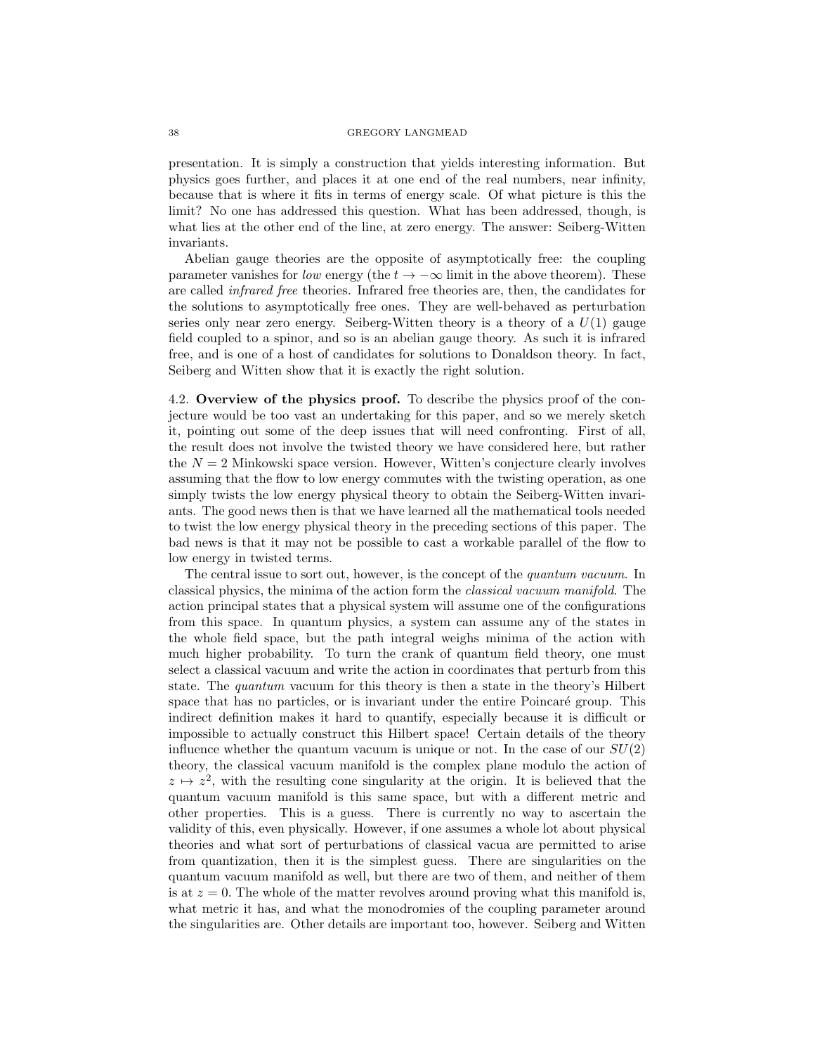presentation. It is simply a construction that yields interesting information. But physics goes further, and places it at one end of the real numbers, near infinity, because that is where it fits in terms of energy scale. Of what picture is this the limit? No one has addressed this question. What has been addressed, though, is what lies at the other end of the line, at zero energy. The answer: Seiberg-Witten invariants.

Abelian gauge theories are the opposite of asymptotically free: the coupling parameter vanishes for *low* energy (the $t \to -\infty$ limit in the above theorem). These are called *infrared free* theories. Infrared free theories are, then, the candidates for the solutions to asymptotically free ones. They are well-behaved as perturbation series only near zero energy. Seiberg-Witten theory is a theory of a $U(1)$ gauge field coupled to a spinor, and so is an abelian gauge theory. As such it is infrared free, and is one of a host of candidates for solutions to Donaldson theory. In fact, Seiberg and Witten show that it is exactly the right solution.

4.2. **Overview of the physics proof.** To describe the physics proof of the conjecture would be too vast an undertaking for this paper, and so we merely sketch it, pointing out some of the deep issues that will need confronting. First of all, the result does not involve the twisted theory we have considered here, but rather the $N = 2$ Minkowski space version. However, Witten's conjecture clearly involves assuming that the flow to low energy commutes with the twisting operation, as one simply twists the low energy physical theory to obtain the Seiberg-Witten invariants. The good news then is that we have learned all the mathematical tools needed to twist the low energy physical theory in the preceding sections of this paper. The bad news is that it may not be possible to cast a workable parallel of the flow to low energy in twisted terms.

The central issue to sort out, however, is the concept of the *quantum vacuum*. In classical physics, the minima of the action form the *classical vacuum manifold*. The action principal states that a physical system will assume one of the configurations from this space. In quantum physics, a system can assume any of the states in the whole field space, but the path integral weighs minima of the action with much higher probability. To turn the crank of quantum field theory, one must select a classical vacuum and write the action in coordinates that perturb from this state. The *quantum* vacuum for this theory is then a state in the theory's Hilbert space that has no particles, or is invariant under the entire Poincaré group. This indirect definition makes it hard to quantify, especially because it is difficult or impossible to actually construct this Hilbert space! Certain details of the theory influence whether the quantum vacuum is unique or not. In the case of our $SU(2)$ theory, the classical vacuum manifold is the complex plane modulo the action of $z \mapsto z^2$, with the resulting cone singularity at the origin. It is believed that the quantum vacuum manifold is this same space, but with a different metric and other properties. This is a guess. There is currently no way to ascertain the validity of this, even physically. However, if one assumes a whole lot about physical theories and what sort of perturbations of classical vacua are permitted to arise from quantization, then it is the simplest guess. There are singularities on the quantum vacuum manifold as well, but there are two of them, and neither of them is at $z = 0$. The whole of the matter revolves around proving what this manifold is, what metric it has, and what the monodromies of the coupling parameter around the singularities are. Other details are important too, however. Seiberg and Witten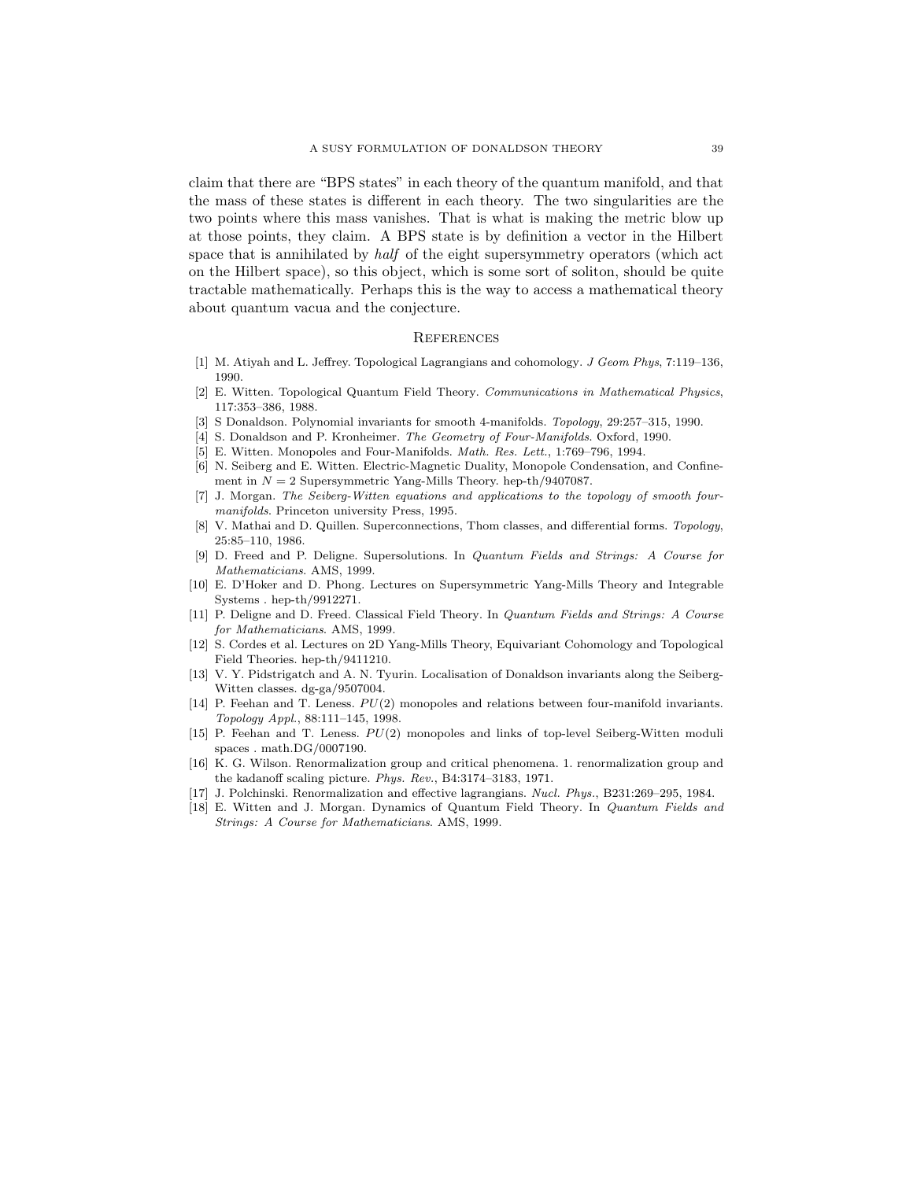claim that there are "BPS states" in each theory of the quantum manifold, and that the mass of these states is different in each theory. The two singularities are the two points where this mass vanishes. That is what is making the metric blow up at those points, they claim. A BPS state is by definition a vector in the Hilbert space that is annihilated by *half* of the eight supersymmetry operators (which act on the Hilbert space), so this object, which is some sort of soliton, should be quite tractable mathematically. Perhaps this is the way to access a mathematical theory about quantum vacua and the conjecture.

## References

[1] M. Atiyah and L. Jeffrey. Topological Lagrangians and cohomology. *J Geom Phys*, 7:119–136, 1990.

[2] E. Witten. Topological Quantum Field Theory. *Communications in Mathematical Physics*, 117:353–386, 1988.

[3] S Donaldson. Polynomial invariants for smooth 4-manifolds. *Topology*, 29:257–315, 1990.

[4] S. Donaldson and P. Kronheimer. *The Geometry of Four-Manifolds*. Oxford, 1990.

[5] E. Witten. Monopoles and Four-Manifolds. *Math. Res. Lett.*, 1:769–796, 1994.

[6] N. Seiberg and E. Witten. Electric-Magnetic Duality, Monopole Condensation, and Confinement in $N = 2$ Supersymmetric Yang-Mills Theory. hep-th/9407087.

[7] J. Morgan. *The Seiberg-Witten equations and applications to the topology of smooth four-manifolds*. Princeton university Press, 1995.

[8] V. Mathai and D. Quillen. Superconnections, Thom classes, and differential forms. *Topology*, 25:85–110, 1986.

[9] D. Freed and P. Deligne. Supersolutions. In *Quantum Fields and Strings: A Course for Mathematicians*. AMS, 1999.

[10] E. D'Hoker and D. Phong. Lectures on Supersymmetric Yang-Mills Theory and Integrable Systems . hep-th/9912271.

[11] P. Deligne and D. Freed. Classical Field Theory. In *Quantum Fields and Strings: A Course for Mathematicians*. AMS, 1999.

[12] S. Cordes et al. Lectures on 2D Yang-Mills Theory, Equivariant Cohomology and Topological Field Theories. hep-th/9411210.

[13] V. Y. Pidstrigatch and A. N. Tyurin. Localisation of Donaldson invariants along the Seiberg-Witten classes. dg-ga/9507004.

[14] P. Feehan and T. Leness. $PU(2)$ monopoles and relations between four-manifold invariants. *Topology Appl.*, 88:111–145, 1998.

[15] P. Feehan and T. Leness. $PU(2)$ monopoles and links of top-level Seiberg-Witten moduli spaces . math.DG/0007190.

[16] K. G. Wilson. Renormalization group and critical phenomena. 1. renormalization group and the kadanoff scaling picture. *Phys. Rev.*, B4:3174–3183, 1971.

[17] J. Polchinski. Renormalization and effective lagrangians. *Nucl. Phys.*, B231:269–295, 1984.

[18] E. Witten and J. Morgan. Dynamics of Quantum Field Theory. In *Quantum Fields and Strings: A Course for Mathematicians*. AMS, 1999.